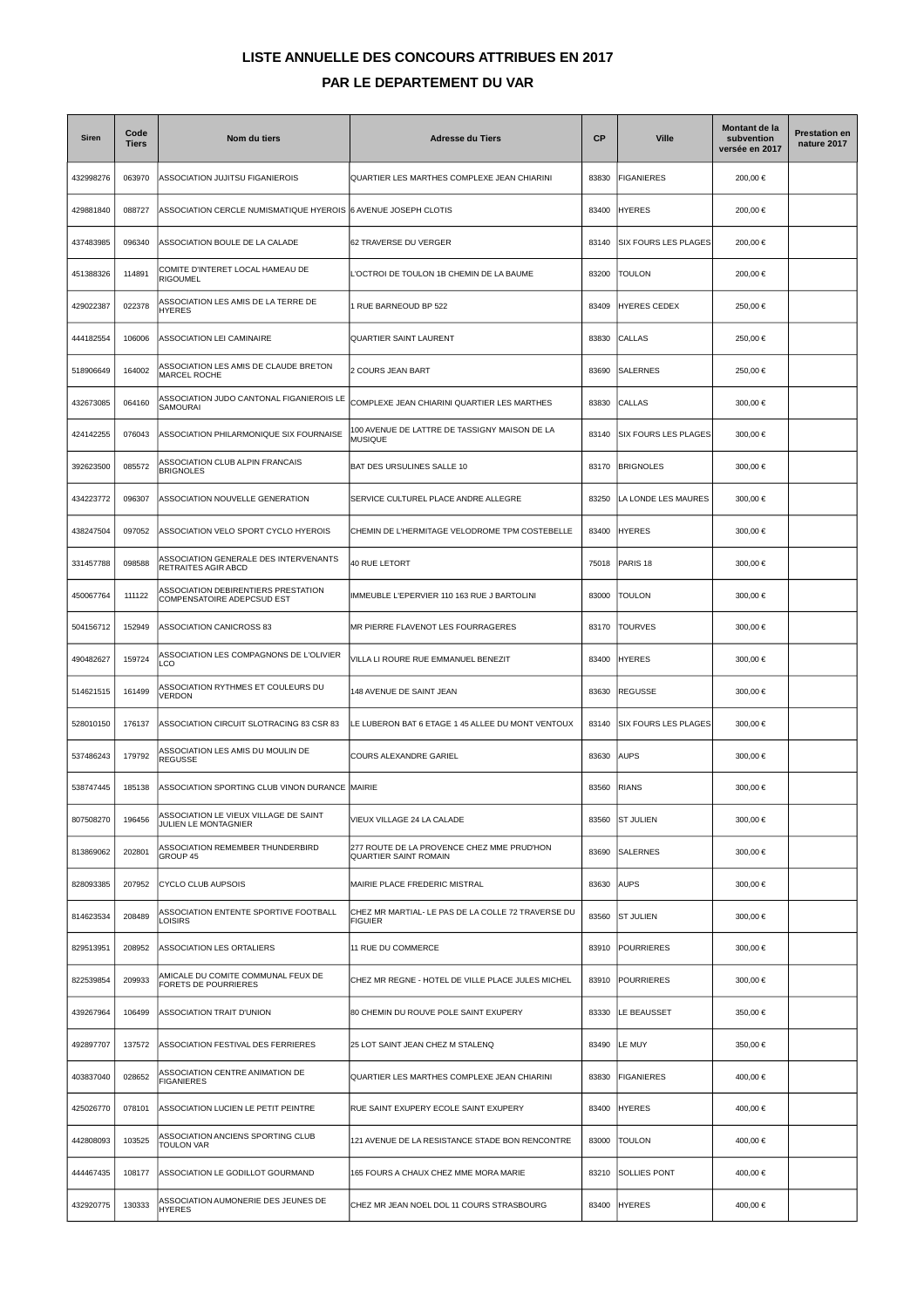# LISTE ANNUELLE DES CONCOURS ATTRIBUES EN 2017

# PAR LE DEPARTEMENT DU VAR

| Siren | Code Tiers | Nom du tiers | Adresse du Tiers | CP | Ville | Montant de la subvention versée en 2017 | Prestation en nature 2017 |
|---|---|---|---|---|---|---|---|
| 432998276 | 063970 | ASSOCIATION JUJITSU FIGANIEROIS | QUARTIER LES MARTHES COMPLEXE JEAN CHIARINI | 83830 | FIGANIERES | 200,00 € | |
| 429881840 | 088727 | ASSOCIATION CERCLE NUMISMATIQUE HYEROIS | 6 AVENUE JOSEPH CLOTIS | 83400 | HYERES | 200,00 € | |
| 437483985 | 096340 | ASSOCIATION BOULE DE LA CALADE | 62 TRAVERSE DU VERGER | 83140 | SIX FOURS LES PLAGES | 200,00 € | |
| 451388326 | 114891 | COMITE D'INTERET LOCAL HAMEAU DE RIGOUMEL | L'OCTROI DE TOULON 1B CHEMIN DE LA BAUME | 83200 | TOULON | 200,00 € | |
| 429022387 | 022378 | ASSOCIATION LES AMIS DE LA TERRE DE HYERES | 1 RUE BARNEOUD BP 522 | 83409 | HYERES CEDEX | 250,00 € | |
| 444182554 | 106006 | ASSOCIATION LEI CAMINAIRE | QUARTIER SAINT LAURENT | 83830 | CALLAS | 250,00 € | |
| 518906649 | 164002 | ASSOCIATION LES AMIS DE CLAUDE BRETON MARCEL ROCHE | 2 COURS JEAN BART | 83690 | SALERNES | 250,00 € | |
| 432673085 | 064160 | ASSOCIATION JUDO CANTONAL FIGANIEROIS LE SAMOURAI | COMPLEXE JEAN CHIARINI QUARTIER LES MARTHES | 83830 | CALLAS | 300,00 € | |
| 424142255 | 076043 | ASSOCIATION PHILARMONIQUE SIX FOURNAISE | 100 AVENUE DE LATTRE DE TASSIGNY MAISON DE LA MUSIQUE | 83140 | SIX FOURS LES PLAGES | 300,00 € | |
| 392623500 | 085572 | ASSOCIATION CLUB ALPIN FRANCAIS BRIGNOLES | BAT DES URSULINES SALLE 10 | 83170 | BRIGNOLES | 300,00 € | |
| 434223772 | 096307 | ASSOCIATION NOUVELLE GENERATION | SERVICE CULTUREL PLACE ANDRE ALLEGRE | 83250 | LA LONDE LES MAURES | 300,00 € | |
| 438247504 | 097052 | ASSOCIATION VELO SPORT CYCLO HYEROIS | CHEMIN DE L'HERMITAGE VELODROME TPM COSTEBELLE | 83400 | HYERES | 300,00 € | |
| 331457788 | 098588 | ASSOCIATION GENERALE DES INTERVENANTS RETRAITES AGIR ABCD | 40 RUE LETORT | 75018 | PARIS 18 | 300,00 € | |
| 450067764 | 111122 | ASSOCIATION DEBIRENTIERS PRESTATION COMPENSATOIRE ADEPCSUD EST | IMMEUBLE L'EPERVIER 110 163 RUE J BARTOLINI | 83000 | TOULON | 300,00 € | |
| 504156712 | 152949 | ASSOCIATION CANICROSS 83 | MR PIERRE FLAVENOT LES FOURRAGERES | 83170 | TOURVES | 300,00 € | |
| 490482627 | 159724 | ASSOCIATION LES COMPAGNONS DE L'OLIVIER LCO | VILLA LI ROURE RUE EMMANUEL BENEZIT | 83400 | HYERES | 300,00 € | |
| 514621515 | 161499 | ASSOCIATION RYTHMES ET COULEURS DU VERDON | 148 AVENUE DE SAINT JEAN | 83630 | REGUSSE | 300,00 € | |
| 528010150 | 176137 | ASSOCIATION CIRCUIT SLOTRACING 83 CSR 83 | LE LUBERON BAT 6 ETAGE 1 45 ALLEE DU MONT VENTOUX | 83140 | SIX FOURS LES PLAGES | 300,00 € | |
| 537486243 | 179792 | ASSOCIATION LES AMIS DU MOULIN DE REGUSSE | COURS ALEXANDRE GARIEL | 83630 | AUPS | 300,00 € | |
| 538747445 | 185138 | ASSOCIATION SPORTING CLUB VINON DURANCE | MAIRIE | 83560 | RIANS | 300,00 € | |
| 807508270 | 196456 | ASSOCIATION LE VIEUX VILLAGE DE SAINT JULIEN LE MONTAGNIER | VIEUX VILLAGE 24 LA CALADE | 83560 | ST JULIEN | 300,00 € | |
| 813869062 | 202801 | ASSOCIATION REMEMBER THUNDERBIRD GROUP 45 | 277 ROUTE DE LA PROVENCE CHEZ MME PRUD'HON QUARTIER SAINT ROMAIN | 83690 | SALERNES | 300,00 € | |
| 828093385 | 207952 | CYCLO CLUB AUPSOIS | MAIRIE PLACE FREDERIC MISTRAL | 83630 | AUPS | 300,00 € | |
| 814623534 | 208489 | ASSOCIATION ENTENTE SPORTIVE FOOTBALL LOISIRS | CHEZ MR MARTIAL- LE PAS DE LA COLLE 72 TRAVERSE DU FIGUIER | 83560 | ST JULIEN | 300,00 € | |
| 829513951 | 208952 | ASSOCIATION LES ORTALIERS | 11 RUE DU COMMERCE | 83910 | POURRIERES | 300,00 € | |
| 822539854 | 209933 | AMICALE DU COMITE COMMUNAL FEUX DE FORETS DE POURRIERES | CHEZ MR REGNE - HOTEL DE VILLE PLACE JULES MICHEL | 83910 | POURRIERES | 300,00 € | |
| 439267964 | 106499 | ASSOCIATION TRAIT D'UNION | 80 CHEMIN DU ROUVE POLE SAINT EXUPERY | 83330 | LE BEAUSSET | 350,00 € | |
| 492897707 | 137572 | ASSOCIATION FESTIVAL DES FERRIERES | 25 LOT SAINT JEAN CHEZ M STALENQ | 83490 | LE MUY | 350,00 € | |
| 403837040 | 028652 | ASSOCIATION CENTRE ANIMATION DE FIGANIERES | QUARTIER LES MARTHES COMPLEXE JEAN CHIARINI | 83830 | FIGANIERES | 400,00 € | |
| 425026770 | 078101 | ASSOCIATION LUCIEN LE PETIT PEINTRE | RUE SAINT EXUPERY ECOLE SAINT EXUPERY | 83400 | HYERES | 400,00 € | |
| 442808093 | 103525 | ASSOCIATION ANCIENS SPORTING CLUB TOULON VAR | 121 AVENUE DE LA RESISTANCE STADE BON RENCONTRE | 83000 | TOULON | 400,00 € | |
| 444467435 | 108177 | ASSOCIATION LE GODILLOT GOURMAND | 165 FOURS A CHAUX CHEZ MME MORA MARIE | 83210 | SOLLIES PONT | 400,00 € | |
| 432920775 | 130333 | ASSOCIATION AUMONERIE DES JEUNES DE HYERES | CHEZ MR JEAN NOEL DOL 11 COURS STRASBOURG | 83400 | HYERES | 400,00 € | |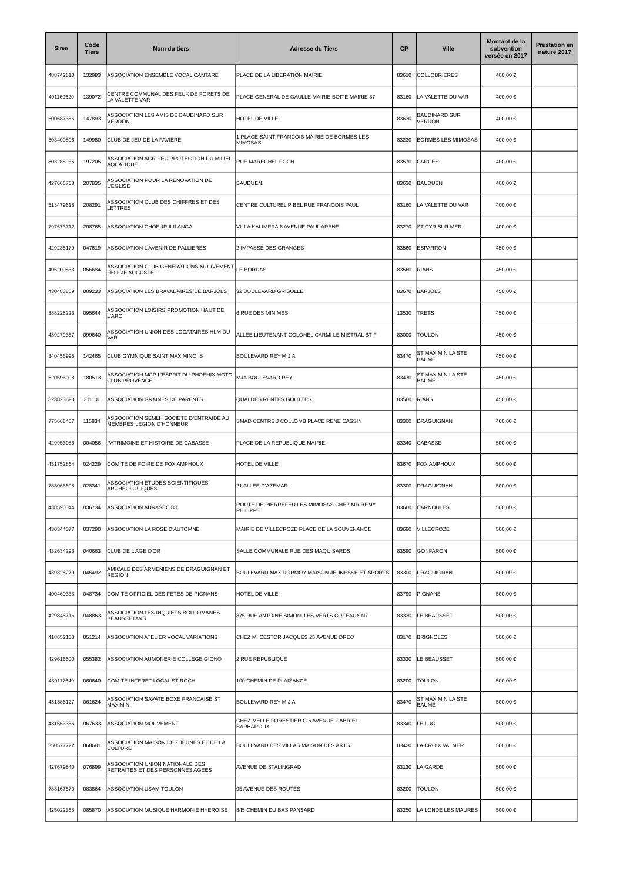| Siren | Code Tiers | Nom du tiers | Adresse du Tiers | CP | Ville | Montant de la subvention versée en 2017 | Prestation en nature 2017 |
|---|---|---|---|---|---|---|---|
| 488742610 | 132983 | ASSOCIATION ENSEMBLE VOCAL CANTARE | PLACE DE LA LIBERATION MAIRIE | 83610 | COLLOBRIERES | 400,00 € | |
| 491169629 | 139072 | CENTRE COMMUNAL DES FEUX DE FORETS DE LA VALETTE VAR | PLACE GENERAL DE GAULLE MAIRIE BOITE MAIRIE 37 | 83160 | LA VALETTE DU VAR | 400,00 € | |
| 500687355 | 147893 | ASSOCIATION LES AMIS DE BAUDINARD SUR VERDON | HOTEL DE VILLE | 83630 | BAUDINARD SUR VERDON | 400,00 € | |
| 503400806 | 149980 | CLUB DE JEU DE LA FAVIERE | 1 PLACE SAINT FRANCOIS MAIRIE DE BORMES LES MIMOSAS | 83230 | BORMES LES MIMOSAS | 400,00 € | |
| 803288935 | 197205 | ASSOCIATION AGR PEC PROTECTION DU MILIEU AQUATIQUE | RUE MARECHEL FOCH | 83570 | CARCES | 400,00 € | |
| 427666763 | 207835 | ASSOCIATION POUR LA RENOVATION DE L'EGLISE | BAUDUEN | 83630 | BAUDUEN | 400,00 € | |
| 513479618 | 208291 | ASSOCIATION CLUB DES CHIFFRES ET DES LETTRES | CENTRE CULTUREL P BEL RUE FRANCOIS PAUL | 83160 | LA VALETTE DU VAR | 400,00 € | |
| 797673712 | 208765 | ASSOCIATION CHOEUR ILILANGA | VILLA KALIMERA 6 AVENUE PAUL ARENE | 83270 | ST CYR SUR MER | 400,00 € | |
| 429235179 | 047619 | ASSOCIATION L'AVENIR DE PALLIERES | 2 IMPASSE DES GRANGES | 83560 | ESPARRON | 450,00 € | |
| 405200833 | 056684 | ASSOCIATION CLUB GENERATIONS MOUVEMENT FELICIE AUGUSTE | LE BORDAS | 83560 | RIANS | 450,00 € | |
| 430483859 | 089233 | ASSOCIATION LES BRAVADAIRES DE BARJOLS | 32 BOULEVARD GRISOLLE | 83670 | BARJOLS | 450,00 € | |
| 388228223 | 095644 | ASSOCIATION LOISIRS PROMOTION HAUT DE L'ARC | 6 RUE DES MINIMES | 13530 | TRETS | 450,00 € | |
| 439279357 | 099640 | ASSOCIATION UNION DES LOCATAIRES HLM DU VAR | ALLEE LIEUTENANT COLONEL CARMI LE MISTRAL BT F | 83000 | TOULON | 450,00 € | |
| 340456995 | 142465 | CLUB GYMNIQUE SAINT MAXIMINOI S | BOULEVARD REY M J A | 83470 | ST MAXIMIN LA STE BAUME | 450,00 € | |
| 520596008 | 180513 | ASSOCIATION MCP L'ESPRIT DU PHOENIX MOTO CLUB PROVENCE | MJA BOULEVARD REY | 83470 | ST MAXIMIN LA STE BAUME | 450,00 € | |
| 823823620 | 211101 | ASSOCIATION GRAINES DE PARENTS | QUAI DES RENTES GOUTTES | 83560 | RIANS | 450,00 € | |
| 775666407 | 115834 | ASSOCIATION SEMLH SOCIETE D'ENTRAIDE AU MEMBRES LEGION D'HONNEUR | SMAD CENTRE J COLLOMB PLACE RENE CASSIN | 83300 | DRAGUIGNAN | 460,00 € | |
| 429953086 | 004056 | PATRIMOINE ET HISTOIRE DE CABASSE | PLACE DE LA REPUBLIQUE MAIRIE | 83340 | CABASSE | 500,00 € | |
| 431752864 | 024229 | COMITE DE FOIRE DE FOX AMPHOUX | HOTEL DE VILLE | 83670 | FOX AMPHOUX | 500,00 € | |
| 783066608 | 028341 | ASSOCIATION ETUDES SCIENTIFIQUES ARCHEOLOGIQUES | 21 ALLEE D'AZEMAR | 83300 | DRAGUIGNAN | 500,00 € | |
| 438590044 | 036734 | ASSOCIATION ADRASEC 83 | ROUTE DE PIERREFEU LES MIMOSAS CHEZ MR REMY PHILIPPE | 83660 | CARNOULES | 500,00 € | |
| 430344077 | 037290 | ASSOCIATION LA ROSE D'AUTOMNE | MAIRIE DE VILLECROZE PLACE DE LA SOUVENANCE | 83690 | VILLECROZE | 500,00 € | |
| 432634293 | 040663 | CLUB DE L'AGE D'OR | SALLE COMMUNALE RUE DES MAQUISARDS | 83590 | GONFARON | 500,00 € | |
| 439328279 | 045492 | AMICALE DES ARMENIENS DE DRAGUIGNAN ET REGION | BOULEVARD MAX DORMOY MAISON JEUNESSE ET SPORTS | 83300 | DRAGUIGNAN | 500,00 € | |
| 400460333 | 048734 | COMITE OFFICIEL DES FETES DE PIGNANS | HOTEL DE VILLE | 83790 | PIGNANS | 500,00 € | |
| 429848716 | 048863 | ASSOCIATION LES INQUIETS BOULOMANES BEAUSSETANS | 375 RUE ANTOINE SIMONI LES VERTS COTEAUX N7 | 83330 | LE BEAUSSET | 500,00 € | |
| 418652103 | 051214 | ASSOCIATION ATELIER VOCAL VARIATIONS | CHEZ M. CESTOR JACQUES 25 AVENUE DREO | 83170 | BRIGNOLES | 500,00 € | |
| 429616600 | 055382 | ASSOCIATION AUMONERIE COLLEGE GIONO | 2 RUE REPUBLIQUE | 83330 | LE BEAUSSET | 500,00 € | |
| 439117649 | 060640 | COMITE INTERET LOCAL ST ROCH | 100 CHEMIN DE PLAISANCE | 83200 | TOULON | 500,00 € | |
| 431386127 | 061624 | ASSOCIATION SAVATE BOXE FRANCAISE ST MAXIMIN | BOULEVARD REY M J A | 83470 | ST MAXIMIN LA STE BAUME | 500,00 € | |
| 431653385 | 067633 | ASSOCIATION MOUVEMENT | CHEZ MELLE FORESTIER C 6 AVENUE GABRIEL BARBAROUX | 83340 | LE LUC | 500,00 € | |
| 350577722 | 068681 | ASSOCIATION MAISON DES JEUNES ET DE LA CULTURE | BOULEVARD DES VILLAS MAISON DES ARTS | 83420 | LA CROIX VALMER | 500,00 € | |
| 427679840 | 076899 | ASSOCIATION UNION NATIONALE DES RETRAITES ET DES PERSONNES AGEES | AVENUE DE STALINGRAD | 83130 | LA GARDE | 500,00 € | |
| 783167570 | 083864 | ASSOCIATION USAM TOULON | 95 AVENUE DES ROUTES | 83200 | TOULON | 500,00 € | |
| 425022365 | 085870 | ASSOCIATION MUSIQUE HARMONIE HYEROISE | 845 CHEMIN DU BAS PANSARD | 83250 | LA LONDE LES MAURES | 500,00 € | |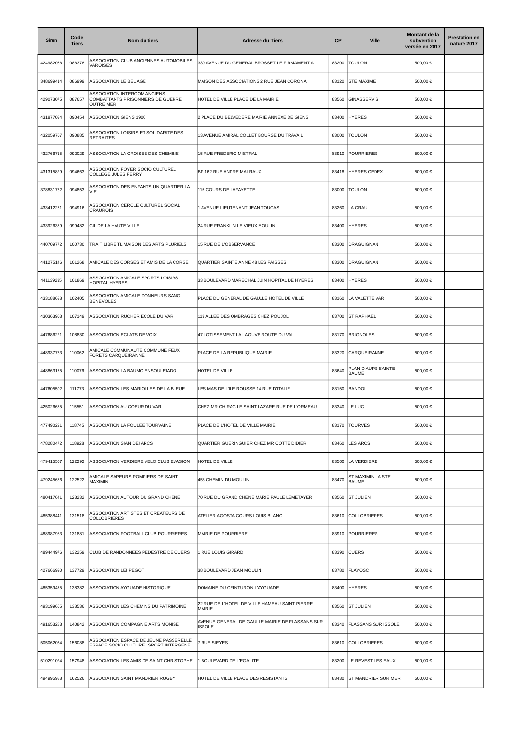| Siren | Code Tiers | Nom du tiers | Adresse du Tiers | CP | Ville | Montant de la subvention versée en 2017 | Prestation en nature 2017 |
|---|---|---|---|---|---|---|---|
| 424982056 | 086378 | ASSOCIATION CLUB ANCIENNES AUTOMOBILES VAROISES | 330 AVENUE DU GENERAL BROSSET LE FIRMAMENT A | 83200 | TOULON | 500,00 € | |
| 348699414 | 086999 | ASSOCIATION LE BEL AGE | MAISON DES ASSOCIATIONS 2 RUE JEAN CORONA | 83120 | STE MAXIME | 500,00 € | |
| 429073075 | 087657 | ASSOCIATION INTERCOM ANCIENS COMBATTANTS PRISONNIERS DE GUERRE OUTRE MER | HOTEL DE VILLE PLACE DE LA MAIRIE | 83560 | GINASSERVIS | 500,00 € | |
| 431877034 | 090454 | ASSOCIATION GIENS 1900 | 2 PLACE DU BELVEDERE MAIRIE ANNEXE DE GIENS | 83400 | HYERES | 500,00 € | |
| 432059707 | 090885 | ASSOCIATION LOISIRS ET SOLIDARITE DES RETRAITES | 13 AVENUE AMIRAL COLLET BOURSE DU TRAVAIL | 83000 | TOULON | 500,00 € | |
| 432766715 | 092029 | ASSOCIATION LA CROISEE DES CHEMINS | 15 RUE FREDERIC MISTRAL | 83910 | POURRIERES | 500,00 € | |
| 431315829 | 094663 | ASSOCIATION FOYER SOCIO CULTUREL COLLEGE JULES FERRY | BP 162 RUE ANDRE MALRAUX | 83418 | HYERES CEDEX | 500,00 € | |
| 378831762 | 094853 | ASSOCIATION DES ENFANTS UN QUARTIER LA VIE | 115 COURS DE LAFAYETTE | 83000 | TOULON | 500,00 € | |
| 433412251 | 094916 | ASSOCIATION CERCLE CULTUREL SOCIAL CRAUROIS | 1 AVENUE LIEUTENANT JEAN TOUCAS | 83260 | LA CRAU | 500,00 € | |
| 433926359 | 099482 | CIL DE LA HAUTE VILLE | 24 RUE FRANKLIN LE VIEUX MOULIN | 83400 | HYERES | 500,00 € | |
| 440709772 | 100730 | TRAIT LIBRE TL MAISON DES ARTS PLURIELS | 15 RUE DE L'OBSERVANCE | 83300 | DRAGUIGNAN | 500,00 € | |
| 441275146 | 101268 | AMICALE DES CORSES ET AMIS DE LA CORSE | QUARTIER SAINTE ANNE 48 LES FAISSES | 83300 | DRAGUIGNAN | 500,00 € | |
| 441139235 | 101869 | ASSOCIATION AMICALE SPORTS LOISIRS HOPITAL HYERES | 33 BOULEVARD MARECHAL JUIN HOPITAL DE HYERES | 83400 | HYERES | 500,00 € | |
| 433188638 | 102405 | ASSOCIATION AMICALE DONNEURS SANG BENEVOLES | PLACE DU GENERAL DE GAULLE HOTEL DE VILLE | 83160 | LA VALETTE VAR | 500,00 € | |
| 430363903 | 107149 | ASSOCIATION RUCHER ECOLE DU VAR | 113 ALLEE DES OMBRAGES CHEZ POUJOL | 83700 | ST RAPHAEL | 500,00 € | |
| 447686221 | 108830 | ASSOCIATION ECLATS DE VOIX | 47 LOTISSEMENT LA LAOUVE ROUTE DU VAL | 83170 | BRIGNOLES | 500,00 € | |
| 448937763 | 110062 | AMICALE COMMUNAUTE COMMUNE FEUX FORETS CARQUEIRANNE | PLACE DE LA REPUBLIQUE MAIRIE | 83320 | CARQUEIRANNE | 500,00 € | |
| 448863175 | 110076 | ASSOCIATION LA BAUMO ENSOULEIADO | HOTEL DE VILLE | 83640 | PLAN D AUPS SAINTE BAUME | 500,00 € | |
| 447605502 | 111773 | ASSOCIATION LES MARIOLLES DE LA BLEUE | LES MAS DE L'ILE ROUSSE 14 RUE D'ITALIE | 83150 | BANDOL | 500,00 € | |
| 425026655 | 115551 | ASSOCIATION AU COEUR DU VAR | CHEZ MR CHIRAC LE SAINT LAZARE RUE DE L'ORMEAU | 83340 | LE LUC | 500,00 € | |
| 477490221 | 118745 | ASSOCIATION LA FOULEE TOURVAINE | PLACE DE L'HOTEL DE VILLE MAIRIE | 83170 | TOURVES | 500,00 € | |
| 478280472 | 118928 | ASSOCIATION SIAN DEI ARCS | QUARTIER GUERINGUIER CHEZ MR COTTE DIDIER | 83460 | LES ARCS | 500,00 € | |
| 479415507 | 122292 | ASSOCIATION VERDIERE VELO CLUB EVASION | HOTEL DE VILLE | 83560 | LA VERDIERE | 500,00 € | |
| 479245656 | 122522 | AMICALE SAPEURS POMPIERS DE SAINT MAXIMIN | 456 CHEMIN DU MOULIN | 83470 | ST MAXIMIN LA STE BAUME | 500,00 € | |
| 480417641 | 123232 | ASSOCIATION AUTOUR DU GRAND CHENE | 70 RUE DU GRAND CHENE MARIE PAULE LEMETAYER | 83560 | ST JULIEN | 500,00 € | |
| 485388441 | 131518 | ASSOCIATION ARTISTES ET CREATEURS DE COLLOBRIERES | ATELIER AGOSTA COURS LOUIS BLANC | 83610 | COLLOBRIERES | 500,00 € | |
| 488987983 | 131881 | ASSOCIATION FOOTBALL CLUB POURRIERES | MAIRIE DE POURRIERE | 83910 | POURRIERES | 500,00 € | |
| 489444976 | 132259 | CLUB DE RANDONNEES PEDESTRE DE CUERS | 1 RUE LOUIS GIRARD | 83390 | CUERS | 500,00 € | |
| 427666920 | 137729 | ASSOCIATION LEI PEGOT | 38 BOULEVARD JEAN MOULIN | 83780 | FLAYOSC | 500,00 € | |
| 485359475 | 138382 | ASSOCIATION AYGUADE HISTORIQUE | DOMAINE DU CEINTURON L'AYGUADE | 83400 | HYERES | 500,00 € | |
| 493199665 | 138536 | ASSOCIATION LES CHEMINS DU PATRIMOINE | 22 RUE DE L'HOTEL DE VILLE HAMEAU SAINT PIERRE MAIRIE | 83560 | ST JULIEN | 500,00 € | |
| 491653283 | 140842 | ASSOCIATION COMPAGNIE ARTS MONISE | AVENUE GENERAL DE GAULLE MAIRIE DE FLASSANS SUR ISSOLE | 83340 | FLASSANS SUR ISSOLE | 500,00 € | |
| 505062034 | 156088 | ASSOCIATION ESPACE DE JEUNE PASSERELLE ESPACE SOCIO CULTUREL SPORT INTERGENE | 7 RUE SIEYES | 83610 | COLLOBRIERES | 500,00 € | |
| 510291024 | 157948 | ASSOCIATION LES AMIS DE SAINT CHRISTOPHE | 1 BOULEVARD DE L'EGALITE | 83200 | LE REVEST LES EAUX | 500,00 € | |
| 494995988 | 162526 | ASSOCIATION SAINT MANDRIER RUGBY | HOTEL DE VILLE PLACE DES RESISTANTS | 83430 | ST MANDRIER SUR MER | 500,00 € | |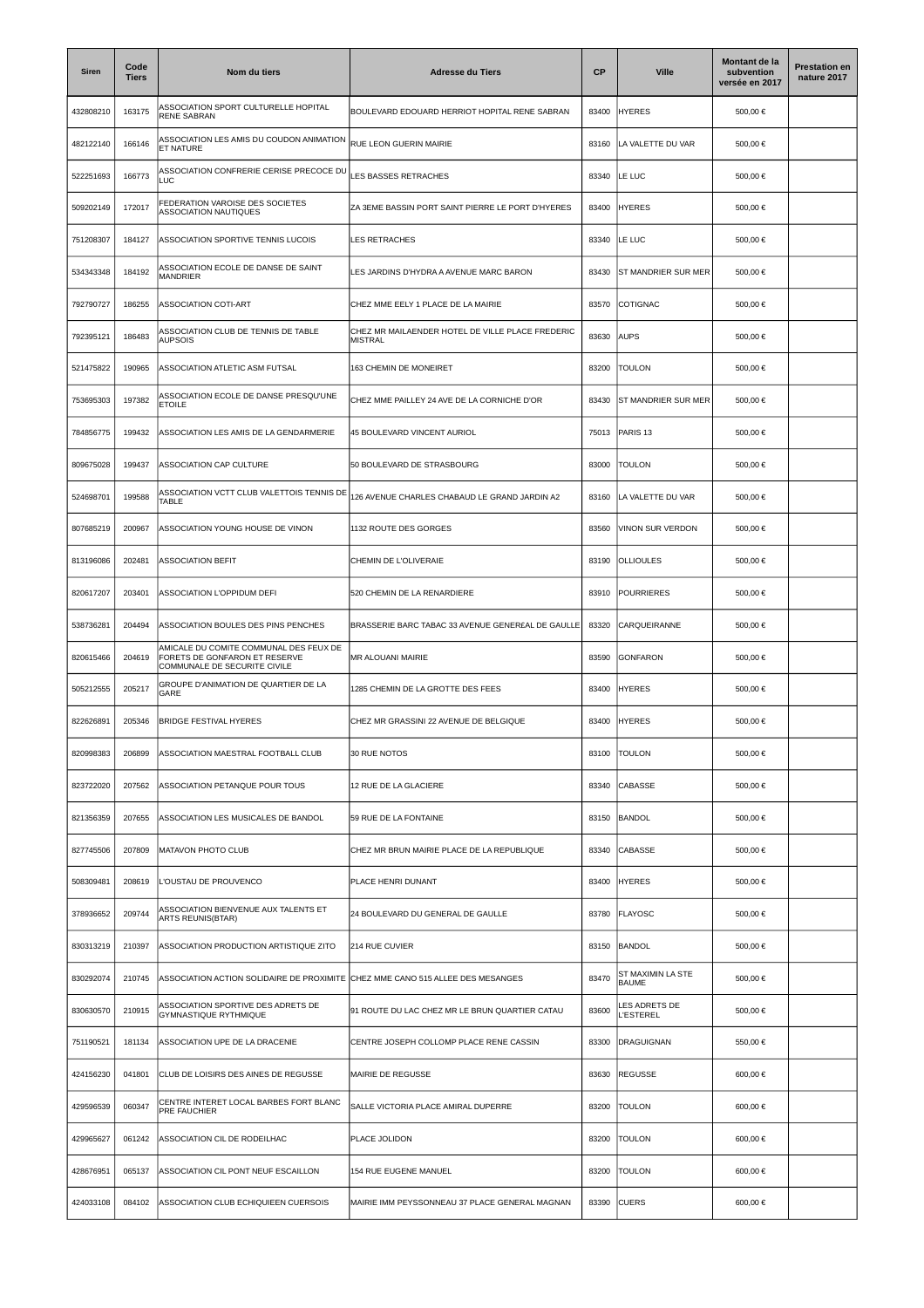| Siren | Code Tiers | Nom du tiers | Adresse du Tiers | CP | Ville | Montant de la subvention versée en 2017 | Prestation en nature 2017 |
|---|---|---|---|---|---|---|---|
| 432808210 | 163175 | ASSOCIATION SPORT CULTURELLE HOPITAL RENE SABRAN | BOULEVARD EDOUARD HERRIOT HOPITAL RENE SABRAN | 83400 | HYERES | 500,00 € | |
| 482122140 | 166146 | ASSOCIATION LES AMIS DU COUDON ANIMATION ET NATURE | RUE LEON GUERIN MAIRIE | 83160 | LA VALETTE DU VAR | 500,00 € | |
| 522251693 | 166773 | ASSOCIATION CONFRERIE CERISE PRECOCE DU LUC | LES BASSES RETRACHES | 83340 | LE LUC | 500,00 € | |
| 509202149 | 172017 | FEDERATION VAROISE DES SOCIETES ASSOCIATION NAUTIQUES | ZA 3EME BASSIN PORT SAINT PIERRE LE PORT D'HYERES | 83400 | HYERES | 500,00 € | |
| 751208307 | 184127 | ASSOCIATION SPORTIVE TENNIS LUCOIS | LES RETRACHES | 83340 | LE LUC | 500,00 € | |
| 534343348 | 184192 | ASSOCIATION ECOLE DE DANSE DE SAINT MANDRIER | LES JARDINS D'HYDRA A AVENUE MARC BARON | 83430 | ST MANDRIER SUR MER | 500,00 € | |
| 792790727 | 186255 | ASSOCIATION COTI-ART | CHEZ MME EELY 1 PLACE DE LA MAIRIE | 83570 | COTIGNAC | 500,00 € | |
| 792395121 | 186483 | ASSOCIATION CLUB DE TENNIS DE TABLE AUPSOIS | CHEZ MR MAILAENDER HOTEL DE VILLE PLACE FREDERIC MISTRAL | 83630 | AUPS | 500,00 € | |
| 521475822 | 190965 | ASSOCIATION ATLETIC ASM FUTSAL | 163 CHEMIN DE MONEIRET | 83200 | TOULON | 500,00 € | |
| 753695303 | 197382 | ASSOCIATION ECOLE DE DANSE PRESQU'UNE ETOILE | CHEZ MME PAILLEY 24 AVE DE LA CORNICHE D'OR | 83430 | ST MANDRIER SUR MER | 500,00 € | |
| 784856775 | 199432 | ASSOCIATION LES AMIS DE LA GENDARMERIE | 45 BOULEVARD VINCENT AURIOL | 75013 | PARIS 13 | 500,00 € | |
| 809675028 | 199437 | ASSOCIATION CAP CULTURE | 50 BOULEVARD DE STRASBOURG | 83000 | TOULON | 500,00 € | |
| 524698701 | 199588 | ASSOCIATION VCTT CLUB VALETTOIS TENNIS DE TABLE | 126 AVENUE CHARLES CHABAUD LE GRAND JARDIN A2 | 83160 | LA VALETTE DU VAR | 500,00 € | |
| 807685219 | 200967 | ASSOCIATION YOUNG HOUSE DE VINON | 1132 ROUTE DES GORGES | 83560 | VINON SUR VERDON | 500,00 € | |
| 813196086 | 202481 | ASSOCIATION BEFIT | CHEMIN DE L'OLIVERAIE | 83190 | OLLIOULES | 500,00 € | |
| 820617207 | 203401 | ASSOCIATION L'OPPIDUM DEFI | 520 CHEMIN DE LA RENARDIERE | 83910 | POURRIERES | 500,00 € | |
| 538736281 | 204494 | ASSOCIATION BOULES DES PINS PENCHES | BRASSERIE BARC TABAC 33 AVENUE GENEREAL DE GAULLE | 83320 | CARQUEIRANNE | 500,00 € | |
| 820615466 | 204619 | AMICALE DU COMITE COMMUNAL DES FEUX DE FORETS DE GONFARON ET RESERVE COMMUNALE DE SECURITE CIVILE | MR ALOUANI MAIRIE | 83590 | GONFARON | 500,00 € | |
| 505212555 | 205217 | GROUPE D'ANIMATION DE QUARTIER DE LA GARE | 1285 CHEMIN DE LA GROTTE DES FEES | 83400 | HYERES | 500,00 € | |
| 822626891 | 205346 | BRIDGE FESTIVAL HYERES | CHEZ MR GRASSINI 22 AVENUE DE BELGIQUE | 83400 | HYERES | 500,00 € | |
| 820998383 | 206899 | ASSOCIATION MAESTRAL FOOTBALL CLUB | 30 RUE NOTOS | 83100 | TOULON | 500,00 € | |
| 823722020 | 207562 | ASSOCIATION PETANQUE POUR TOUS | 12 RUE DE LA GLACIERE | 83340 | CABASSE | 500,00 € | |
| 821356359 | 207655 | ASSOCIATION LES MUSICALES DE BANDOL | 59 RUE DE LA FONTAINE | 83150 | BANDOL | 500,00 € | |
| 827745506 | 207809 | MATAVON PHOTO CLUB | CHEZ MR BRUN MAIRIE PLACE DE LA REPUBLIQUE | 83340 | CABASSE | 500,00 € | |
| 508309481 | 208619 | L'OUSTAU DE PROUVENCO | PLACE HENRI DUNANT | 83400 | HYERES | 500,00 € | |
| 378936652 | 209744 | ASSOCIATION BIENVENUE AUX TALENTS ET ARTS REUNIS(BTAR) | 24 BOULEVARD DU GENERAL DE GAULLE | 83780 | FLAYOSC | 500,00 € | |
| 830313219 | 210397 | ASSOCIATION PRODUCTION ARTISTIQUE ZITO | 214 RUE CUVIER | 83150 | BANDOL | 500,00 € | |
| 830292074 | 210745 | ASSOCIATION ACTION SOLIDAIRE DE PROXIMITE | CHEZ MME CANO 515 ALLEE DES MESANGES | 83470 | ST MAXIMIN LA STE BAUME | 500,00 € | |
| 830630570 | 210915 | ASSOCIATION SPORTIVE DES ADRETS DE GYMNASTIQUE RYTHMIQUE | 91 ROUTE DU LAC CHEZ MR LE BRUN QUARTIER CATAU | 83600 | LES ADRETS DE L'ESTEREL | 500,00 € | |
| 751190521 | 181134 | ASSOCIATION UPE DE LA DRACENIE | CENTRE JOSEPH COLLOMP PLACE RENE CASSIN | 83300 | DRAGUIGNAN | 550,00 € | |
| 424156230 | 041801 | CLUB DE LOISIRS DES AINES DE REGUSSE | MAIRIE DE REGUSSE | 83630 | REGUSSE | 600,00 € | |
| 429596539 | 060347 | CENTRE INTERET LOCAL BARBES FORT BLANC PRE FAUCHIER | SALLE VICTORIA PLACE AMIRAL DUPERRE | 83200 | TOULON | 600,00 € | |
| 429965627 | 061242 | ASSOCIATION CIL DE RODEILHAC | PLACE JOLIDON | 83200 | TOULON | 600,00 € | |
| 428676951 | 065137 | ASSOCIATION CIL PONT NEUF ESCAILLON | 154 RUE EUGENE MANUEL | 83200 | TOULON | 600,00 € | |
| 424033108 | 084102 | ASSOCIATION CLUB ECHIQUIEEN CUERSOIS | MAIRIE IMM PEYSSONNEAU 37 PLACE GENERAL MAGNAN | 83390 | CUERS | 600,00 € | |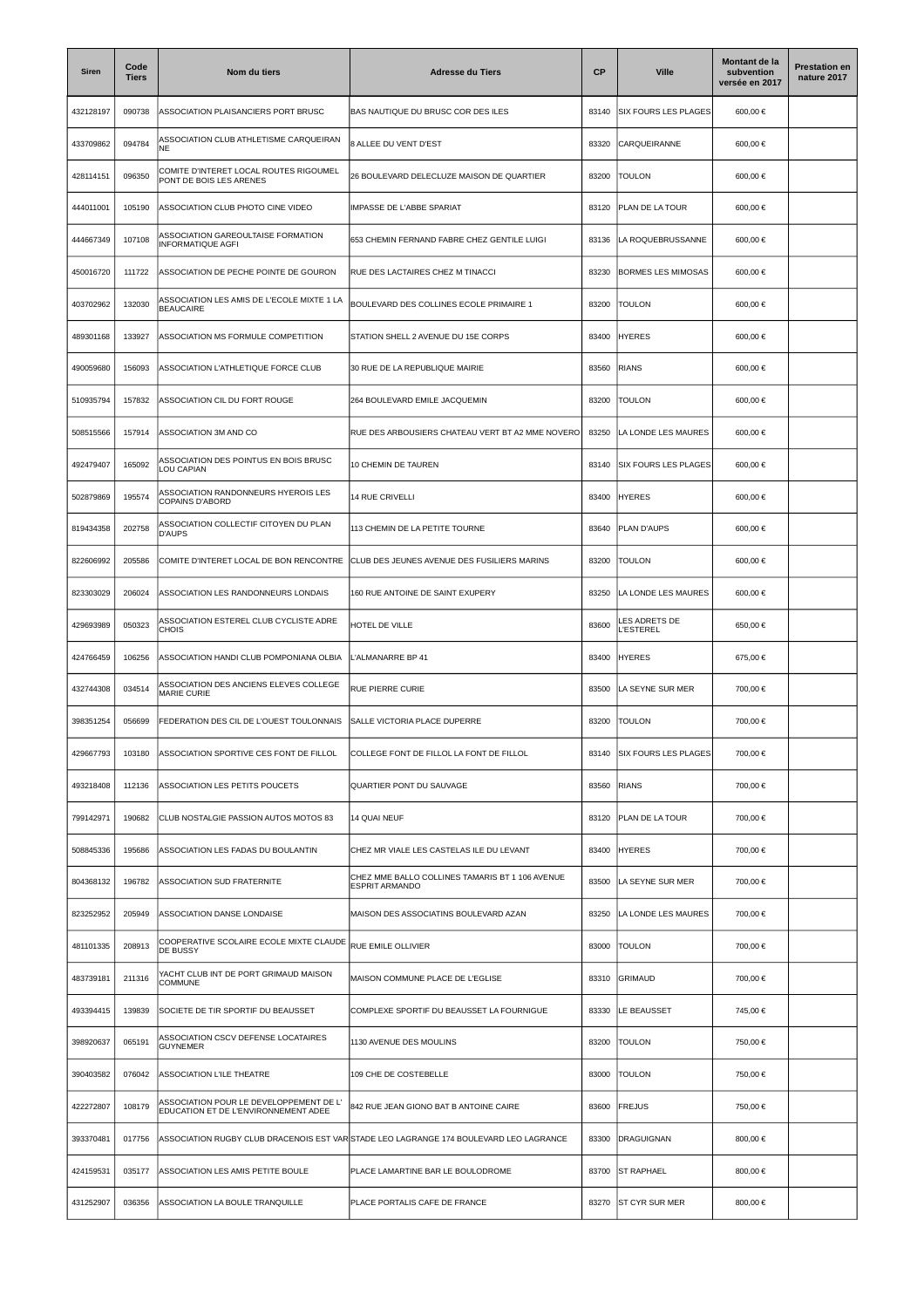| Siren | Code Tiers | Nom du tiers | Adresse du Tiers | CP | Ville | Montant de la subvention versée en 2017 | Prestation en nature 2017 |
|---|---|---|---|---|---|---|---|
| 432128197 | 090738 | ASSOCIATION PLAISANCIERS PORT BRUSC | BAS NAUTIQUE DU BRUSC COR DES ILES | 83140 | SIX FOURS LES PLAGES | 600,00 € | |
| 433709862 | 094784 | ASSOCIATION CLUB ATHLETISME CARQUEIRAN NE | 8 ALLEE DU VENT D'EST | 83320 | CARQUEIRANNE | 600,00 € | |
| 428114151 | 096350 | COMITE D'INTERET LOCAL ROUTES RIGOUMEL PONT DE BOIS LES ARENES | 26 BOULEVARD DELECLUZE MAISON DE QUARTIER | 83200 | TOULON | 600,00 € | |
| 444011001 | 105190 | ASSOCIATION CLUB PHOTO CINE VIDEO | IMPASSE DE L'ABBE SPARIAT | 83120 | PLAN DE LA TOUR | 600,00 € | |
| 444667349 | 107108 | ASSOCIATION GAREOULTAISE FORMATION INFORMATIQUE AGFI | 653 CHEMIN FERNAND FABRE CHEZ GENTILE LUIGI | 83136 | LA ROQUEBRUSSANNE | 600,00 € | |
| 450016720 | 111722 | ASSOCIATION DE PECHE POINTE DE GOURON | RUE DES LACTAIRES CHEZ M TINACCI | 83230 | BORMES LES MIMOSAS | 600,00 € | |
| 403702962 | 132030 | ASSOCIATION LES AMIS DE L'ECOLE MIXTE 1 LA BEAUCAIRE | BOULEVARD DES COLLINES ECOLE PRIMAIRE 1 | 83200 | TOULON | 600,00 € | |
| 489301168 | 133927 | ASSOCIATION MS FORMULE COMPETITION | STATION SHELL 2 AVENUE DU 15E CORPS | 83400 | HYERES | 600,00 € | |
| 490059680 | 156093 | ASSOCIATION L'ATHLETIQUE FORCE CLUB | 30 RUE DE LA REPUBLIQUE MAIRIE | 83560 | RIANS | 600,00 € | |
| 510935794 | 157832 | ASSOCIATION CIL DU FORT ROUGE | 264 BOULEVARD EMILE JACQUEMIN | 83200 | TOULON | 600,00 € | |
| 508515566 | 157914 | ASSOCIATION 3M AND CO | RUE DES ARBOUSIERS CHATEAU VERT BT A2 MME NOVERO | 83250 | LA LONDE LES MAURES | 600,00 € | |
| 492479407 | 165092 | ASSOCIATION DES POINTUS EN BOIS BRUSC LOU CAPIAN | 10 CHEMIN DE TAUREN | 83140 | SIX FOURS LES PLAGES | 600,00 € | |
| 502879869 | 195574 | ASSOCIATION RANDONNEURS HYEROIS LES COPAINS D'ABORD | 14 RUE CRIVELLI | 83400 | HYERES | 600,00 € | |
| 819434358 | 202758 | ASSOCIATION COLLECTIF CITOYEN DU PLAN D'AUPS | 113 CHEMIN DE LA PETITE TOURNE | 83640 | PLAN D'AUPS | 600,00 € | |
| 822606992 | 205586 | COMITE D'INTERET LOCAL DE BON RENCONTRE | CLUB DES JEUNES AVENUE DES FUSILIERS MARINS | 83200 | TOULON | 600,00 € | |
| 823303029 | 206024 | ASSOCIATION LES RANDONNEURS LONDAIS | 160 RUE ANTOINE DE SAINT EXUPERY | 83250 | LA LONDE LES MAURES | 600,00 € | |
| 429693989 | 050323 | ASSOCIATION ESTEREL CLUB CYCLISTE ADRE CHOIS | HOTEL DE VILLE | 83600 | LES ADRETS DE L'ESTEREL | 650,00 € | |
| 424766459 | 106256 | ASSOCIATION HANDI CLUB POMPONIANA OLBIA | L'ALMANARRE BP 41 | 83400 | HYERES | 675,00 € | |
| 432744308 | 034514 | ASSOCIATION DES ANCIENS ELEVES COLLEGE MARIE CURIE | RUE PIERRE CURIE | 83500 | LA SEYNE SUR MER | 700,00 € | |
| 398351254 | 056699 | FEDERATION DES CIL DE L'OUEST TOULONNAIS | SALLE VICTORIA PLACE DUPERRE | 83200 | TOULON | 700,00 € | |
| 429667793 | 103180 | ASSOCIATION SPORTIVE CES FONT DE FILLOL | COLLEGE FONT DE FILLOL LA FONT DE FILLOL | 83140 | SIX FOURS LES PLAGES | 700,00 € | |
| 493218408 | 112136 | ASSOCIATION LES PETITS POUCETS | QUARTIER PONT DU SAUVAGE | 83560 | RIANS | 700,00 € | |
| 799142971 | 190682 | CLUB NOSTALGIE PASSION AUTOS MOTOS 83 | 14 QUAI NEUF | 83120 | PLAN DE LA TOUR | 700,00 € | |
| 508845336 | 195686 | ASSOCIATION LES FADAS DU BOULANTIN | CHEZ MR VIALE LES CASTELAS ILE DU LEVANT | 83400 | HYERES | 700,00 € | |
| 804368132 | 196782 | ASSOCIATION SUD FRATERNITE | CHEZ MME BALLO COLLINES TAMARIS BT 1 106 AVENUE ESPRIT ARMANDO | 83500 | LA SEYNE SUR MER | 700,00 € | |
| 823252952 | 205949 | ASSOCIATION DANSE LONDAISE | MAISON DES ASSOCIATINS BOULEVARD AZAN | 83250 | LA LONDE LES MAURES | 700,00 € | |
| 481101335 | 208913 | COOPERATIVE SCOLAIRE ECOLE MIXTE CLAUDE DE BUSSY | RUE EMILE OLLIVIER | 83000 | TOULON | 700,00 € | |
| 483739181 | 211316 | YACHT CLUB INT DE PORT GRIMAUD MAISON COMMUNE | MAISON COMMUNE PLACE DE L'EGLISE | 83310 | GRIMAUD | 700,00 € | |
| 493394415 | 139839 | SOCIETE DE TIR SPORTIF DU BEAUSSET | COMPLEXE SPORTIF DU BEAUSSET LA FOURNIGUE | 83330 | LE BEAUSSET | 745,00 € | |
| 398920637 | 065191 | ASSOCIATION CSCV DEFENSE LOCATAIRES GUYNEMER | 1130 AVENUE DES MOULINS | 83200 | TOULON | 750,00 € | |
| 390403582 | 076042 | ASSOCIATION L'ILE THEATRE | 109 CHE DE COSTEBELLE | 83000 | TOULON | 750,00 € | |
| 422272807 | 108179 | ASSOCIATION POUR LE DEVELOPPEMENT DE L' EDUCATION ET DE L'ENVIRONNEMENT ADEE | 842 RUE JEAN GIONO BAT B ANTOINE CAIRE | 83600 | FREJUS | 750,00 € | |
| 393370481 | 017756 | ASSOCIATION RUGBY CLUB DRACENOIS EST VAR | STADE LEO LAGRANGE 174 BOULEVARD LEO LAGRANCE | 83300 | DRAGUIGNAN | 800,00 € | |
| 424159531 | 035177 | ASSOCIATION LES AMIS PETITE BOULE | PLACE LAMARTINE BAR LE BOULODROME | 83700 | ST RAPHAEL | 800,00 € | |
| 431252907 | 036356 | ASSOCIATION LA BOULE TRANQUILLE | PLACE PORTALIS CAFE DE FRANCE | 83270 | ST CYR SUR MER | 800,00 € | |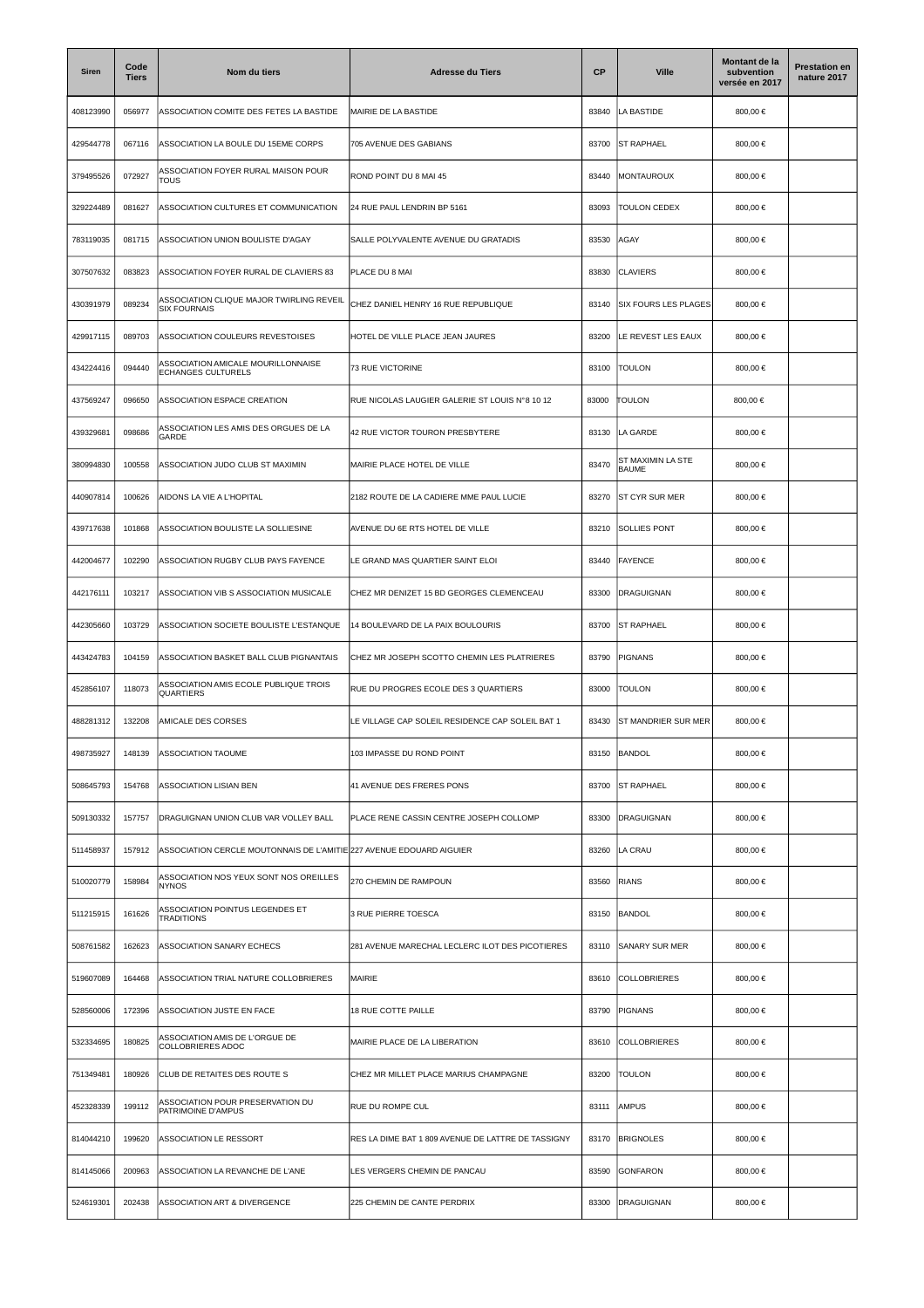| Siren | Code Tiers | Nom du tiers | Adresse du Tiers | CP | Ville | Montant de la subvention versée en 2017 | Prestation en nature 2017 |
|---|---|---|---|---|---|---|---|
| 408123990 | 056977 | ASSOCIATION COMITE DES FETES LA BASTIDE | MAIRIE DE LA BASTIDE | 83840 | LA BASTIDE | 800,00 € | |
| 429544778 | 067116 | ASSOCIATION LA BOULE DU 15EME CORPS | 705 AVENUE DES GABIANS | 83700 | ST RAPHAEL | 800,00 € | |
| 379495526 | 072927 | ASSOCIATION FOYER RURAL MAISON POUR TOUS | ROND POINT DU 8 MAI 45 | 83440 | MONTAUROUX | 800,00 € | |
| 329224489 | 081627 | ASSOCIATION CULTURES ET COMMUNICATION | 24 RUE PAUL LENDRIN BP 5161 | 83093 | TOULON CEDEX | 800,00 € | |
| 783119035 | 081715 | ASSOCIATION UNION BOULISTE D'AGAY | SALLE POLYVALENTE AVENUE DU GRATADIS | 83530 | AGAY | 800,00 € | |
| 307507632 | 083823 | ASSOCIATION FOYER RURAL DE CLAVIERS 83 | PLACE DU 8 MAI | 83830 | CLAVIERS | 800,00 € | |
| 430391979 | 089234 | ASSOCIATION CLIQUE MAJOR TWIRLING REVEIL SIX FOURNAIS | CHEZ DANIEL HENRY 16 RUE REPUBLIQUE | 83140 | SIX FOURS LES PLAGES | 800,00 € | |
| 429917115 | 089703 | ASSOCIATION COULEURS REVESTOISES | HOTEL DE VILLE PLACE JEAN JAURES | 83200 | LE REVEST LES EAUX | 800,00 € | |
| 434224416 | 094440 | ASSOCIATION AMICALE MOURILLONNAISE ECHANGES CULTURELS | 73 RUE VICTORINE | 83100 | TOULON | 800,00 € | |
| 437569247 | 096650 | ASSOCIATION ESPACE CREATION | RUE NICOLAS LAUGIER GALERIE ST LOUIS N°8 10 12 | 83000 | TOULON | 800,00 € | |
| 439329681 | 098686 | ASSOCIATION LES AMIS DES ORGUES DE LA GARDE | 42 RUE VICTOR TOURON PRESBYTERE | 83130 | LA GARDE | 800,00 € | |
| 380994830 | 100558 | ASSOCIATION JUDO CLUB ST MAXIMIN | MAIRIE PLACE HOTEL DE VILLE | 83470 | ST MAXIMIN LA STE BAUME | 800,00 € | |
| 440907814 | 100626 | AIDONS LA VIE A L'HOPITAL | 2182 ROUTE DE LA CADIERE MME PAUL LUCIE | 83270 | ST CYR SUR MER | 800,00 € | |
| 439717638 | 101868 | ASSOCIATION BOULISTE LA SOLLIESINE | AVENUE DU 6E RTS HOTEL DE VILLE | 83210 | SOLLIES PONT | 800,00 € | |
| 442004677 | 102290 | ASSOCIATION RUGBY CLUB PAYS FAYENCE | LE GRAND MAS QUARTIER SAINT ELOI | 83440 | FAYENCE | 800,00 € | |
| 442176111 | 103217 | ASSOCIATION VIB S ASSOCIATION MUSICALE | CHEZ MR DENIZET 15 BD GEORGES CLEMENCEAU | 83300 | DRAGUIGNAN | 800,00 € | |
| 442305660 | 103729 | ASSOCIATION SOCIETE BOULISTE L'ESTANQUE | 14 BOULEVARD DE LA PAIX BOULOURIS | 83700 | ST RAPHAEL | 800,00 € | |
| 443424783 | 104159 | ASSOCIATION BASKET BALL CLUB PIGNANTAIS | CHEZ MR JOSEPH SCOTTO CHEMIN LES PLATRIERES | 83790 | PIGNANS | 800,00 € | |
| 452856107 | 118073 | ASSOCIATION AMIS ECOLE PUBLIQUE TROIS QUARTIERS | RUE DU PROGRES ECOLE DES 3 QUARTIERS | 83000 | TOULON | 800,00 € | |
| 488281312 | 132208 | AMICALE DES CORSES | LE VILLAGE CAP SOLEIL RESIDENCE CAP SOLEIL BAT 1 | 83430 | ST MANDRIER SUR MER | 800,00 € | |
| 498735927 | 148139 | ASSOCIATION TAOUME | 103 IMPASSE DU ROND POINT | 83150 | BANDOL | 800,00 € | |
| 508645793 | 154768 | ASSOCIATION LISIAN BEN | 41 AVENUE DES FRERES PONS | 83700 | ST RAPHAEL | 800,00 € | |
| 509130332 | 157757 | DRAGUIGNAN UNION CLUB VAR VOLLEY BALL | PLACE RENE CASSIN CENTRE JOSEPH COLLOMP | 83300 | DRAGUIGNAN | 800,00 € | |
| 511458937 | 157912 | ASSOCIATION CERCLE MOUTONNAIS DE L'AMITIE | 227 AVENUE EDOUARD AIGUIER | 83260 | LA CRAU | 800,00 € | |
| 510020779 | 158984 | ASSOCIATION NOS YEUX SONT NOS OREILLES NYNOS | 270 CHEMIN DE RAMPOUN | 83560 | RIANS | 800,00 € | |
| 511215915 | 161626 | ASSOCIATION POINTUS LEGENDES ET TRADITIONS | 3 RUE PIERRE TOESCA | 83150 | BANDOL | 800,00 € | |
| 508761582 | 162623 | ASSOCIATION SANARY ECHECS | 281 AVENUE MARECHAL LECLERC ILOT DES PICOTIERES | 83110 | SANARY SUR MER | 800,00 € | |
| 519607089 | 164468 | ASSOCIATION TRIAL NATURE COLLOBRIERES | MAIRIE | 83610 | COLLOBRIERES | 800,00 € | |
| 528560006 | 172396 | ASSOCIATION JUSTE EN FACE | 18 RUE COTTE PAILLE | 83790 | PIGNANS | 800,00 € | |
| 532334695 | 180825 | ASSOCIATION AMIS DE L'ORGUE DE COLLOBRIERES ADOC | MAIRIE PLACE DE LA LIBERATION | 83610 | COLLOBRIERES | 800,00 € | |
| 751349481 | 180926 | CLUB DE RETAITES DES ROUTE S | CHEZ MR MILLET PLACE MARIUS CHAMPAGNE | 83200 | TOULON | 800,00 € | |
| 452328339 | 199112 | ASSOCIATION POUR PRESERVATION DU PATRIMOINE D'AMPUS | RUE DU ROMPE CUL | 83111 | AMPUS | 800,00 € | |
| 814044210 | 199620 | ASSOCIATION LE RESSORT | RES LA DIME BAT 1 809 AVENUE DE LATTRE DE TASSIGNY | 83170 | BRIGNOLES | 800,00 € | |
| 814145066 | 200963 | ASSOCIATION LA REVANCHE DE L'ANE | LES VERGERS CHEMIN DE PANCAU | 83590 | GONFARON | 800,00 € | |
| 524619301 | 202438 | ASSOCIATION ART & DIVERGENCE | 225 CHEMIN DE CANTE PERDRIX | 83300 | DRAGUIGNAN | 800,00 € | |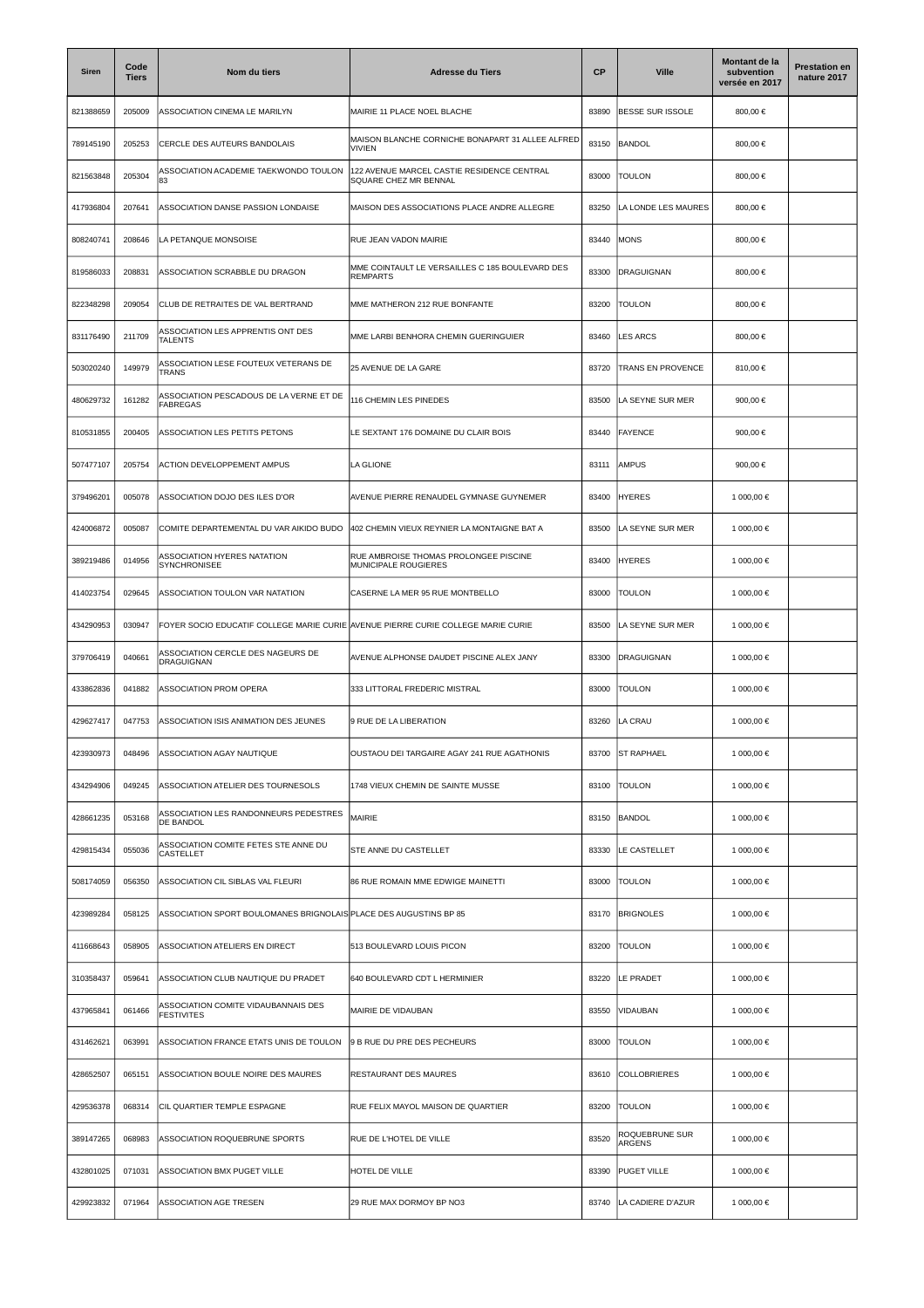| Siren | Code Tiers | Nom du tiers | Adresse du Tiers | CP | Ville | Montant de la subvention versée en 2017 | Prestation en nature 2017 |
|---|---|---|---|---|---|---|---|
| 821388659 | 205009 | ASSOCIATION CINEMA LE MARILYN | MAIRIE 11 PLACE NOEL BLACHE | 83890 | BESSE SUR ISSOLE | 800,00 € | |
| 789145190 | 205253 | CERCLE DES AUTEURS BANDOLAIS | MAISON BLANCHE CORNICHE BONAPART 31 ALLEE ALFRED VIVIEN | 83150 | BANDOL | 800,00 € | |
| 821563848 | 205304 | ASSOCIATION ACADEMIE TAEKWONDO TOULON 83 | 122 AVENUE MARCEL CASTIE RESIDENCE CENTRAL SQUARE CHEZ MR BENNAL | 83000 | TOULON | 800,00 € | |
| 417936804 | 207641 | ASSOCIATION DANSE PASSION LONDAISE | MAISON DES ASSOCIATIONS PLACE ANDRE ALLEGRE | 83250 | LA LONDE LES MAURES | 800,00 € | |
| 808240741 | 208646 | LA PETANQUE MONSOISE | RUE JEAN VADON MAIRIE | 83440 | MONS | 800,00 € | |
| 819586033 | 208831 | ASSOCIATION SCRABBLE DU DRAGON | MME COINTAULT LE VERSAILLES C 185 BOULEVARD DES REMPARTS | 83300 | DRAGUIGNAN | 800,00 € | |
| 822348298 | 209054 | CLUB DE RETRAITES DE VAL BERTRAND | MME MATHERON 212 RUE BONFANTE | 83200 | TOULON | 800,00 € | |
| 831176490 | 211709 | ASSOCIATION LES APPRENTIS ONT DES TALENTS | MME LARBI BENHORA CHEMIN GUERINGUIER | 83460 | LES ARCS | 800,00 € | |
| 503020240 | 149979 | ASSOCIATION LESE FOUTEUX VETERANS DE TRANS | 25 AVENUE DE LA GARE | 83720 | TRANS EN PROVENCE | 810,00 € | |
| 480629732 | 161282 | ASSOCIATION PESCADOUS DE LA VERNE ET DE FABREGAS | 116 CHEMIN LES PINEDES | 83500 | LA SEYNE SUR MER | 900,00 € | |
| 810531855 | 200405 | ASSOCIATION LES PETITS PETONS | LE SEXTANT 176 DOMAINE DU CLAIR BOIS | 83440 | FAYENCE | 900,00 € | |
| 507477107 | 205754 | ACTION DEVELOPPEMENT AMPUS | LA GLIONE | 83111 | AMPUS | 900,00 € | |
| 379496201 | 005078 | ASSOCIATION DOJO DES ILES D'OR | AVENUE PIERRE RENAUDEL GYMNASE GUYNEMER | 83400 | HYERES | 1 000,00 € | |
| 424006872 | 005087 | COMITE DEPARTEMENTAL DU VAR AIKIDO BUDO | 402 CHEMIN VIEUX REYNIER LA MONTAIGNE BAT A | 83500 | LA SEYNE SUR MER | 1 000,00 € | |
| 389219486 | 014956 | ASSOCIATION HYERES NATATION SYNCHRONISEE | RUE AMBROISE THOMAS PROLONGEE PISCINE MUNICIPALE ROUGIERES | 83400 | HYERES | 1 000,00 € | |
| 414023754 | 029645 | ASSOCIATION TOULON VAR NATATION | CASERNE LA MER 95 RUE MONTBELLO | 83000 | TOULON | 1 000,00 € | |
| 434290953 | 030947 | FOYER SOCIO EDUCATIF COLLEGE MARIE CURIE | AVENUE PIERRE CURIE COLLEGE MARIE CURIE | 83500 | LA SEYNE SUR MER | 1 000,00 € | |
| 379706419 | 040661 | ASSOCIATION CERCLE DES NAGEURS DE DRAGUIGNAN | AVENUE ALPHONSE DAUDET PISCINE ALEX JANY | 83300 | DRAGUIGNAN | 1 000,00 € | |
| 433862836 | 041882 | ASSOCIATION PROM OPERA | 333 LITTORAL FREDERIC MISTRAL | 83000 | TOULON | 1 000,00 € | |
| 429627417 | 047753 | ASSOCIATION ISIS ANIMATION DES JEUNES | 9 RUE DE LA LIBERATION | 83260 | LA CRAU | 1 000,00 € | |
| 423930973 | 048496 | ASSOCIATION AGAY NAUTIQUE | OUSTAOU DEI TARGAIRE AGAY 241 RUE AGATHONIS | 83700 | ST RAPHAEL | 1 000,00 € | |
| 434294906 | 049245 | ASSOCIATION ATELIER DES TOURNESOLS | 1748 VIEUX CHEMIN DE SAINTE MUSSE | 83100 | TOULON | 1 000,00 € | |
| 428661235 | 053168 | ASSOCIATION LES RANDONNEURS PEDESTRES DE BANDOL | MAIRIE | 83150 | BANDOL | 1 000,00 € | |
| 429815434 | 055036 | ASSOCIATION COMITE FETES STE ANNE DU CASTELLET | STE ANNE DU CASTELLET | 83330 | LE CASTELLET | 1 000,00 € | |
| 508174059 | 056350 | ASSOCIATION CIL SIBLAS VAL FLEURI | 86 RUE ROMAIN MME EDWIGE MAINETTI | 83000 | TOULON | 1 000,00 € | |
| 423989284 | 058125 | ASSOCIATION SPORT BOULOMANES BRIGNOLAIS | PLACE DES AUGUSTINS BP 85 | 83170 | BRIGNOLES | 1 000,00 € | |
| 411668643 | 058905 | ASSOCIATION ATELIERS EN DIRECT | 513 BOULEVARD LOUIS PICON | 83200 | TOULON | 1 000,00 € | |
| 310358437 | 059641 | ASSOCIATION CLUB NAUTIQUE DU PRADET | 640 BOULEVARD CDT L HERMINIER | 83220 | LE PRADET | 1 000,00 € | |
| 437965841 | 061466 | ASSOCIATION COMITE VIDAUBANNAIS DES FESTIVITES | MAIRIE DE VIDAUBAN | 83550 | VIDAUBAN | 1 000,00 € | |
| 431462621 | 063991 | ASSOCIATION FRANCE ETATS UNIS DE TOULON | 9 B RUE DU PRE DES PECHEURS | 83000 | TOULON | 1 000,00 € | |
| 428652507 | 065151 | ASSOCIATION BOULE NOIRE DES MAURES | RESTAURANT DES MAURES | 83610 | COLLOBRIERES | 1 000,00 € | |
| 429536378 | 068314 | CIL QUARTIER TEMPLE ESPAGNE | RUE FELIX MAYOL MAISON DE QUARTIER | 83200 | TOULON | 1 000,00 € | |
| 389147265 | 068983 | ASSOCIATION ROQUEBRUNE SPORTS | RUE DE L'HOTEL DE VILLE | 83520 | ROQUEBRUNE SUR ARGENS | 1 000,00 € | |
| 432801025 | 071031 | ASSOCIATION BMX PUGET VILLE | HOTEL DE VILLE | 83390 | PUGET VILLE | 1 000,00 € | |
| 429923832 | 071964 | ASSOCIATION AGE TRESEN | 29 RUE MAX DORMOY BP NO3 | 83740 | LA CADIERE D'AZUR | 1 000,00 € | |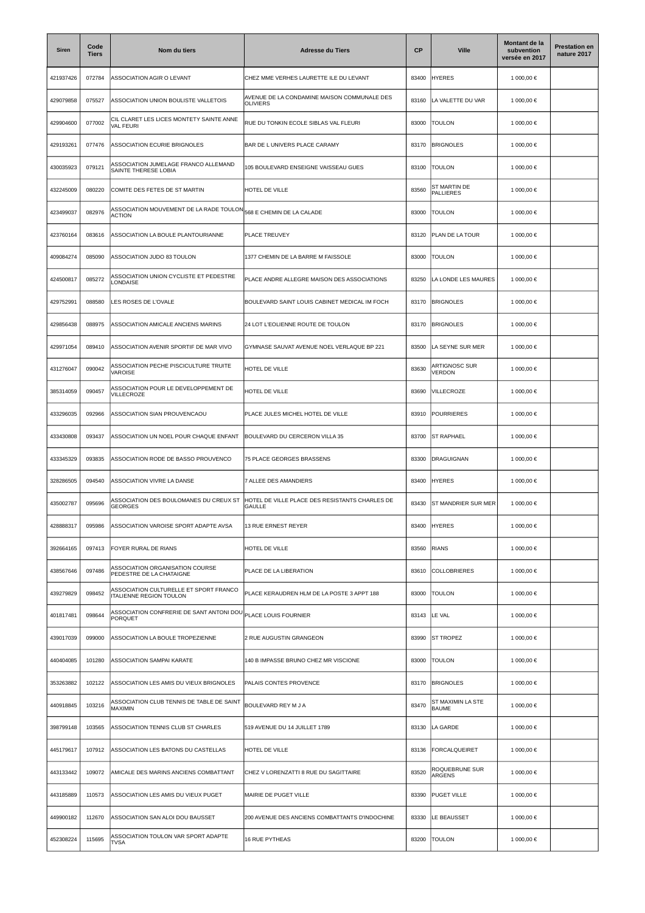| Siren | Code Tiers | Nom du tiers | Adresse du Tiers | CP | Ville | Montant de la subvention versée en 2017 | Prestation en nature 2017 |
|---|---|---|---|---|---|---|---|
| 421937426 | 072784 | ASSOCIATION AGIR O LEVANT | CHEZ MME VERHES LAURETTE ILE DU LEVANT | 83400 | HYERES | 1 000,00 € | |
| 429079858 | 075527 | ASSOCIATION UNION BOULISTE VALLETOIS | AVENUE DE LA CONDAMINE MAISON COMMUNALE DES OLIVIERS | 83160 | LA VALETTE DU VAR | 1 000,00 € | |
| 429904600 | 077002 | CIL CLARET LES LICES MONTETY SAINTE ANNE VAL FEURI | RUE DU TONKIN ECOLE SIBLAS VAL FLEURI | 83000 | TOULON | 1 000,00 € | |
| 429193261 | 077476 | ASSOCIATION ECURIE BRIGNOLES | BAR DE L UNIVERS PLACE CARAMY | 83170 | BRIGNOLES | 1 000,00 € | |
| 430035923 | 079121 | ASSOCIATION JUMELAGE FRANCO ALLEMAND SAINTE THERESE LOBIA | 105 BOULEVARD ENSEIGNE VAISSEAU GUES | 83100 | TOULON | 1 000,00 € | |
| 432245009 | 080220 | COMITE DES FETES DE ST MARTIN | HOTEL DE VILLE | 83560 | ST MARTIN DE PALLIERES | 1 000,00 € | |
| 423499037 | 082976 | ASSOCIATION MOUVEMENT DE LA RADE TOULON ACTION | 568 E CHEMIN DE LA CALADE | 83000 | TOULON | 1 000,00 € | |
| 423760164 | 083616 | ASSOCIATION LA BOULE PLANTOURIANNE | PLACE TREUVEY | 83120 | PLAN DE LA TOUR | 1 000,00 € | |
| 409084274 | 085090 | ASSOCIATION JUDO 83 TOULON | 1377 CHEMIN DE LA BARRE M FAISSOLE | 83000 | TOULON | 1 000,00 € | |
| 424500817 | 085272 | ASSOCIATION UNION CYCLISTE ET PEDESTRE LONDAISE | PLACE ANDRE ALLEGRE MAISON DES ASSOCIATIONS | 83250 | LA LONDE LES MAURES | 1 000,00 € | |
| 429752991 | 088580 | LES ROSES DE L'OVALE | BOULEVARD SAINT LOUIS CABINET MEDICAL IM FOCH | 83170 | BRIGNOLES | 1 000,00 € | |
| 429856438 | 088975 | ASSOCIATION AMICALE ANCIENS MARINS | 24 LOT L'EOLIENNE ROUTE DE TOULON | 83170 | BRIGNOLES | 1 000,00 € | |
| 429971054 | 089410 | ASSOCIATION AVENIR SPORTIF DE MAR VIVO | GYMNASE SAUVAT AVENUE NOEL VERLAQUE BP 221 | 83500 | LA SEYNE SUR MER | 1 000,00 € | |
| 431276047 | 090042 | ASSOCIATION PECHE PISCICULTURE TRUITE VAROISE | HOTEL DE VILLE | 83630 | ARTIGNOSC SUR VERDON | 1 000,00 € | |
| 385314059 | 090457 | ASSOCIATION POUR LE DEVELOPPEMENT DE VILLECROZE | HOTEL DE VILLE | 83690 | VILLECROZE | 1 000,00 € | |
| 433296035 | 092966 | ASSOCIATION SIAN PROUVENCAOU | PLACE JULES MICHEL HOTEL DE VILLE | 83910 | POURRIERES | 1 000,00 € | |
| 433430808 | 093437 | ASSOCIATION UN NOEL POUR CHAQUE ENFANT | BOULEVARD DU CERCERON VILLA 35 | 83700 | ST RAPHAEL | 1 000,00 € | |
| 433345329 | 093835 | ASSOCIATION RODE DE BASSO PROUVENCO | 75 PLACE GEORGES BRASSENS | 83300 | DRAGUIGNAN | 1 000,00 € | |
| 328286505 | 094540 | ASSOCIATION VIVRE LA DANSE | 7 ALLEE DES AMANDIERS | 83400 | HYERES | 1 000,00 € | |
| 435002787 | 095696 | ASSOCIATION DES BOULOMANES DU CREUX ST GEORGES | HOTEL DE VILLE PLACE DES RESISTANTS CHARLES DE GAULLE | 83430 | ST MANDRIER SUR MER | 1 000,00 € | |
| 428888317 | 095986 | ASSOCIATION VAROISE SPORT ADAPTE AVSA | 13 RUE ERNEST REYER | 83400 | HYERES | 1 000,00 € | |
| 392664165 | 097413 | FOYER RURAL DE RIANS | HOTEL DE VILLE | 83560 | RIANS | 1 000,00 € | |
| 438567646 | 097486 | ASSOCIATION ORGANISATION COURSE PEDESTRE DE LA CHATAIGNE | PLACE DE LA LIBERATION | 83610 | COLLOBRIERES | 1 000,00 € | |
| 439279829 | 098452 | ASSOCIATION CULTURELLE ET SPORT FRANCO ITALIENNE REGION TOULON | PLACE KERAUDREN HLM DE LA POSTE 3 APPT 188 | 83000 | TOULON | 1 000,00 € | |
| 401817481 | 098644 | ASSOCIATION CONFRERIE DE SANT ANTONI DOU PORQUET | PLACE LOUIS FOURNIER | 83143 | LE VAL | 1 000,00 € | |
| 439017039 | 099000 | ASSOCIATION LA BOULE TROPEZIENNE | 2 RUE AUGUSTIN GRANGEON | 83990 | ST TROPEZ | 1 000,00 € | |
| 440404085 | 101280 | ASSOCIATION SAMPAI KARATE | 140 B IMPASSE BRUNO CHEZ MR VISCIONE | 83000 | TOULON | 1 000,00 € | |
| 353263882 | 102122 | ASSOCIATION LES AMIS DU VIEUX BRIGNOLES | PALAIS CONTES PROVENCE | 83170 | BRIGNOLES | 1 000,00 € | |
| 440918845 | 103216 | ASSOCIATION CLUB TENNIS DE TABLE DE SAINT MAXIMIN | BOULEVARD REY M J A | 83470 | ST MAXIMIN LA STE BAUME | 1 000,00 € | |
| 398799148 | 103565 | ASSOCIATION TENNIS CLUB ST CHARLES | 519 AVENUE DU 14 JUILLET 1789 | 83130 | LA GARDE | 1 000,00 € | |
| 445179617 | 107912 | ASSOCIATION LES BATONS DU CASTELLAS | HOTEL DE VILLE | 83136 | FORCALQUEIRET | 1 000,00 € | |
| 443133442 | 109072 | AMICALE DES MARINS ANCIENS COMBATTANT | CHEZ V LORENZATTI 8 RUE DU SAGITTAIRE | 83520 | ROQUEBRUNE SUR ARGENS | 1 000,00 € | |
| 443185889 | 110573 | ASSOCIATION LES AMIS DU VIEUX PUGET | MAIRIE DE PUGET VILLE | 83390 | PUGET VILLE | 1 000,00 € | |
| 449900182 | 112670 | ASSOCIATION SAN ALOI DOU BAUSSET | 200 AVENUE DES ANCIENS COMBATTANTS D'INDOCHINE | 83330 | LE BEAUSSET | 1 000,00 € | |
| 452308224 | 115695 | ASSOCIATION TOULON VAR SPORT ADAPTE TVSA | 16 RUE PYTHEAS | 83200 | TOULON | 1 000,00 € | |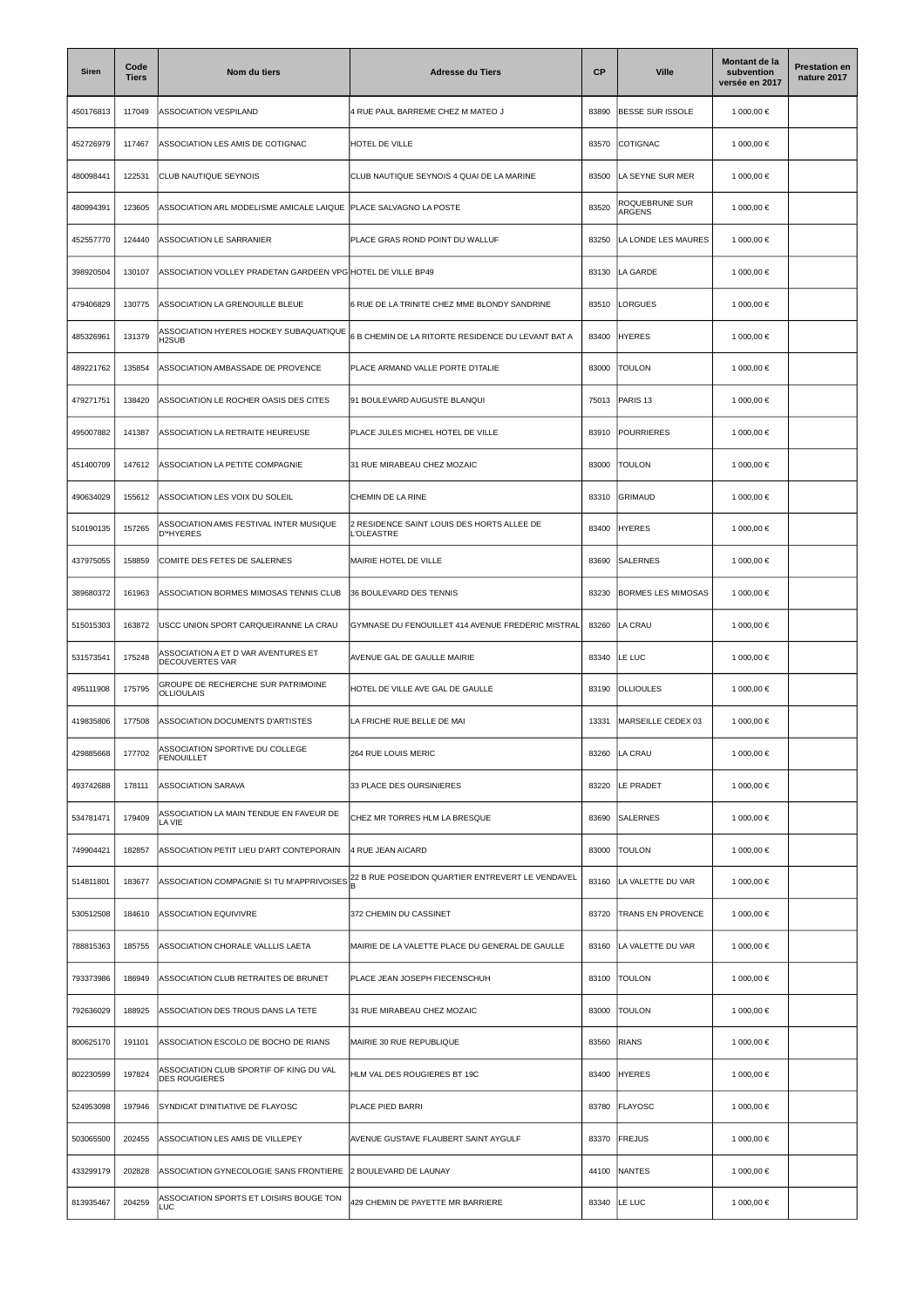| Siren | Code Tiers | Nom du tiers | Adresse du Tiers | CP | Ville | Montant de la subvention versée en 2017 | Prestation en nature 2017 |
|---|---|---|---|---|---|---|---|
| 450176813 | 117049 | ASSOCIATION VESPILAND | 4 RUE PAUL BARREME CHEZ M MATEO J | 83890 | BESSE SUR ISSOLE | 1 000,00 € | |
| 452726979 | 117467 | ASSOCIATION LES AMIS DE COTIGNAC | HOTEL DE VILLE | 83570 | COTIGNAC | 1 000,00 € | |
| 480098441 | 122531 | CLUB NAUTIQUE SEYNOIS | CLUB NAUTIQUE SEYNOIS 4 QUAI DE LA MARINE | 83500 | LA SEYNE SUR MER | 1 000,00 € | |
| 480994391 | 123605 | ASSOCIATION ARL MODELISME AMICALE LAIQUE | PLACE SALVAGNO LA POSTE | 83520 | ROQUEBRUNE SUR ARGENS | 1 000,00 € | |
| 452557770 | 124440 | ASSOCIATION LE SARRANIER | PLACE GRAS ROND POINT DU WALLUF | 83250 | LA LONDE LES MAURES | 1 000,00 € | |
| 398920504 | 130107 | ASSOCIATION VOLLEY PRADETAN GARDEEN VPG | HOTEL DE VILLE BP49 | 83130 | LA GARDE | 1 000,00 € | |
| 479406829 | 130775 | ASSOCIATION LA GRENOUILLE BLEUE | 6 RUE DE LA TRINITE CHEZ MME BLONDY SANDRINE | 83510 | LORGUES | 1 000,00 € | |
| 485326961 | 131379 | ASSOCIATION HYERES HOCKEY SUBAQUATIQUE H2SUB | 6 B CHEMIN DE LA RITORTE RESIDENCE DU LEVANT BAT A | 83400 | HYERES | 1 000,00 € | |
| 489221762 | 135854 | ASSOCIATION AMBASSADE DE PROVENCE | PLACE ARMAND VALLE PORTE D'ITALIE | 83000 | TOULON | 1 000,00 € | |
| 479271751 | 138420 | ASSOCIATION LE ROCHER OASIS DES CITES | 91 BOULEVARD AUGUSTE BLANQUI | 75013 | PARIS 13 | 1 000,00 € | |
| 495007882 | 141387 | ASSOCIATION LA RETRAITE HEUREUSE | PLACE JULES MICHEL HOTEL DE VILLE | 83910 | POURRIERES | 1 000,00 € | |
| 451400709 | 147612 | ASSOCIATION LA PETITE COMPAGNIE | 31 RUE MIRABEAU CHEZ MOZAIC | 83000 | TOULON | 1 000,00 € | |
| 490634029 | 155612 | ASSOCIATION LES VOIX DU SOLEIL | CHEMIN DE LA RINE | 83310 | GRIMAUD | 1 000,00 € | |
| 510190135 | 157265 | ASSOCIATION AMIS FESTIVAL INTER MUSIQUE D'*HYERES | 2 RESIDENCE SAINT LOUIS DES HORTS ALLEE DE L'OLEASTRE | 83400 | HYERES | 1 000,00 € | |
| 437975055 | 158859 | COMITE DES FETES DE SALERNES | MAIRIE HOTEL DE VILLE | 83690 | SALERNES | 1 000,00 € | |
| 389680372 | 161963 | ASSOCIATION BORMES MIMOSAS TENNIS CLUB | 36 BOULEVARD DES TENNIS | 83230 | BORMES LES MIMOSAS | 1 000,00 € | |
| 515015303 | 163872 | USCC UNION SPORT CARQUEIRANNE LA CRAU | GYMNASE DU FENOUILLET 414 AVENUE FREDERIC MISTRAL | 83260 | LA CRAU | 1 000,00 € | |
| 531573541 | 175248 | ASSOCIATION A ET D VAR AVENTURES ET DECOUVERTES VAR | AVENUE GAL DE GAULLE MAIRIE | 83340 | LE LUC | 1 000,00 € | |
| 495111908 | 175795 | GROUPE DE RECHERCHE SUR PATRIMOINE OLLIOULAIS | HOTEL DE VILLE AVE GAL DE GAULLE | 83190 | OLLIOULES | 1 000,00 € | |
| 419835806 | 177508 | ASSOCIATION DOCUMENTS D'ARTISTES | LA FRICHE RUE BELLE DE MAI | 13331 | MARSEILLE CEDEX 03 | 1 000,00 € | |
| 429885668 | 177702 | ASSOCIATION SPORTIVE DU COLLEGE FENOUILLET | 264 RUE LOUIS MERIC | 83260 | LA CRAU | 1 000,00 € | |
| 493742688 | 178111 | ASSOCIATION SARAVA | 33 PLACE DES OURSINIERES | 83220 | LE PRADET | 1 000,00 € | |
| 534781471 | 179409 | ASSOCIATION LA MAIN TENDUE EN FAVEUR DE LA VIE | CHEZ MR TORRES HLM LA BRESQUE | 83690 | SALERNES | 1 000,00 € | |
| 749904421 | 182857 | ASSOCIATION PETIT LIEU D'ART CONTEPORAIN | 4 RUE JEAN AICARD | 83000 | TOULON | 1 000,00 € | |
| 514811801 | 183677 | ASSOCIATION COMPAGNIE SI TU M'APPRIVOISES | 22 B RUE POSEIDON QUARTIER ENTREVERT LE VENDAVEL B | 83160 | LA VALETTE DU VAR | 1 000,00 € | |
| 530512508 | 184610 | ASSOCIATION EQUIVIVRE | 372 CHEMIN DU CASSINET | 83720 | TRANS EN PROVENCE | 1 000,00 € | |
| 788815363 | 185755 | ASSOCIATION CHORALE VALLLIS LAETA | MAIRIE DE LA VALETTE PLACE DU GENERAL DE GAULLE | 83160 | LA VALETTE DU VAR | 1 000,00 € | |
| 793373986 | 186949 | ASSOCIATION CLUB RETRAITES DE BRUNET | PLACE JEAN JOSEPH FIECENSCHUH | 83100 | TOULON | 1 000,00 € | |
| 792636029 | 188925 | ASSOCIATION DES TROUS DANS LA TETE | 31 RUE MIRABEAU CHEZ MOZAIC | 83000 | TOULON | 1 000,00 € | |
| 800625170 | 191101 | ASSOCIATION ESCOLO DE BOCHO DE RIANS | MAIRIE 30 RUE REPUBLIQUE | 83560 | RIANS | 1 000,00 € | |
| 802230599 | 197824 | ASSOCIATION CLUB SPORTIF OF KING DU VAL DES ROUGIERES | HLM VAL DES ROUGIERES BT 19C | 83400 | HYERES | 1 000,00 € | |
| 524953098 | 197946 | SYNDICAT D'INITIATIVE DE FLAYOSC | PLACE PIED BARRI | 83780 | FLAYOSC | 1 000,00 € | |
| 503065500 | 202455 | ASSOCIATION LES AMIS DE VILLEPEY | AVENUE GUSTAVE FLAUBERT SAINT AYGULF | 83370 | FREJUS | 1 000,00 € | |
| 433299179 | 202828 | ASSOCIATION GYNECOLOGIE SANS FRONTIERE | 2 BOULEVARD DE LAUNAY | 44100 | NANTES | 1 000,00 € | |
| 813935467 | 204259 | ASSOCIATION SPORTS ET LOISIRS BOUGE TON LUC | 429 CHEMIN DE PAYETTE MR BARRIERE | 83340 | LE LUC | 1 000,00 € | |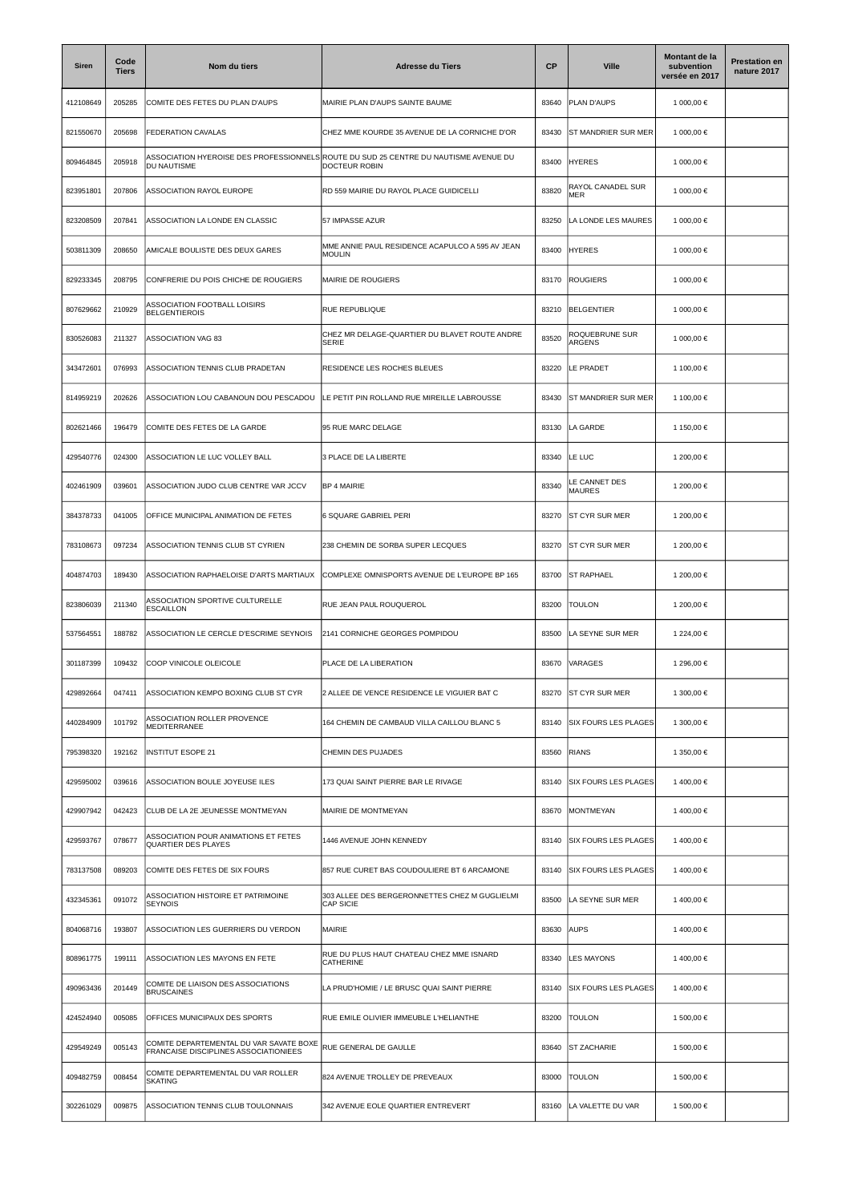| Siren | Code Tiers | Nom du tiers | Adresse du Tiers | CP | Ville | Montant de la subvention versée en 2017 | Prestation en nature 2017 |
|---|---|---|---|---|---|---|---|
| 412108649 | 205285 | COMITE DES FETES DU PLAN D'AUPS | MAIRIE PLAN D'AUPS SAINTE BAUME | 83640 | PLAN D'AUPS | 1 000,00 € | |
| 821550670 | 205698 | FEDERATION CAVALAS | CHEZ MME KOURDE 35 AVENUE DE LA CORNICHE D'OR | 83430 | ST MANDRIER SUR MER | 1 000,00 € | |
| 809464845 | 205918 | ASSOCIATION HYEROISE DES PROFESSIONNELS DU NAUTISME | ROUTE DU SUD 25 CENTRE DU NAUTISME AVENUE DU DOCTEUR ROBIN | 83400 | HYERES | 1 000,00 € | |
| 823951801 | 207806 | ASSOCIATION RAYOL EUROPE | RD 559 MAIRIE DU RAYOL PLACE GUIDICELLI | 83820 | RAYOL CANADEL SUR MER | 1 000,00 € | |
| 823208509 | 207841 | ASSOCIATION LA LONDE EN CLASSIC | 57 IMPASSE AZUR | 83250 | LA LONDE LES MAURES | 1 000,00 € | |
| 503811309 | 208650 | AMICALE BOULISTE DES DEUX GARES | MME ANNIE PAUL RESIDENCE ACAPULCO A 595 AV JEAN MOULIN | 83400 | HYERES | 1 000,00 € | |
| 829233345 | 208795 | CONFRERIE DU POIS CHICHE DE ROUGIERS | MAIRIE DE ROUGIERS | 83170 | ROUGIERS | 1 000,00 € | |
| 807629662 | 210929 | ASSOCIATION FOOTBALL LOISIRS BELGENTIEROIS | RUE REPUBLIQUE | 83210 | BELGENTIER | 1 000,00 € | |
| 830526083 | 211327 | ASSOCIATION VAG 83 | CHEZ MR DELAGE-QUARTIER DU BLAVET ROUTE ANDRE SERIE | 83520 | ROQUEBRUNE SUR ARGENS | 1 000,00 € | |
| 343472601 | 076993 | ASSOCIATION TENNIS CLUB PRADETAN | RESIDENCE LES ROCHES BLEUES | 83220 | LE PRADET | 1 100,00 € | |
| 814959219 | 202626 | ASSOCIATION LOU CABANOUN DOU PESCADOU | LE PETIT PIN ROLLAND RUE MIREILLE LABROUSSE | 83430 | ST MANDRIER SUR MER | 1 100,00 € | |
| 802621466 | 196479 | COMITE DES FETES DE LA GARDE | 95 RUE MARC DELAGE | 83130 | LA GARDE | 1 150,00 € | |
| 429540776 | 024300 | ASSOCIATION LE LUC VOLLEY BALL | 3 PLACE DE LA LIBERTE | 83340 | LE LUC | 1 200,00 € | |
| 402461909 | 039601 | ASSOCIATION JUDO CLUB CENTRE VAR JCCV | BP 4 MAIRIE | 83340 | LE CANNET DES MAURES | 1 200,00 € | |
| 384378733 | 041005 | OFFICE MUNICIPAL ANIMATION DE FETES | 6 SQUARE GABRIEL PERI | 83270 | ST CYR SUR MER | 1 200,00 € | |
| 783108673 | 097234 | ASSOCIATION TENNIS CLUB ST CYRIEN | 238 CHEMIN DE SORBA SUPER LECQUES | 83270 | ST CYR SUR MER | 1 200,00 € | |
| 404874703 | 189430 | ASSOCIATION RAPHAELOISE D'ARTS MARTIAUX | COMPLEXE OMNISPORTS AVENUE DE L'EUROPE BP 165 | 83700 | ST RAPHAEL | 1 200,00 € | |
| 823806039 | 211340 | ASSOCIATION SPORTIVE CULTURELLE ESCAILLON | RUE JEAN PAUL ROUQUEROL | 83200 | TOULON | 1 200,00 € | |
| 537564551 | 188782 | ASSOCIATION LE CERCLE D'ESCRIME SEYNOIS | 2141 CORNICHE GEORGES POMPIDOU | 83500 | LA SEYNE SUR MER | 1 224,00 € | |
| 301187399 | 109432 | COOP VINICOLE OLEICOLE | PLACE DE LA LIBERATION | 83670 | VARAGES | 1 296,00 € | |
| 429892664 | 047411 | ASSOCIATION KEMPO BOXING CLUB ST CYR | 2 ALLEE DE VENCE RESIDENCE LE VIGUIER BAT C | 83270 | ST CYR SUR MER | 1 300,00 € | |
| 440284909 | 101792 | ASSOCIATION ROLLER PROVENCE MEDITERRANEE | 164 CHEMIN DE CAMBAUD VILLA CAILLOU BLANC 5 | 83140 | SIX FOURS LES PLAGES | 1 300,00 € | |
| 795398320 | 192162 | INSTITUT ESOPE 21 | CHEMIN DES PUJADES | 83560 | RIANS | 1 350,00 € | |
| 429595002 | 039616 | ASSOCIATION BOULE JOYEUSE ILES | 173 QUAI SAINT PIERRE BAR LE RIVAGE | 83140 | SIX FOURS LES PLAGES | 1 400,00 € | |
| 429907942 | 042423 | CLUB DE LA 2E JEUNESSE MONTMEYAN | MAIRIE DE MONTMEYAN | 83670 | MONTMEYAN | 1 400,00 € | |
| 429593767 | 078677 | ASSOCIATION POUR ANIMATIONS ET FETES QUARTIER DES PLAYES | 1446 AVENUE JOHN KENNEDY | 83140 | SIX FOURS LES PLAGES | 1 400,00 € | |
| 783137508 | 089203 | COMITE DES FETES DE SIX FOURS | 857 RUE CURET BAS COUDOULIERE BT 6 ARCAMONE | 83140 | SIX FOURS LES PLAGES | 1 400,00 € | |
| 432345361 | 091072 | ASSOCIATION HISTOIRE ET PATRIMOINE SEYNOIS | 303 ALLEE DES BERGERONNETTES CHEZ M GUGLIELMI CAP SICIE | 83500 | LA SEYNE SUR MER | 1 400,00 € | |
| 804068716 | 193807 | ASSOCIATION LES GUERRIERS DU VERDON | MAIRIE | 83630 | AUPS | 1 400,00 € | |
| 808961775 | 199111 | ASSOCIATION LES MAYONS EN FETE | RUE DU PLUS HAUT CHATEAU CHEZ MME ISNARD CATHERINE | 83340 | LES MAYONS | 1 400,00 € | |
| 490963436 | 201449 | COMITE DE LIAISON DES ASSOCIATIONS BRUSCAINES | LA PRUD'HOMIE / LE BRUSC QUAI SAINT PIERRE | 83140 | SIX FOURS LES PLAGES | 1 400,00 € | |
| 424524940 | 005085 | OFFICES MUNICIPAUX DES SPORTS | RUE EMILE OLIVIER IMMEUBLE L'HELIANTHE | 83200 | TOULON | 1 500,00 € | |
| 429549249 | 005143 | COMITE DEPARTEMENTAL DU VAR SAVATE BOXE FRANCAISE DISCIPLINES ASSOCIATIONIEES | RUE GENERAL DE GAULLE | 83640 | ST ZACHARIE | 1 500,00 € | |
| 409482759 | 008454 | COMITE DEPARTEMENTAL DU VAR ROLLER SKATING | 824 AVENUE TROLLEY DE PREVEAUX | 83000 | TOULON | 1 500,00 € | |
| 302261029 | 009875 | ASSOCIATION TENNIS CLUB TOULONNAIS | 342 AVENUE EOLE QUARTIER ENTREVERT | 83160 | LA VALETTE DU VAR | 1 500,00 € | |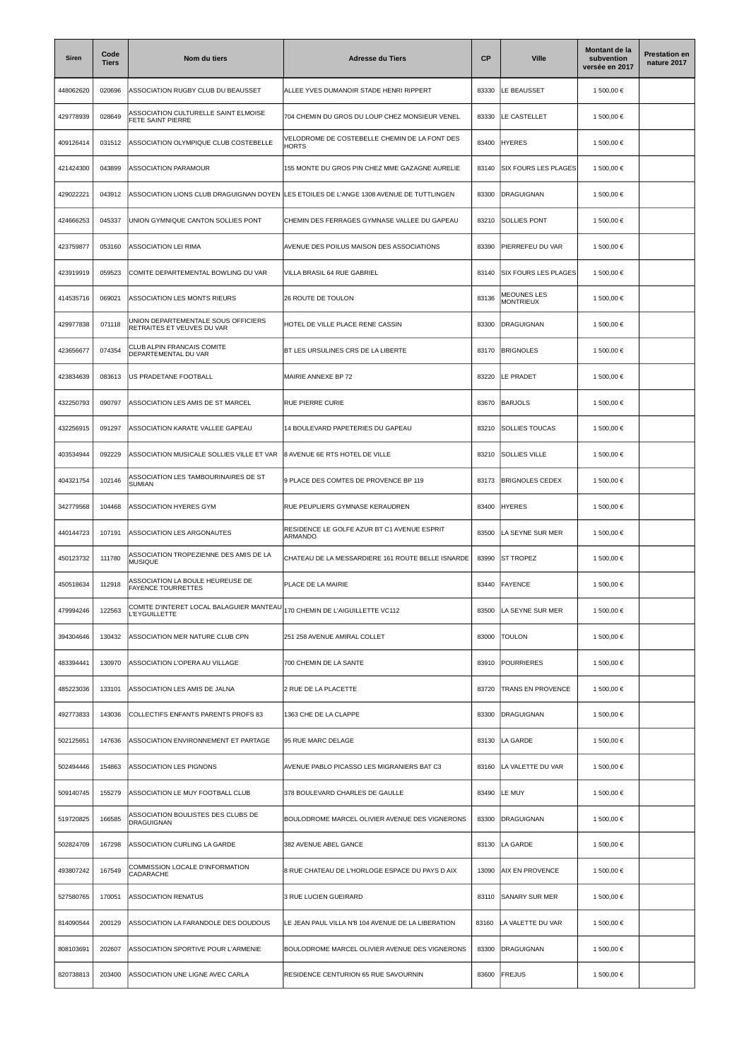| Siren | Code Tiers | Nom du tiers | Adresse du Tiers | CP | Ville | Montant de la subvention versée en 2017 | Prestation en nature 2017 |
|---|---|---|---|---|---|---|---|
| 448062620 | 020696 | ASSOCIATION RUGBY CLUB DU BEAUSSET | ALLEE YVES DUMANOIR STADE HENRI RIPPERT | 83330 | LE BEAUSSET | 1 500,00 € | |
| 429778939 | 028649 | ASSOCIATION CULTURELLE SAINT ELMOISE FETE SAINT PIERRE | 704 CHEMIN DU GROS DU LOUP CHEZ MONSIEUR VENEL | 83330 | LE CASTELLET | 1 500,00 € | |
| 409126414 | 031512 | ASSOCIATION OLYMPIQUE CLUB COSTEBELLE | VELODROME DE COSTEBELLE CHEMIN DE LA FONT DES HORTS | 83400 | HYERES | 1 500,00 € | |
| 421424300 | 043899 | ASSOCIATION PARAMOUR | 155 MONTE DU GROS PIN CHEZ MME GAZAGNE AURELIE | 83140 | SIX FOURS LES PLAGES | 1 500,00 € | |
| 429022221 | 043912 | ASSOCIATION LIONS CLUB DRAGUIGNAN DOYEN | LES ETOILES DE L'ANGE 1308 AVENUE DE TUTTLINGEN | 83300 | DRAGUIGNAN | 1 500,00 € | |
| 424666253 | 045337 | UNION GYMNIQUE CANTON SOLLIES PONT | CHEMIN DES FERRAGES GYMNASE VALLEE DU GAPEAU | 83210 | SOLLIES PONT | 1 500,00 € | |
| 423759877 | 053160 | ASSOCIATION LEI RIMA | AVENUE DES POILUS MAISON DES ASSOCIATIONS | 83390 | PIERREFEU DU VAR | 1 500,00 € | |
| 423919919 | 059523 | COMITE DEPARTEMENTAL BOWLING DU VAR | VILLA BRASIL 64 RUE GABRIEL | 83140 | SIX FOURS LES PLAGES | 1 500,00 € | |
| 414535716 | 069021 | ASSOCIATION LES MONTS RIEURS | 26 ROUTE DE TOULON | 83136 | MEOUNES LES MONTRIEUX | 1 500,00 € | |
| 429977838 | 071118 | UNION DEPARTEMENTALE SOUS OFFICIERS RETRAITES ET VEUVES DU VAR | HOTEL DE VILLE PLACE RENE CASSIN | 83300 | DRAGUIGNAN | 1 500,00 € | |
| 423656677 | 074354 | CLUB ALPIN FRANCAIS COMITE DEPARTEMENTAL DU VAR | BT LES URSULINES CRS DE LA LIBERTE | 83170 | BRIGNOLES | 1 500,00 € | |
| 423834639 | 083613 | US PRADETANE FOOTBALL | MAIRIE ANNEXE BP 72 | 83220 | LE PRADET | 1 500,00 € | |
| 432250793 | 090797 | ASSOCIATION LES AMIS DE ST MARCEL | RUE PIERRE CURIE | 83670 | BARJOLS | 1 500,00 € | |
| 432256915 | 091297 | ASSOCIATION KARATE VALLEE GAPEAU | 14 BOULEVARD PAPETERIES DU GAPEAU | 83210 | SOLLIES TOUCAS | 1 500,00 € | |
| 403534944 | 092229 | ASSOCIATION MUSICALE SOLLIES VILLE ET VAR | 8 AVENUE 6E RTS HOTEL DE VILLE | 83210 | SOLLIES VILLE | 1 500,00 € | |
| 404321754 | 102146 | ASSOCIATION LES TAMBOURINAIRES DE ST SUMIAN | 9 PLACE DES COMTES DE PROVENCE BP 119 | 83173 | BRIGNOLES CEDEX | 1 500,00 € | |
| 342779568 | 104468 | ASSOCIATION HYERES GYM | RUE PEUPLIERS GYMNASE KERAUDREN | 83400 | HYERES | 1 500,00 € | |
| 440144723 | 107191 | ASSOCIATION LES ARGONAUTES | RESIDENCE LE GOLFE AZUR BT C1 AVENUE ESPRIT ARMANDO | 83500 | LA SEYNE SUR MER | 1 500,00 € | |
| 450123732 | 111780 | ASSOCIATION TROPEZIENNE DES AMIS DE LA MUSIQUE | CHATEAU DE LA MESSARDIERE 161 ROUTE BELLE ISNARDE | 83990 | ST TROPEZ | 1 500,00 € | |
| 450518634 | 112918 | ASSOCIATION LA BOULE HEUREUSE DE FAYENCE TOURRETTES | PLACE DE LA MAIRIE | 83440 | FAYENCE | 1 500,00 € | |
| 479994246 | 122563 | COMITE D'INTERET LOCAL BALAGUIER MANTEAU L'EYGUILLETTE | 170 CHEMIN DE L'AIGUILLETTE VC112 | 83500 | LA SEYNE SUR MER | 1 500,00 € | |
| 394304646 | 130432 | ASSOCIATION MER NATURE CLUB CPN | 251 258 AVENUE AMIRAL COLLET | 83000 | TOULON | 1 500,00 € | |
| 483394441 | 130970 | ASSOCIATION L'OPERA AU VILLAGE | 700 CHEMIN DE LA SANTE | 83910 | POURRIERES | 1 500,00 € | |
| 485223036 | 133101 | ASSOCIATION LES AMIS DE JALNA | 2 RUE DE LA PLACETTE | 83720 | TRANS EN PROVENCE | 1 500,00 € | |
| 492773833 | 143036 | COLLECTIFS ENFANTS PARENTS PROFS 83 | 1363 CHE DE LA CLAPPE | 83300 | DRAGUIGNAN | 1 500,00 € | |
| 502125651 | 147636 | ASSOCIATION ENVIRONNEMENT ET PARTAGE | 95 RUE MARC DELAGE | 83130 | LA GARDE | 1 500,00 € | |
| 502494446 | 154863 | ASSOCIATION LES PIGNONS | AVENUE PABLO PICASSO LES MIGRANIERS BAT C3 | 83160 | LA VALETTE DU VAR | 1 500,00 € | |
| 509140745 | 155279 | ASSOCIATION LE MUY FOOTBALL CLUB | 378 BOULEVARD CHARLES DE GAULLE | 83490 | LE MUY | 1 500,00 € | |
| 519720825 | 166585 | ASSOCIATION BOULISTES DES CLUBS DE DRAGUIGNAN | BOULODROME MARCEL OLIVIER AVENUE DES VIGNERONS | 83300 | DRAGUIGNAN | 1 500,00 € | |
| 502824709 | 167298 | ASSOCIATION CURLING LA GARDE | 382 AVENUE ABEL GANCE | 83130 | LA GARDE | 1 500,00 € | |
| 493807242 | 167549 | COMMISSION LOCALE D'INFORMATION CADARACHE | 8 RUE CHATEAU DE L'HORLOGE ESPACE DU PAYS D AIX | 13090 | AIX EN PROVENCE | 1 500,00 € | |
| 527580765 | 170051 | ASSOCIATION RENATUS | 3 RUE LUCIEN GUEIRARD | 83110 | SANARY SUR MER | 1 500,00 € | |
| 814090544 | 200129 | ASSOCIATION LA FARANDOLE DES DOUDOUS | LE JEAN PAUL VILLA N'8 104 AVENUE DE LA LIBERATION | 83160 | LA VALETTE DU VAR | 1 500,00 € | |
| 808103691 | 202607 | ASSOCIATION SPORTIVE POUR L'ARMENIE | BOULODROME MARCEL OLIVIER AVENUE DES VIGNERONS | 83300 | DRAGUIGNAN | 1 500,00 € | |
| 820738813 | 203400 | ASSOCIATION UNE LIGNE AVEC CARLA | RESIDENCE CENTURION 65 RUE SAVOURNIN | 83600 | FREJUS | 1 500,00 € | |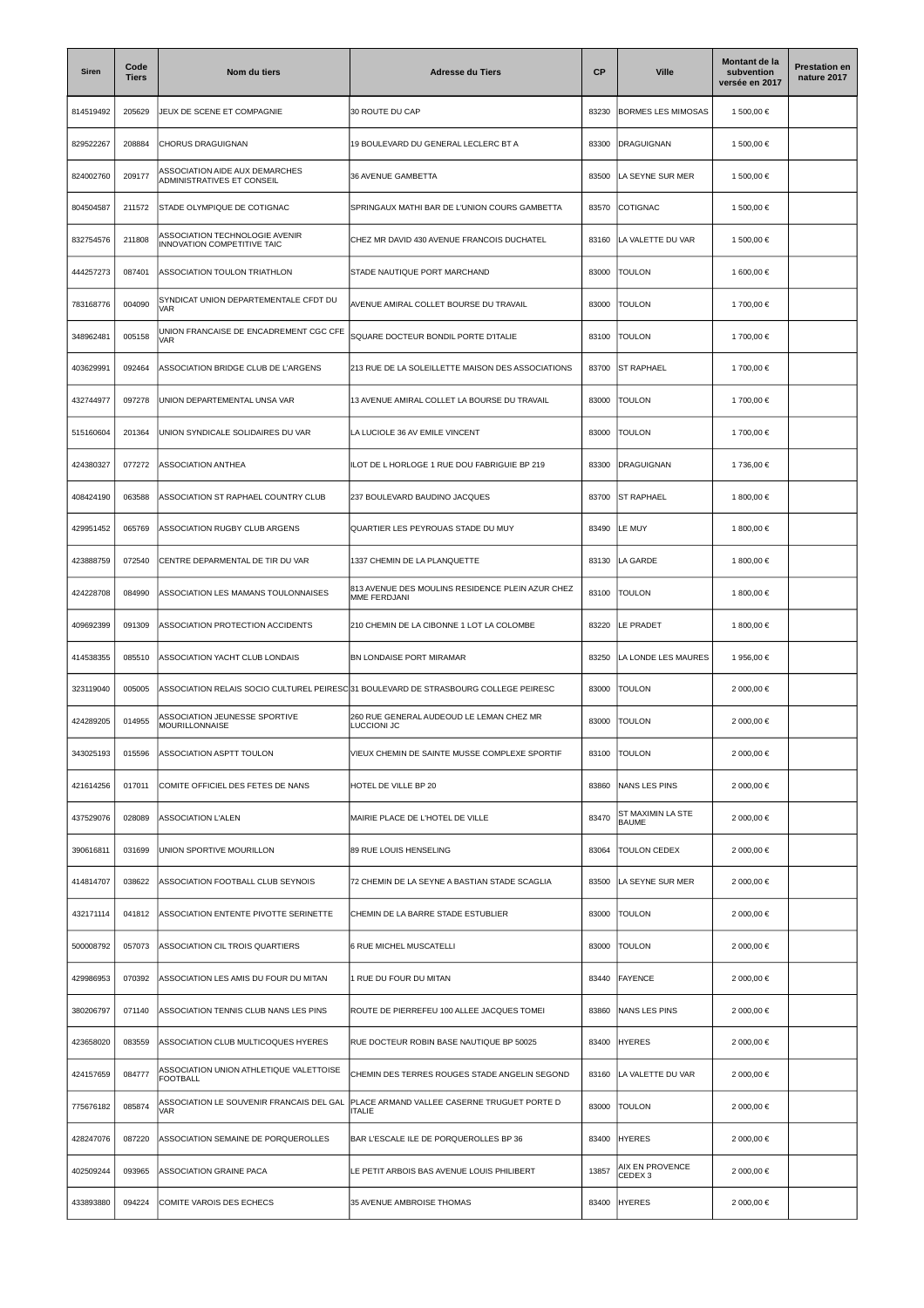| Siren | Code Tiers | Nom du tiers | Adresse du Tiers | CP | Ville | Montant de la subvention versée en 2017 | Prestation en nature 2017 |
|---|---|---|---|---|---|---|---|
| 814519492 | 205629 | JEUX DE SCENE ET COMPAGNIE | 30 ROUTE DU CAP | 83230 | BORMES LES MIMOSAS | 1 500,00 € | |
| 829522267 | 208884 | CHORUS DRAGUIGNAN | 19 BOULEVARD DU GENERAL LECLERC BT A | 83300 | DRAGUIGNAN | 1 500,00 € | |
| 824002760 | 209177 | ASSOCIATION AIDE AUX DEMARCHES ADMINISTRATIVES ET CONSEIL | 36 AVENUE GAMBETTA | 83500 | LA SEYNE SUR MER | 1 500,00 € | |
| 804504587 | 211572 | STADE OLYMPIQUE DE COTIGNAC | SPRINGAUX MATHI BAR DE L'UNION COURS GAMBETTA | 83570 | COTIGNAC | 1 500,00 € | |
| 832754576 | 211808 | ASSOCIATION TECHNOLOGIE AVENIR INNOVATION COMPETITIVE TAIC | CHEZ MR DAVID 430 AVENUE FRANCOIS DUCHATEL | 83160 | LA VALETTE DU VAR | 1 500,00 € | |
| 444257273 | 087401 | ASSOCIATION TOULON TRIATHLON | STADE NAUTIQUE PORT MARCHAND | 83000 | TOULON | 1 600,00 € | |
| 783168776 | 004090 | SYNDICAT UNION DEPARTEMENTALE CFDT DU VAR | AVENUE AMIRAL COLLET BOURSE DU TRAVAIL | 83000 | TOULON | 1 700,00 € | |
| 348962481 | 005158 | UNION FRANCAISE DE ENCADREMENT CGC CFE VAR | SQUARE DOCTEUR BONDIL PORTE D'ITALIE | 83100 | TOULON | 1 700,00 € | |
| 403629991 | 092464 | ASSOCIATION BRIDGE CLUB DE L'ARGENS | 213 RUE DE LA SOLEILLETTE MAISON DES ASSOCIATIONS | 83700 | ST RAPHAEL | 1 700,00 € | |
| 432744977 | 097278 | UNION DEPARTEMENTAL UNSA VAR | 13 AVENUE AMIRAL COLLET LA BOURSE DU TRAVAIL | 83000 | TOULON | 1 700,00 € | |
| 515160604 | 201364 | UNION SYNDICALE SOLIDAIRES DU VAR | LA LUCIOLE 36 AV EMILE VINCENT | 83000 | TOULON | 1 700,00 € | |
| 424380327 | 077272 | ASSOCIATION ANTHEA | ILOT DE L HORLOGE 1 RUE DOU FABRIGUIE BP 219 | 83300 | DRAGUIGNAN | 1 736,00 € | |
| 408424190 | 063588 | ASSOCIATION ST RAPHAEL COUNTRY CLUB | 237 BOULEVARD BAUDINO JACQUES | 83700 | ST RAPHAEL | 1 800,00 € | |
| 429951452 | 065769 | ASSOCIATION RUGBY CLUB ARGENS | QUARTIER LES PEYROUAS STADE DU MUY | 83490 | LE MUY | 1 800,00 € | |
| 423888759 | 072540 | CENTRE DEPARMENTAL DE TIR DU VAR | 1337 CHEMIN DE LA PLANQUETTE | 83130 | LA GARDE | 1 800,00 € | |
| 424228708 | 084990 | ASSOCIATION LES MAMANS TOULONNAISES | 813 AVENUE DES MOULINS RESIDENCE PLEIN AZUR CHEZ MME FERDJANI | 83100 | TOULON | 1 800,00 € | |
| 409692399 | 091309 | ASSOCIATION PROTECTION ACCIDENTS | 210 CHEMIN DE LA CIBONNE 1 LOT LA COLOMBE | 83220 | LE PRADET | 1 800,00 € | |
| 414538355 | 085510 | ASSOCIATION YACHT CLUB LONDAIS | BN LONDAISE PORT MIRAMAR | 83250 | LA LONDE LES MAURES | 1 956,00 € | |
| 323119040 | 005005 | ASSOCIATION RELAIS SOCIO CULTUREL PEIRESC | 31 BOULEVARD DE STRASBOURG COLLEGE PEIRESC | 83000 | TOULON | 2 000,00 € | |
| 424289205 | 014955 | ASSOCIATION JEUNESSE SPORTIVE MOURILLONNAISE | 260 RUE GENERAL AUDEOUD LE LEMAN CHEZ MR LUCCIONI JC | 83000 | TOULON | 2 000,00 € | |
| 343025193 | 015596 | ASSOCIATION ASPTT TOULON | VIEUX CHEMIN DE SAINTE MUSSE COMPLEXE SPORTIF | 83100 | TOULON | 2 000,00 € | |
| 421614256 | 017011 | COMITE OFFICIEL DES FETES DE NANS | HOTEL DE VILLE BP 20 | 83860 | NANS LES PINS | 2 000,00 € | |
| 437529076 | 028089 | ASSOCIATION L'ALEN | MAIRIE PLACE DE L'HOTEL DE VILLE | 83470 | ST MAXIMIN LA STE BAUME | 2 000,00 € | |
| 390616811 | 031699 | UNION SPORTIVE MOURILLON | 89 RUE LOUIS HENSELING | 83064 | TOULON CEDEX | 2 000,00 € | |
| 414814707 | 038622 | ASSOCIATION FOOTBALL CLUB SEYNOIS | 72 CHEMIN DE LA SEYNE A BASTIAN STADE SCAGLIA | 83500 | LA SEYNE SUR MER | 2 000,00 € | |
| 432171114 | 041812 | ASSOCIATION ENTENTE PIVOTTE SERINETTE | CHEMIN DE LA BARRE STADE ESTUBLIER | 83000 | TOULON | 2 000,00 € | |
| 500008792 | 057073 | ASSOCIATION CIL TROIS QUARTIERS | 6 RUE MICHEL MUSCATELLI | 83000 | TOULON | 2 000,00 € | |
| 429986953 | 070392 | ASSOCIATION LES AMIS DU FOUR DU MITAN | 1 RUE DU FOUR DU MITAN | 83440 | FAYENCE | 2 000,00 € | |
| 380206797 | 071140 | ASSOCIATION TENNIS CLUB NANS LES PINS | ROUTE DE PIERREFEU 100 ALLEE JACQUES TOMEI | 83860 | NANS LES PINS | 2 000,00 € | |
| 423658020 | 083559 | ASSOCIATION CLUB MULTICOQUES HYERES | RUE DOCTEUR ROBIN BASE NAUTIQUE BP 50025 | 83400 | HYERES | 2 000,00 € | |
| 424157659 | 084777 | ASSOCIATION UNION ATHLETIQUE VALETTOISE FOOTBALL | CHEMIN DES TERRES ROUGES STADE ANGELIN SEGOND | 83160 | LA VALETTE DU VAR | 2 000,00 € | |
| 775676182 | 085874 | ASSOCIATION LE SOUVENIR FRANCAIS DEL GAL VAR | PLACE ARMAND VALLEE CASERNE TRUGUET PORTE D ITALIE | 83000 | TOULON | 2 000,00 € | |
| 428247076 | 087220 | ASSOCIATION SEMAINE DE PORQUEROLLES | BAR L'ESCALE ILE DE PORQUEROLLES BP 36 | 83400 | HYERES | 2 000,00 € | |
| 402509244 | 093965 | ASSOCIATION GRAINE PACA | LE PETIT ARBOIS BAS AVENUE LOUIS PHILIBERT | 13857 | AIX EN PROVENCE CEDEX 3 | 2 000,00 € | |
| 433893880 | 094224 | COMITE VAROIS DES ECHECS | 35 AVENUE AMBROISE THOMAS | 83400 | HYERES | 2 000,00 € | |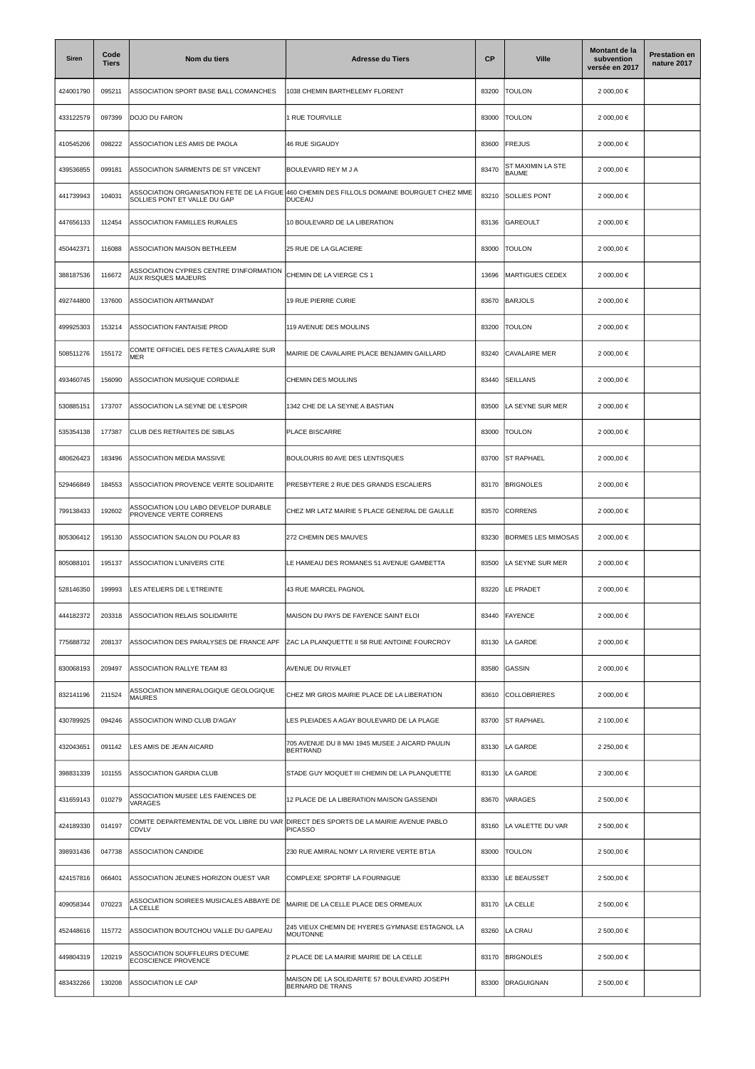| Siren | Code Tiers | Nom du tiers | Adresse du Tiers | CP | Ville | Montant de la subvention versée en 2017 | Prestation en nature 2017 |
|---|---|---|---|---|---|---|---|
| 424001790 | 095211 | ASSOCIATION SPORT BASE BALL COMANCHES | 1038 CHEMIN BARTHELEMY FLORENT | 83200 | TOULON | 2 000,00 € | |
| 433122579 | 097399 | DOJO DU FARON | 1 RUE TOURVILLE | 83000 | TOULON | 2 000,00 € | |
| 410545206 | 098222 | ASSOCIATION LES AMIS DE PAOLA | 46 RUE SIGAUDY | 83600 | FREJUS | 2 000,00 € | |
| 439536855 | 099181 | ASSOCIATION SARMENTS DE ST VINCENT | BOULEVARD REY M J A | 83470 | ST MAXIMIN LA STE BAUME | 2 000,00 € | |
| 441739943 | 104031 | ASSOCIATION ORGANISATION FETE DE LA FIGUE SOLLIES PONT ET VALLE DU GAP | 460 CHEMIN DES FILLOLS DOMAINE BOURGUET CHEZ MME DUCEAU | 83210 | SOLLIES PONT | 2 000,00 € | |
| 447656133 | 112454 | ASSOCIATION FAMILLES RURALES | 10 BOULEVARD DE LA LIBERATION | 83136 | GAREOULT | 2 000,00 € | |
| 450442371 | 116088 | ASSOCIATION MAISON BETHLEEM | 25 RUE DE LA GLACIERE | 83000 | TOULON | 2 000,00 € | |
| 388187536 | 116672 | ASSOCIATION CYPRES CENTRE D'INFORMATION AUX RISQUES MAJEURS | CHEMIN DE LA VIERGE CS 1 | 13696 | MARTIGUES CEDEX | 2 000,00 € | |
| 492744800 | 137600 | ASSOCIATION ARTMANDAT | 19 RUE PIERRE CURIE | 83670 | BARJOLS | 2 000,00 € | |
| 499925303 | 153214 | ASSOCIATION FANTAISIE PROD | 119 AVENUE DES MOULINS | 83200 | TOULON | 2 000,00 € | |
| 508511276 | 155172 | COMITE OFFICIEL DES FETES CAVALAIRE SUR MER | MAIRIE DE CAVALAIRE PLACE BENJAMIN GAILLARD | 83240 | CAVALAIRE MER | 2 000,00 € | |
| 493460745 | 156090 | ASSOCIATION MUSIQUE CORDIALE | CHEMIN DES MOULINS | 83440 | SEILLANS | 2 000,00 € | |
| 530885151 | 173707 | ASSOCIATION LA SEYNE DE L'ESPOIR | 1342 CHE DE LA SEYNE A BASTIAN | 83500 | LA SEYNE SUR MER | 2 000,00 € | |
| 535354138 | 177387 | CLUB DES RETRAITES DE SIBLAS | PLACE BISCARRE | 83000 | TOULON | 2 000,00 € | |
| 480626423 | 183496 | ASSOCIATION MEDIA MASSIVE | BOULOURIS 80 AVE DES LENTISQUES | 83700 | ST RAPHAEL | 2 000,00 € | |
| 529466849 | 184553 | ASSOCIATION PROVENCE VERTE SOLIDARITE | PRESBYTERE 2 RUE DES GRANDS ESCALIERS | 83170 | BRIGNOLES | 2 000,00 € | |
| 799138433 | 192602 | ASSOCIATION LOU LABO DEVELOP DURABLE PROVENCE VERTE CORRENS | CHEZ MR LATZ MAIRIE 5 PLACE GENERAL DE GAULLE | 83570 | CORRENS | 2 000,00 € | |
| 805306412 | 195130 | ASSOCIATION SALON DU POLAR 83 | 272 CHEMIN DES MAUVES | 83230 | BORMES LES MIMOSAS | 2 000,00 € | |
| 805088101 | 195137 | ASSOCIATION L'UNIVERS CITE | LE HAMEAU DES ROMANES 51 AVENUE GAMBETTA | 83500 | LA SEYNE SUR MER | 2 000,00 € | |
| 528146350 | 199993 | LES ATELIERS DE L'ETREINTE | 43 RUE MARCEL PAGNOL | 83220 | LE PRADET | 2 000,00 € | |
| 444182372 | 203318 | ASSOCIATION RELAIS SOLIDARITE | MAISON DU PAYS DE FAYENCE SAINT ELOI | 83440 | FAYENCE | 2 000,00 € | |
| 775688732 | 208137 | ASSOCIATION DES PARALYSES DE FRANCE APF | ZAC LA PLANQUETTE II 58 RUE ANTOINE FOURCROY | 83130 | LA GARDE | 2 000,00 € | |
| 830068193 | 209497 | ASSOCIATION RALLYE TEAM 83 | AVENUE DU RIVALET | 83580 | GASSIN | 2 000,00 € | |
| 832141196 | 211524 | ASSOCIATION MINERALOGIQUE GEOLOGIQUE MAURES | CHEZ MR GROS MAIRIE PLACE DE LA LIBERATION | 83610 | COLLOBRIERES | 2 000,00 € | |
| 430789925 | 094246 | ASSOCIATION WIND CLUB D'AGAY | LES PLEIADES A AGAY BOULEVARD DE LA PLAGE | 83700 | ST RAPHAEL | 2 100,00 € | |
| 432043651 | 091142 | LES AMIS DE JEAN AICARD | 705 AVENUE DU 8 MAI 1945 MUSEE J AICARD PAULIN BERTRAND | 83130 | LA GARDE | 2 250,00 € | |
| 398831339 | 101155 | ASSOCIATION GARDIA CLUB | STADE GUY MOQUET III CHEMIN DE LA PLANQUETTE | 83130 | LA GARDE | 2 300,00 € | |
| 431659143 | 010279 | ASSOCIATION MUSEE LES FAIENCES DE VARAGES | 12 PLACE DE LA LIBERATION MAISON GASSENDI | 83670 | VARAGES | 2 500,00 € | |
| 424189330 | 014197 | COMITE DEPARTEMENTAL DE VOL LIBRE DU VAR CDVLV | DIRECT DES SPORTS DE LA MAIRIE AVENUE PABLO PICASSO | 83160 | LA VALETTE DU VAR | 2 500,00 € | |
| 398931436 | 047738 | ASSOCIATION CANDIDE | 230 RUE AMIRAL NOMY LA RIVIERE VERTE BT1A | 83000 | TOULON | 2 500,00 € | |
| 424157816 | 066401 | ASSOCIATION JEUNES HORIZON OUEST VAR | COMPLEXE SPORTIF LA FOURNIGUE | 83330 | LE BEAUSSET | 2 500,00 € | |
| 409058344 | 070223 | ASSOCIATION SOIREES MUSICALES ABBAYE DE LA CELLE | MAIRIE DE LA CELLE PLACE DES ORMEAUX | 83170 | LA CELLE | 2 500,00 € | |
| 452448616 | 115772 | ASSOCIATION BOUTCHOU VALLE DU GAPEAU | 245 VIEUX CHEMIN DE HYERES GYMNASE ESTAGNOL LA MOUTONNE | 83260 | LA CRAU | 2 500,00 € | |
| 449804319 | 120219 | ASSOCIATION SOUFFLEURS D'ECUME ECOSCIENCE PROVENCE | 2 PLACE DE LA MAIRIE MAIRIE DE LA CELLE | 83170 | BRIGNOLES | 2 500,00 € | |
| 483432266 | 130208 | ASSOCIATION LE CAP | MAISON DE LA SOLIDARITE 57 BOULEVARD JOSEPH BERNARD DE TRANS | 83300 | DRAGUIGNAN | 2 500,00 € | |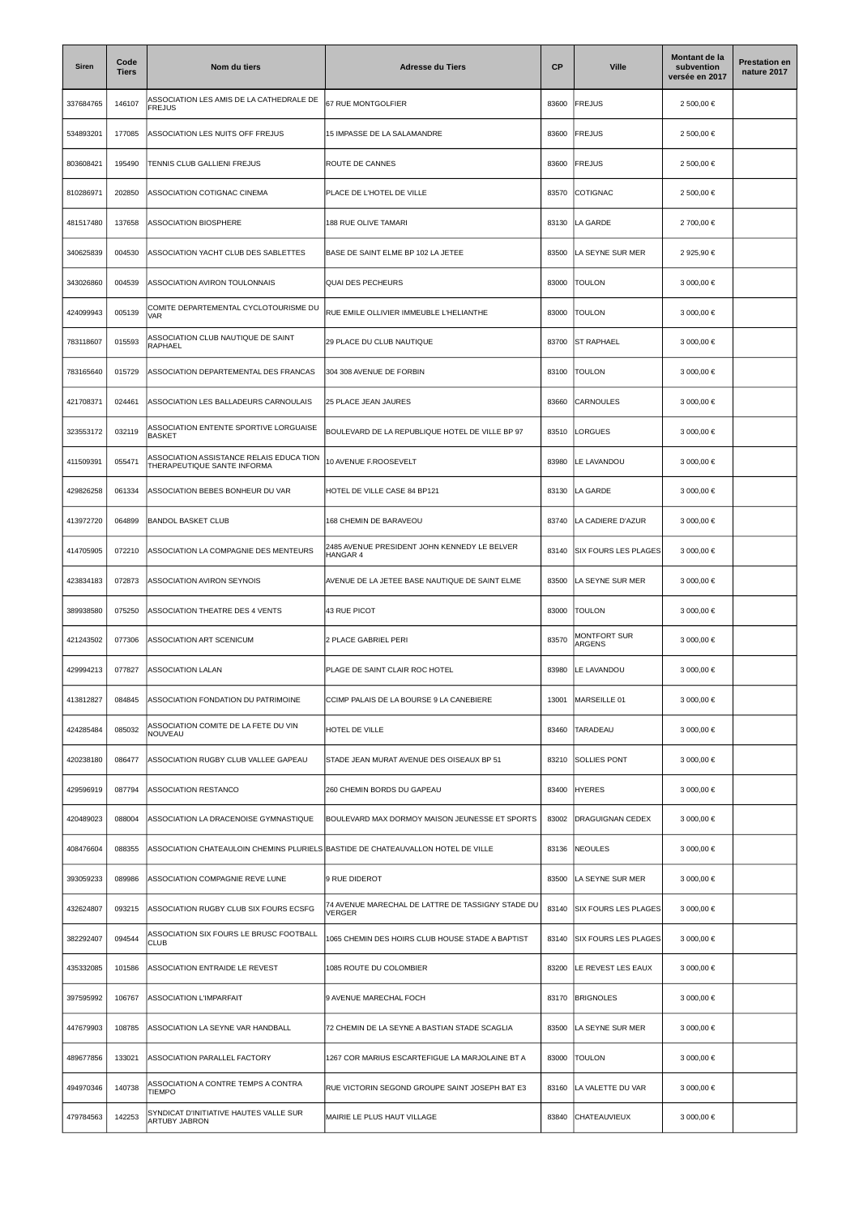| Siren | Code Tiers | Nom du tiers | Adresse du Tiers | CP | Ville | Montant de la subvention versée en 2017 | Prestation en nature 2017 |
|---|---|---|---|---|---|---|---|
| 337684765 | 146107 | ASSOCIATION LES AMIS DE LA CATHEDRALE DE FREJUS | 67 RUE MONTGOLFIER | 83600 | FREJUS | 2 500,00 € | |
| 534893201 | 177085 | ASSOCIATION LES NUITS OFF FREJUS | 15 IMPASSE DE LA SALAMANDRE | 83600 | FREJUS | 2 500,00 € | |
| 803608421 | 195490 | TENNIS CLUB GALLIENI FREJUS | ROUTE DE CANNES | 83600 | FREJUS | 2 500,00 € | |
| 810286971 | 202850 | ASSOCIATION COTIGNAC CINEMA | PLACE DE L'HOTEL DE VILLE | 83570 | COTIGNAC | 2 500,00 € | |
| 481517480 | 137658 | ASSOCIATION BIOSPHERE | 188 RUE OLIVE TAMARI | 83130 | LA GARDE | 2 700,00 € | |
| 340625839 | 004530 | ASSOCIATION YACHT CLUB DES SABLETTES | BASE DE SAINT ELME BP 102 LA JETEE | 83500 | LA SEYNE SUR MER | 2 925,90 € | |
| 343026860 | 004539 | ASSOCIATION AVIRON TOULONNAIS | QUAI DES PECHEURS | 83000 | TOULON | 3 000,00 € | |
| 424099943 | 005139 | COMITE DEPARTEMENTAL CYCLOTOURISME DU VAR | RUE EMILE OLLIVIER IMMEUBLE L'HELIANTHE | 83000 | TOULON | 3 000,00 € | |
| 783118607 | 015593 | ASSOCIATION CLUB NAUTIQUE DE SAINT RAPHAEL | 29 PLACE DU CLUB NAUTIQUE | 83700 | ST RAPHAEL | 3 000,00 € | |
| 783165640 | 015729 | ASSOCIATION DEPARTEMENTAL DES FRANCAS | 304 308 AVENUE DE FORBIN | 83100 | TOULON | 3 000,00 € | |
| 421708371 | 024461 | ASSOCIATION LES BALLADEURS CARNOULAIS | 25 PLACE JEAN JAURES | 83660 | CARNOULES | 3 000,00 € | |
| 323553172 | 032119 | ASSOCIATION ENTENTE SPORTIVE LORGUAISE BASKET | BOULEVARD DE LA REPUBLIQUE HOTEL DE VILLE BP 97 | 83510 | LORGUES | 3 000,00 € | |
| 411509391 | 055471 | ASSOCIATION ASSISTANCE RELAIS EDUCA TION THERAPEUTIQUE SANTE INFORMA | 10 AVENUE F.ROOSEVELT | 83980 | LE LAVANDOU | 3 000,00 € | |
| 429826258 | 061334 | ASSOCIATION BEBES BONHEUR DU VAR | HOTEL DE VILLE CASE 84 BP121 | 83130 | LA GARDE | 3 000,00 € | |
| 413972720 | 064899 | BANDOL BASKET CLUB | 168 CHEMIN DE BARAVEOU | 83740 | LA CADIERE D'AZUR | 3 000,00 € | |
| 414705905 | 072210 | ASSOCIATION LA COMPAGNIE DES MENTEURS | 2485 AVENUE PRESIDENT JOHN KENNEDY LE BELVER HANGAR 4 | 83140 | SIX FOURS LES PLAGES | 3 000,00 € | |
| 423834183 | 072873 | ASSOCIATION AVIRON SEYNOIS | AVENUE DE LA JETEE BASE NAUTIQUE DE SAINT ELME | 83500 | LA SEYNE SUR MER | 3 000,00 € | |
| 389938580 | 075250 | ASSOCIATION THEATRE DES 4 VENTS | 43 RUE PICOT | 83000 | TOULON | 3 000,00 € | |
| 421243502 | 077306 | ASSOCIATION ART SCENICUM | 2 PLACE GABRIEL PERI | 83570 | MONTFORT SUR ARGENS | 3 000,00 € | |
| 429994213 | 077827 | ASSOCIATION LALAN | PLAGE DE SAINT CLAIR ROC HOTEL | 83980 | LE LAVANDOU | 3 000,00 € | |
| 413812827 | 084845 | ASSOCIATION FONDATION DU PATRIMOINE | CCIMP PALAIS DE LA BOURSE 9 LA CANEBIERE | 13001 | MARSEILLE 01 | 3 000,00 € | |
| 424285484 | 085032 | ASSOCIATION COMITE DE LA FETE DU VIN NOUVEAU | HOTEL DE VILLE | 83460 | TARADEAU | 3 000,00 € | |
| 420238180 | 086477 | ASSOCIATION RUGBY CLUB VALLEE GAPEAU | STADE JEAN MURAT AVENUE DES OISEAUX BP 51 | 83210 | SOLLIES PONT | 3 000,00 € | |
| 429596919 | 087794 | ASSOCIATION RESTANCO | 260 CHEMIN BORDS DU GAPEAU | 83400 | HYERES | 3 000,00 € | |
| 420489023 | 088004 | ASSOCIATION LA DRACENOISE GYMNASTIQUE | BOULEVARD MAX DORMOY MAISON JEUNESSE ET SPORTS | 83002 | DRAGUIGNAN CEDEX | 3 000,00 € | |
| 408476604 | 088355 | ASSOCIATION CHATEAULOIN CHEMINS PLURIELS | BASTIDE DE CHATEAUVALLON HOTEL DE VILLE | 83136 | NEOULES | 3 000,00 € | |
| 393059233 | 089986 | ASSOCIATION COMPAGNIE REVE LUNE | 9 RUE DIDEROT | 83500 | LA SEYNE SUR MER | 3 000,00 € | |
| 432624807 | 093215 | ASSOCIATION RUGBY CLUB SIX FOURS ECSFG | 74 AVENUE MARECHAL DE LATTRE DE TASSIGNY STADE DU VERGER | 83140 | SIX FOURS LES PLAGES | 3 000,00 € | |
| 382292407 | 094544 | ASSOCIATION SIX FOURS LE BRUSC FOOTBALL CLUB | 1065 CHEMIN DES HOIRS CLUB HOUSE STADE A BAPTIST | 83140 | SIX FOURS LES PLAGES | 3 000,00 € | |
| 435332085 | 101586 | ASSOCIATION ENTRAIDE LE REVEST | 1085 ROUTE DU COLOMBIER | 83200 | LE REVEST LES EAUX | 3 000,00 € | |
| 397595992 | 106767 | ASSOCIATION L'IMPARFAIT | 9 AVENUE MARECHAL FOCH | 83170 | BRIGNOLES | 3 000,00 € | |
| 447679903 | 108785 | ASSOCIATION LA SEYNE VAR HANDBALL | 72 CHEMIN DE LA SEYNE A BASTIAN STADE SCAGLIA | 83500 | LA SEYNE SUR MER | 3 000,00 € | |
| 489677856 | 133021 | ASSOCIATION PARALLEL FACTORY | 1267 COR MARIUS ESCARTEFIGUE LA MARJOLAINE BT A | 83000 | TOULON | 3 000,00 € | |
| 494970346 | 140738 | ASSOCIATION A CONTRE TEMPS A CONTRA TIEMPO | RUE VICTORIN SEGOND GROUPE SAINT JOSEPH BAT E3 | 83160 | LA VALETTE DU VAR | 3 000,00 € | |
| 479784563 | 142253 | SYNDICAT D'INITIATIVE HAUTES VALLE SUR ARTUBY JABRON | MAIRIE LE PLUS HAUT VILLAGE | 83840 | CHATEAUVIEUX | 3 000,00 € | |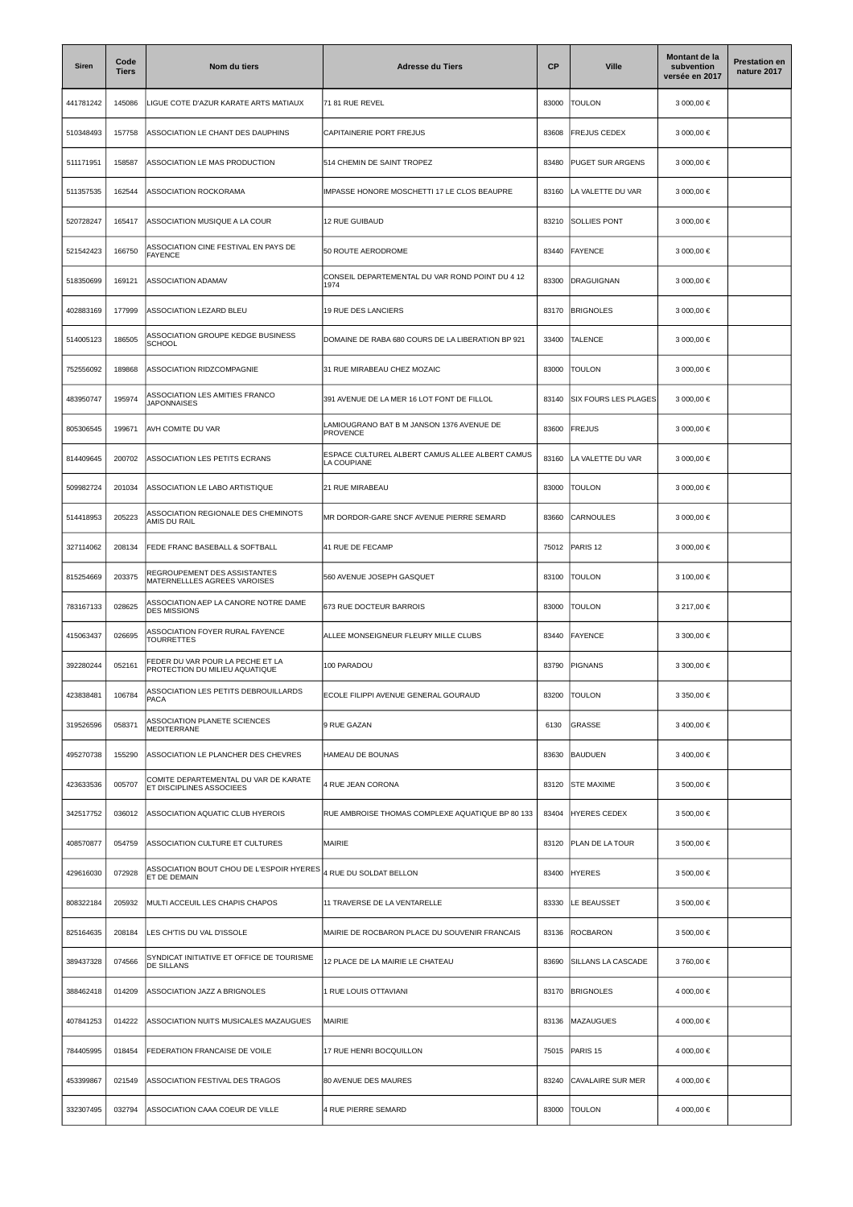| Siren | Code Tiers | Nom du tiers | Adresse du Tiers | CP | Ville | Montant de la subvention versée en 2017 | Prestation en nature 2017 |
|---|---|---|---|---|---|---|---|
| 441781242 | 145086 | LIGUE COTE D'AZUR KARATE ARTS MATIAUX | 71 81 RUE REVEL | 83000 | TOULON | 3 000,00 € | |
| 510348493 | 157758 | ASSOCIATION LE CHANT DES DAUPHINS | CAPITAINERIE PORT FREJUS | 83608 | FREJUS CEDEX | 3 000,00 € | |
| 511171951 | 158587 | ASSOCIATION LE MAS PRODUCTION | 514 CHEMIN DE SAINT TROPEZ | 83480 | PUGET SUR ARGENS | 3 000,00 € | |
| 511357535 | 162544 | ASSOCIATION ROCKORAMA | IMPASSE HONORE MOSCHETTI 17 LE CLOS BEAUPRE | 83160 | LA VALETTE DU VAR | 3 000,00 € | |
| 520728247 | 165417 | ASSOCIATION MUSIQUE A LA COUR | 12 RUE GUIBAUD | 83210 | SOLLIES PONT | 3 000,00 € | |
| 521542423 | 166750 | ASSOCIATION CINE FESTIVAL EN PAYS DE FAYENCE | 50 ROUTE AERODROME | 83440 | FAYENCE | 3 000,00 € | |
| 518350699 | 169121 | ASSOCIATION ADAMAV | CONSEIL DEPARTEMENTAL DU VAR ROND POINT DU 4 12 1974 | 83300 | DRAGUIGNAN | 3 000,00 € | |
| 402883169 | 177999 | ASSOCIATION LEZARD BLEU | 19 RUE DES LANCIERS | 83170 | BRIGNOLES | 3 000,00 € | |
| 514005123 | 186505 | ASSOCIATION GROUPE KEDGE BUSINESS SCHOOL | DOMAINE DE RABA 680 COURS DE LA LIBERATION BP 921 | 33400 | TALENCE | 3 000,00 € | |
| 752556092 | 189868 | ASSOCIATION RIDZCOMPAGNIE | 31 RUE MIRABEAU CHEZ MOZAIC | 83000 | TOULON | 3 000,00 € | |
| 483950747 | 195974 | ASSOCIATION LES AMITIES FRANCO JAPONNAISES | 391 AVENUE DE LA MER 16 LOT FONT DE FILLOL | 83140 | SIX FOURS LES PLAGES | 3 000,00 € | |
| 805306545 | 199671 | AVH COMITE DU VAR | LAMIOUGRANO BAT B M JANSON 1376 AVENUE DE PROVENCE | 83600 | FREJUS | 3 000,00 € | |
| 814409645 | 200702 | ASSOCIATION LES PETITS ECRANS | ESPACE CULTUREL ALBERT CAMUS ALLEE ALBERT CAMUS LA COUPIANE | 83160 | LA VALETTE DU VAR | 3 000,00 € | |
| 509982724 | 201034 | ASSOCIATION LE LABO ARTISTIQUE | 21 RUE MIRABEAU | 83000 | TOULON | 3 000,00 € | |
| 514418953 | 205223 | ASSOCIATION REGIONALE DES CHEMINOTS AMIS DU RAIL | MR DORDOR-GARE SNCF AVENUE PIERRE SEMARD | 83660 | CARNOULES | 3 000,00 € | |
| 327114062 | 208134 | FEDE FRANC BASEBALL & SOFTBALL | 41 RUE DE FECAMP | 75012 | PARIS 12 | 3 000,00 € | |
| 815254669 | 203375 | REGROUPEMENT DES ASSISTANTES MATERNELLLES AGREES VAROISES | 560 AVENUE JOSEPH GASQUET | 83100 | TOULON | 3 100,00 € | |
| 783167133 | 028625 | ASSOCIATION AEP LA CANORE NOTRE DAME DES MISSIONS | 673 RUE DOCTEUR BARROIS | 83000 | TOULON | 3 217,00 € | |
| 415063437 | 026695 | ASSOCIATION FOYER RURAL FAYENCE TOURRETTES | ALLEE MONSEIGNEUR FLEURY MILLE CLUBS | 83440 | FAYENCE | 3 300,00 € | |
| 392280244 | 052161 | FEDER DU VAR POUR LA PECHE ET LA PROTECTION DU MILIEU AQUATIQUE | 100 PARADOU | 83790 | PIGNANS | 3 300,00 € | |
| 423838481 | 106784 | ASSOCIATION LES PETITS DEBROUILLARDS PACA | ECOLE FILIPPI AVENUE GENERAL GOURAUD | 83200 | TOULON | 3 350,00 € | |
| 319526596 | 058371 | ASSOCIATION PLANETE SCIENCES MEDITERRANE | 9 RUE GAZAN | 6130 | GRASSE | 3 400,00 € | |
| 495270738 | 155290 | ASSOCIATION LE PLANCHER DES CHEVRES | HAMEAU DE BOUNAS | 83630 | BAUDUEN | 3 400,00 € | |
| 423633536 | 005707 | COMITE DEPARTEMENTAL DU VAR DE KARATE ET DISCIPLINES ASSOCIEES | 4 RUE JEAN CORONA | 83120 | STE MAXIME | 3 500,00 € | |
| 342517752 | 036012 | ASSOCIATION AQUATIC CLUB HYEROIS | RUE AMBROISE THOMAS COMPLEXE AQUATIQUE BP 80 133 | 83404 | HYERES CEDEX | 3 500,00 € | |
| 408570877 | 054759 | ASSOCIATION CULTURE ET CULTURES | MAIRIE | 83120 | PLAN DE LA TOUR | 3 500,00 € | |
| 429616030 | 072928 | ASSOCIATION BOUT CHOU DE L'ESPOIR HYERES ET DE DEMAIN | 4 RUE DU SOLDAT BELLON | 83400 | HYERES | 3 500,00 € | |
| 808322184 | 205932 | MULTI ACCEUIL LES CHAPIS CHAPOS | 11 TRAVERSE DE LA VENTARELLE | 83330 | LE BEAUSSET | 3 500,00 € | |
| 825164635 | 208184 | LES CH'TIS DU VAL D'ISSOLE | MAIRIE DE ROCBARON PLACE DU SOUVENIR FRANCAIS | 83136 | ROCBARON | 3 500,00 € | |
| 389437328 | 074566 | SYNDICAT INITIATIVE ET OFFICE DE TOURISME DE SILLANS | 12 PLACE DE LA MAIRIE LE CHATEAU | 83690 | SILLANS LA CASCADE | 3 760,00 € | |
| 388462418 | 014209 | ASSOCIATION JAZZ A BRIGNOLES | 1 RUE LOUIS OTTAVIANI | 83170 | BRIGNOLES | 4 000,00 € | |
| 407841253 | 014222 | ASSOCIATION NUITS MUSICALES MAZAUGUES | MAIRIE | 83136 | MAZAUGUES | 4 000,00 € | |
| 784405995 | 018454 | FEDERATION FRANCAISE DE VOILE | 17 RUE HENRI BOCQUILLON | 75015 | PARIS 15 | 4 000,00 € | |
| 453399867 | 021549 | ASSOCIATION FESTIVAL DES TRAGOS | 80 AVENUE DES MAURES | 83240 | CAVALAIRE SUR MER | 4 000,00 € | |
| 332307495 | 032794 | ASSOCIATION CAAA COEUR DE VILLE | 4 RUE PIERRE SEMARD | 83000 | TOULON | 4 000,00 € | |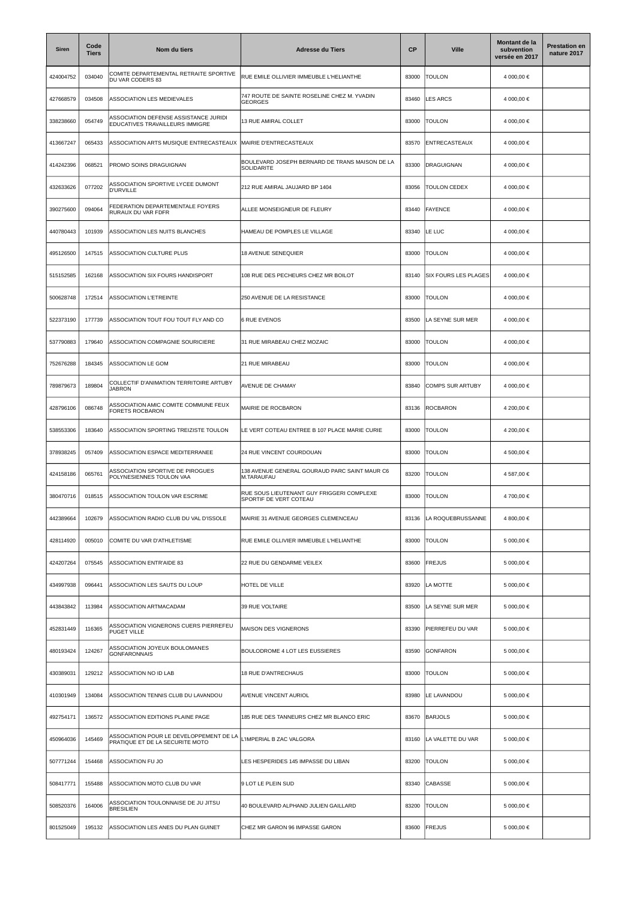| Siren | Code Tiers | Nom du tiers | Adresse du Tiers | CP | Ville | Montant de la subvention versée en 2017 | Prestation en nature 2017 |
|---|---|---|---|---|---|---|---|
| 424004752 | 034040 | COMITE DEPARTEMENTAL RETRAITE SPORTIVE DU VAR CODERS 83 | RUE EMILE OLLIVIER IMMEUBLE L'HELIANTHE | 83000 | TOULON | 4 000,00 € | |
| 427668579 | 034508 | ASSOCIATION LES MEDIEVALES | 747 ROUTE DE SAINTE ROSELINE CHEZ M. YVADIN GEORGES | 83460 | LES ARCS | 4 000,00 € | |
| 338238660 | 054749 | ASSOCIATION DEFENSE ASSISTANCE JURIDI EDUCATIVES TRAVAILLEURS IMMIGRE | 13 RUE AMIRAL COLLET | 83000 | TOULON | 4 000,00 € | |
| 413667247 | 065433 | ASSOCIATION ARTS MUSIQUE ENTRECASTEAUX | MAIRIE D'ENTRECASTEAUX | 83570 | ENTRECASTEAUX | 4 000,00 € | |
| 414242396 | 068521 | PROMO SOINS DRAGUIGNAN | BOULEVARD JOSEPH BERNARD DE TRANS MAISON DE LA SOLIDARITE | 83300 | DRAGUIGNAN | 4 000,00 € | |
| 432633626 | 077202 | ASSOCIATION SPORTIVE LYCEE DUMONT D'URVILLE | 212 RUE AMIRAL JAUJARD BP 1404 | 83056 | TOULON CEDEX | 4 000,00 € | |
| 390275600 | 094064 | FEDERATION DEPARTEMENTALE FOYERS RURAUX DU VAR FDFR | ALLEE MONSEIGNEUR DE FLEURY | 83440 | FAYENCE | 4 000,00 € | |
| 440780443 | 101939 | ASSOCIATION LES NUITS BLANCHES | HAMEAU DE POMPLES LE VILLAGE | 83340 | LE LUC | 4 000,00 € | |
| 495126500 | 147515 | ASSOCIATION CULTURE PLUS | 18 AVENUE SENEQUIER | 83000 | TOULON | 4 000,00 € | |
| 515152585 | 162168 | ASSOCIATION SIX FOURS HANDISPORT | 108 RUE DES PECHEURS CHEZ MR BOILOT | 83140 | SIX FOURS LES PLAGES | 4 000,00 € | |
| 500628748 | 172514 | ASSOCIATION L'ETREINTE | 250 AVENUE DE LA RESISTANCE | 83000 | TOULON | 4 000,00 € | |
| 522373190 | 177739 | ASSOCIATION TOUT FOU TOUT FLY AND CO | 6 RUE EVENOS | 83500 | LA SEYNE SUR MER | 4 000,00 € | |
| 537790883 | 179640 | ASSOCIATION COMPAGNIE SOURICIERE | 31 RUE MIRABEAU CHEZ MOZAIC | 83000 | TOULON | 4 000,00 € | |
| 752676288 | 184345 | ASSOCIATION LE GOM | 21 RUE MIRABEAU | 83000 | TOULON | 4 000,00 € | |
| 789879673 | 189804 | COLLECTIF D'ANIMATION TERRITOIRE ARTUBY JABRON | AVENUE DE CHAMAY | 83840 | COMPS SUR ARTUBY | 4 000,00 € | |
| 428796106 | 086748 | ASSOCIATION AMIC COMITE COMMUNE FEUX FORETS ROCBARON | MAIRIE DE ROCBARON | 83136 | ROCBARON | 4 200,00 € | |
| 538553306 | 183640 | ASSOCIATION SPORTING TREIZISTE TOULON | LE VERT COTEAU ENTREE B 107 PLACE MARIE CURIE | 83000 | TOULON | 4 200,00 € | |
| 378938245 | 057409 | ASSOCIATION ESPACE MEDITERRANEE | 24 RUE VINCENT COURDOUAN | 83000 | TOULON | 4 500,00 € | |
| 424158186 | 065761 | ASSOCIATION SPORTIVE DE PIROGUES POLYNESIENNES TOULON VAA | 138 AVENUE GENERAL GOURAUD PARC SAINT MAUR C6 M.TARAUFAU | 83200 | TOULON | 4 587,00 € | |
| 380470716 | 018515 | ASSOCIATION TOULON VAR ESCRIME | RUE SOUS LIEUTENANT GUY FRIGGERI COMPLEXE SPORTIF DE VERT COTEAU | 83000 | TOULON | 4 700,00 € | |
| 442389664 | 102679 | ASSOCIATION RADIO CLUB DU VAL D'ISSOLE | MAIRIE 31 AVENUE GEORGES CLEMENCEAU | 83136 | LA ROQUEBRUSSANNE | 4 800,00 € | |
| 428114920 | 005010 | COMITE DU VAR D'ATHLETISME | RUE EMILE OLLIVIER IMMEUBLE L'HELIANTHE | 83000 | TOULON | 5 000,00 € | |
| 424207264 | 075545 | ASSOCIATION ENTR'AIDE 83 | 22 RUE DU GENDARME VEILEX | 83600 | FREJUS | 5 000,00 € | |
| 434997938 | 096441 | ASSOCIATION LES SAUTS DU LOUP | HOTEL DE VILLE | 83920 | LA MOTTE | 5 000,00 € | |
| 443843842 | 113984 | ASSOCIATION ARTMACADAM | 39 RUE VOLTAIRE | 83500 | LA SEYNE SUR MER | 5 000,00 € | |
| 452831449 | 116365 | ASSOCIATION VIGNERONS CUERS PIERREFEU PUGET VILLE | MAISON DES VIGNERONS | 83390 | PIERREFEU DU VAR | 5 000,00 € | |
| 480193424 | 124267 | ASSOCIATION JOYEUX BOULOMANES GONFARONNAIS | BOULODROME 4 LOT LES EUSSIERES | 83590 | GONFARON | 5 000,00 € | |
| 430389031 | 129212 | ASSOCIATION NO ID LAB | 18 RUE D'ANTRECHAUS | 83000 | TOULON | 5 000,00 € | |
| 410301949 | 134084 | ASSOCIATION TENNIS CLUB DU LAVANDOU | AVENUE VINCENT AURIOL | 83980 | LE LAVANDOU | 5 000,00 € | |
| 492754171 | 136572 | ASSOCIATION EDITIONS PLAINE PAGE | 185 RUE DES TANNEURS CHEZ MR BLANCO ERIC | 83670 | BARJOLS | 5 000,00 € | |
| 450964036 | 145469 | ASSOCIATION POUR LE DEVELOPPEMENT DE LA PRATIQUE ET DE LA SECURITE MOTO | L'IMPERIAL B ZAC VALGORA | 83160 | LA VALETTE DU VAR | 5 000,00 € | |
| 507771244 | 154468 | ASSOCIATION FU JO | LES HESPERIDES 145 IMPASSE DU LIBAN | 83200 | TOULON | 5 000,00 € | |
| 508417771 | 155488 | ASSOCIATION MOTO CLUB DU VAR | 9 LOT LE PLEIN SUD | 83340 | CABASSE | 5 000,00 € | |
| 508520376 | 164006 | ASSOCIATION TOULONNAISE DE JU JITSU BRESILIEN | 40 BOULEVARD ALPHAND JULIEN GAILLARD | 83200 | TOULON | 5 000,00 € | |
| 801525049 | 195132 | ASSOCIATION LES ANES DU PLAN GUINET | CHEZ MR GARON 96 IMPASSE GARON | 83600 | FREJUS | 5 000,00 € | |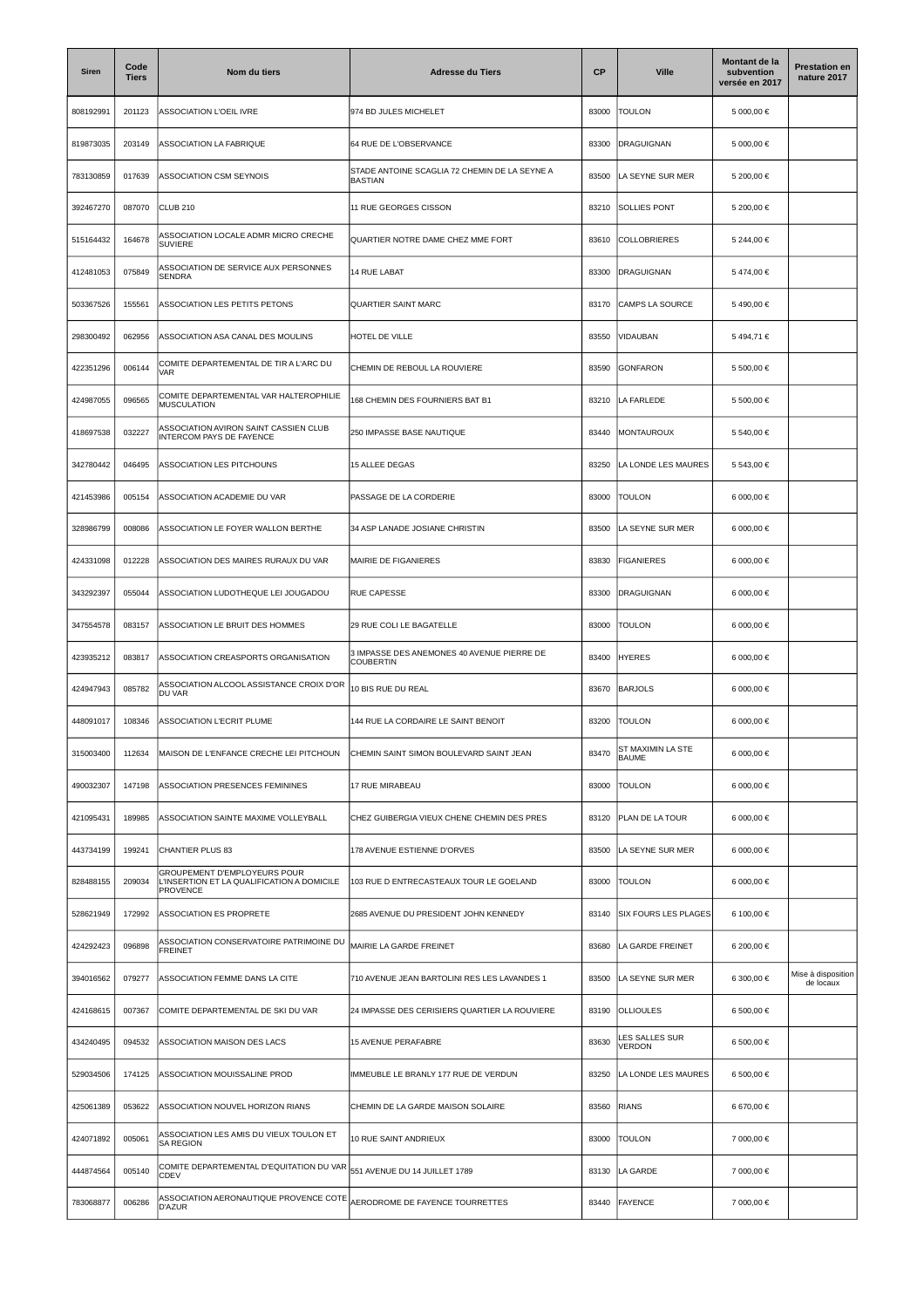| Siren | Code Tiers | Nom du tiers | Adresse du Tiers | CP | Ville | Montant de la subvention versée en 2017 | Prestation en nature 2017 |
|---|---|---|---|---|---|---|---|
| 808192991 | 201123 | ASSOCIATION L'OEIL IVRE | 974 BD JULES MICHELET | 83000 | TOULON | 5 000,00 € | |
| 819873035 | 203149 | ASSOCIATION LA FABRIQUE | 64 RUE DE L'OBSERVANCE | 83300 | DRAGUIGNAN | 5 000,00 € | |
| 783130859 | 017639 | ASSOCIATION CSM SEYNOIS | STADE ANTOINE SCAGLIA 72 CHEMIN DE LA SEYNE A BASTIAN | 83500 | LA SEYNE SUR MER | 5 200,00 € | |
| 392467270 | 087070 | CLUB 210 | 11 RUE GEORGES CISSON | 83210 | SOLLIES PONT | 5 200,00 € | |
| 515164432 | 164678 | ASSOCIATION LOCALE ADMR MICRO CRECHE SUVIERE | QUARTIER NOTRE DAME CHEZ MME FORT | 83610 | COLLOBRIERES | 5 244,00 € | |
| 412481053 | 075849 | ASSOCIATION DE SERVICE AUX PERSONNES SENDRA | 14 RUE LABAT | 83300 | DRAGUIGNAN | 5 474,00 € | |
| 503367526 | 155561 | ASSOCIATION LES PETITS PETONS | QUARTIER SAINT MARC | 83170 | CAMPS LA SOURCE | 5 490,00 € | |
| 298300492 | 062956 | ASSOCIATION ASA CANAL DES MOULINS | HOTEL DE VILLE | 83550 | VIDAUBAN | 5 494,71 € | |
| 422351296 | 006144 | COMITE DEPARTEMENTAL DE TIR A L'ARC DU VAR | CHEMIN DE REBOUL LA ROUVIERE | 83590 | GONFARON | 5 500,00 € | |
| 424987055 | 096565 | COMITE DEPARTEMENTAL VAR HALTEROPHILIE MUSCULATION | 168 CHEMIN DES FOURNIERS BAT B1 | 83210 | LA FARLEDE | 5 500,00 € | |
| 418697538 | 032227 | ASSOCIATION AVIRON SAINT CASSIEN CLUB INTERCOM PAYS DE FAYENCE | 250 IMPASSE BASE NAUTIQUE | 83440 | MONTAUROUX | 5 540,00 € | |
| 342780442 | 046495 | ASSOCIATION LES PITCHOUNS | 15 ALLEE DEGAS | 83250 | LA LONDE LES MAURES | 5 543,00 € | |
| 421453986 | 005154 | ASSOCIATION ACADEMIE DU VAR | PASSAGE DE LA CORDERIE | 83000 | TOULON | 6 000,00 € | |
| 328986799 | 008086 | ASSOCIATION LE FOYER WALLON BERTHE | 34 ASP LANADE JOSIANE CHRISTIN | 83500 | LA SEYNE SUR MER | 6 000,00 € | |
| 424331098 | 012228 | ASSOCIATION DES MAIRES RURAUX DU VAR | MAIRIE DE FIGANIERES | 83830 | FIGANIERES | 6 000,00 € | |
| 343292397 | 055044 | ASSOCIATION LUDOTHEQUE LEI JOUGADOU | RUE CAPESSE | 83300 | DRAGUIGNAN | 6 000,00 € | |
| 347554578 | 083157 | ASSOCIATION LE BRUIT DES HOMMES | 29 RUE COLI LE BAGATELLE | 83000 | TOULON | 6 000,00 € | |
| 423935212 | 083817 | ASSOCIATION CREASPORTS ORGANISATION | 3 IMPASSE DES ANEMONES 40 AVENUE PIERRE DE COUBERTIN | 83400 | HYERES | 6 000,00 € | |
| 424947943 | 085782 | ASSOCIATION ALCOOL ASSISTANCE CROIX D'OR DU VAR | 10 BIS RUE DU REAL | 83670 | BARJOLS | 6 000,00 € | |
| 448091017 | 108346 | ASSOCIATION L'ECRIT PLUME | 144 RUE LA CORDAIRE LE SAINT BENOIT | 83200 | TOULON | 6 000,00 € | |
| 315003400 | 112634 | MAISON DE L'ENFANCE CRECHE LEI PITCHOUN | CHEMIN SAINT SIMON BOULEVARD SAINT JEAN | 83470 | ST MAXIMIN LA STE BAUME | 6 000,00 € | |
| 490032307 | 147198 | ASSOCIATION PRESENCES FEMININES | 17 RUE MIRABEAU | 83000 | TOULON | 6 000,00 € | |
| 421095431 | 189985 | ASSOCIATION SAINTE MAXIME VOLLEYBALL | CHEZ GUIBERGIA VIEUX CHENE CHEMIN DES PRES | 83120 | PLAN DE LA TOUR | 6 000,00 € | |
| 443734199 | 199241 | CHANTIER PLUS 83 | 178 AVENUE ESTIENNE D'ORVES | 83500 | LA SEYNE SUR MER | 6 000,00 € | |
| 828488155 | 209034 | GROUPEMENT D'EMPLOYEURS POUR L'INSERTION ET LA QUALIFICATION A DOMICILE PROVENCE | 103 RUE D ENTRECASTEAUX TOUR LE GOELAND | 83000 | TOULON | 6 000,00 € | |
| 528621949 | 172992 | ASSOCIATION ES PROPRETE | 2685 AVENUE DU PRESIDENT JOHN KENNEDY | 83140 | SIX FOURS LES PLAGES | 6 100,00 € | |
| 424292423 | 096898 | ASSOCIATION CONSERVATOIRE PATRIMOINE DU FREINET | MAIRIE LA GARDE FREINET | 83680 | LA GARDE FREINET | 6 200,00 € | |
| 394016562 | 079277 | ASSOCIATION FEMME DANS LA CITE | 710 AVENUE JEAN BARTOLINI RES LES LAVANDES 1 | 83500 | LA SEYNE SUR MER | 6 300,00 € | Mise à disposition de locaux |
| 424168615 | 007367 | COMITE DEPARTEMENTAL DE SKI DU VAR | 24 IMPASSE DES CERISIERS QUARTIER LA ROUVIERE | 83190 | OLLIOULES | 6 500,00 € | |
| 434240495 | 094532 | ASSOCIATION MAISON DES LACS | 15 AVENUE PERAFABRE | 83630 | LES SALLES SUR VERDON | 6 500,00 € | |
| 529034506 | 174125 | ASSOCIATION MOUISSALINE PROD | IMMEUBLE LE BRANLY 177 RUE DE VERDUN | 83250 | LA LONDE LES MAURES | 6 500,00 € | |
| 425061389 | 053622 | ASSOCIATION NOUVEL HORIZON RIANS | CHEMIN DE LA GARDE MAISON SOLAIRE | 83560 | RIANS | 6 670,00 € | |
| 424071892 | 005061 | ASSOCIATION LES AMIS DU VIEUX TOULON ET SA REGION | 10 RUE SAINT ANDRIEUX | 83000 | TOULON | 7 000,00 € | |
| 444874564 | 005140 | COMITE DEPARTEMENTAL D'EQUITATION DU VAR CDEV | 551 AVENUE DU 14 JUILLET 1789 | 83130 | LA GARDE | 7 000,00 € | |
| 783068877 | 006286 | ASSOCIATION AERONAUTIQUE PROVENCE COTE D'AZUR | AERODROME DE FAYENCE TOURRETTES | 83440 | FAYENCE | 7 000,00 € | |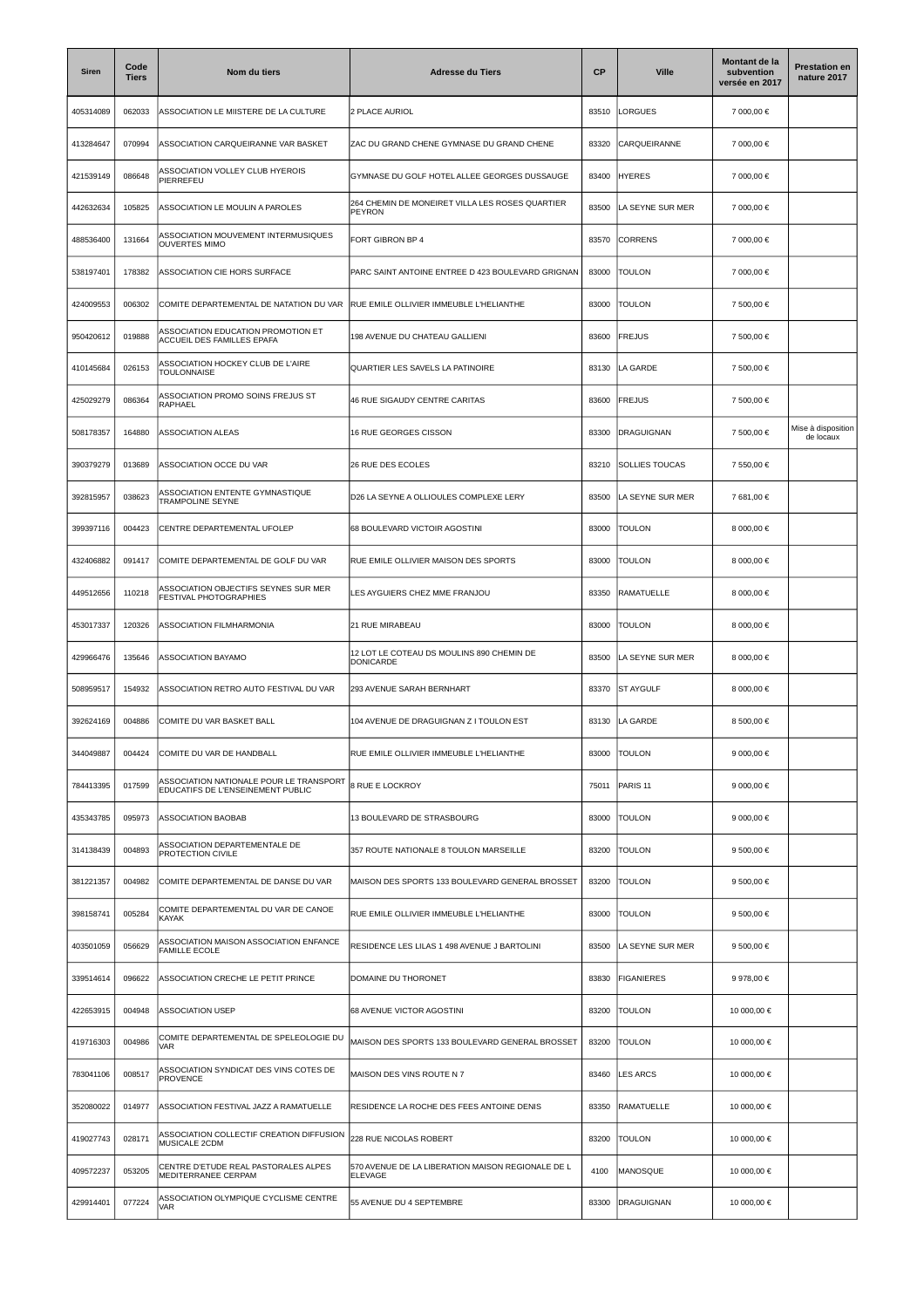| Siren | Code Tiers | Nom du tiers | Adresse du Tiers | CP | Ville | Montant de la subvention versée en 2017 | Prestation en nature 2017 |
|---|---|---|---|---|---|---|---|
| 405314089 | 062033 | ASSOCIATION LE MIISTERE DE LA CULTURE | 2 PLACE AURIOL | 83510 | LORGUES | 7 000,00 € | |
| 413284647 | 070994 | ASSOCIATION CARQUEIRANNE VAR BASKET | ZAC DU GRAND CHENE GYMNASE DU GRAND CHENE | 83320 | CARQUEIRANNE | 7 000,00 € | |
| 421539149 | 086648 | ASSOCIATION VOLLEY CLUB HYEROIS PIERREFEU | GYMNASE DU GOLF HOTEL ALLEE GEORGES DUSSAUGE | 83400 | HYERES | 7 000,00 € | |
| 442632634 | 105825 | ASSOCIATION LE MOULIN A PAROLES | 264 CHEMIN DE MONEIRET VILLA LES ROSES QUARTIER PEYRON | 83500 | LA SEYNE SUR MER | 7 000,00 € | |
| 488536400 | 131664 | ASSOCIATION MOUVEMENT INTERMUSIQUES OUVERTES MIMO | FORT GIBRON BP 4 | 83570 | CORRENS | 7 000,00 € | |
| 538197401 | 178382 | ASSOCIATION CIE HORS SURFACE | PARC SAINT ANTOINE ENTREE D 423 BOULEVARD GRIGNAN | 83000 | TOULON | 7 000,00 € | |
| 424009553 | 006302 | COMITE DEPARTEMENTAL DE NATATION DU VAR | RUE EMILE OLLIVIER IMMEUBLE L'HELIANTHE | 83000 | TOULON | 7 500,00 € | |
| 950420612 | 019888 | ASSOCIATION EDUCATION PROMOTION ET ACCUEIL DES FAMILLES EPAFA | 198 AVENUE DU CHATEAU GALLIENI | 83600 | FREJUS | 7 500,00 € | |
| 410145684 | 026153 | ASSOCIATION HOCKEY CLUB DE L'AIRE TOULONNAISE | QUARTIER LES SAVELS LA PATINOIRE | 83130 | LA GARDE | 7 500,00 € | |
| 425029279 | 086364 | ASSOCIATION PROMO SOINS FREJUS ST RAPHAEL | 46 RUE SIGAUDY CENTRE CARITAS | 83600 | FREJUS | 7 500,00 € | |
| 508178357 | 164880 | ASSOCIATION ALEAS | 16 RUE GEORGES CISSON | 83300 | DRAGUIGNAN | 7 500,00 € | Mise à disposition de locaux |
| 390379279 | 013689 | ASSOCIATION OCCE DU VAR | 26 RUE DES ECOLES | 83210 | SOLLIES TOUCAS | 7 550,00 € | |
| 392815957 | 038623 | ASSOCIATION ENTENTE GYMNASTIQUE TRAMPOLINE SEYNE | D26 LA SEYNE A OLLIOULES COMPLEXE LERY | 83500 | LA SEYNE SUR MER | 7 681,00 € | |
| 399397116 | 004423 | CENTRE DEPARTEMENTAL UFOLEP | 68 BOULEVARD VICTOIR AGOSTINI | 83000 | TOULON | 8 000,00 € | |
| 432406882 | 091417 | COMITE DEPARTEMENTAL DE GOLF DU VAR | RUE EMILE OLLIVIER MAISON DES SPORTS | 83000 | TOULON | 8 000,00 € | |
| 449512656 | 110218 | ASSOCIATION OBJECTIFS SEYNES SUR MER FESTIVAL PHOTOGRAPHIES | LES AYGUIERS CHEZ MME FRANJOU | 83350 | RAMATUELLE | 8 000,00 € | |
| 453017337 | 120326 | ASSOCIATION FILMHARMONIA | 21 RUE MIRABEAU | 83000 | TOULON | 8 000,00 € | |
| 429966476 | 135646 | ASSOCIATION BAYAMO | 12 LOT LE COTEAU DS MOULINS 890 CHEMIN DE DONICARDE | 83500 | LA SEYNE SUR MER | 8 000,00 € | |
| 508959517 | 154932 | ASSOCIATION RETRO AUTO FESTIVAL DU VAR | 293 AVENUE SARAH BERNHART | 83370 | ST AYGULF | 8 000,00 € | |
| 392624169 | 004886 | COMITE DU VAR BASKET BALL | 104 AVENUE DE DRAGUIGNAN Z I TOULON EST | 83130 | LA GARDE | 8 500,00 € | |
| 344049887 | 004424 | COMITE DU VAR DE HANDBALL | RUE EMILE OLLIVIER IMMEUBLE L'HELIANTHE | 83000 | TOULON | 9 000,00 € | |
| 784413395 | 017599 | ASSOCIATION NATIONALE POUR LE TRANSPORT EDUCATIFS DE L'ENSEINEMENT PUBLIC | 8 RUE E LOCKROY | 75011 | PARIS 11 | 9 000,00 € | |
| 435343785 | 095973 | ASSOCIATION BAOBAB | 13 BOULEVARD DE STRASBOURG | 83000 | TOULON | 9 000,00 € | |
| 314138439 | 004893 | ASSOCIATION DEPARTEMENTALE DE PROTECTION CIVILE | 357 ROUTE NATIONALE 8 TOULON MARSEILLE | 83200 | TOULON | 9 500,00 € | |
| 381221357 | 004982 | COMITE DEPARTEMENTAL DE DANSE DU VAR | MAISON DES SPORTS 133 BOULEVARD GENERAL BROSSET | 83200 | TOULON | 9 500,00 € | |
| 398158741 | 005284 | COMITE DEPARTEMENTAL DU VAR DE CANOE KAYAK | RUE EMILE OLLIVIER IMMEUBLE L'HELIANTHE | 83000 | TOULON | 9 500,00 € | |
| 403501059 | 056629 | ASSOCIATION MAISON ASSOCIATION ENFANCE FAMILLE ECOLE | RESIDENCE LES LILAS 1 498 AVENUE J BARTOLINI | 83500 | LA SEYNE SUR MER | 9 500,00 € | |
| 339514614 | 096622 | ASSOCIATION CRECHE LE PETIT PRINCE | DOMAINE DU THORONET | 83830 | FIGANIERES | 9 978,00 € | |
| 422653915 | 004948 | ASSOCIATION USEP | 68 AVENUE VICTOR AGOSTINI | 83200 | TOULON | 10 000,00 € | |
| 419716303 | 004986 | COMITE DEPARTEMENTAL DE SPELEOLOGIE DU VAR | MAISON DES SPORTS 133 BOULEVARD GENERAL BROSSET | 83200 | TOULON | 10 000,00 € | |
| 783041106 | 008517 | ASSOCIATION SYNDICAT DES VINS COTES DE PROVENCE | MAISON DES VINS ROUTE N 7 | 83460 | LES ARCS | 10 000,00 € | |
| 352080022 | 014977 | ASSOCIATION FESTIVAL JAZZ A RAMATUELLE | RESIDENCE LA ROCHE DES FEES ANTOINE DENIS | 83350 | RAMATUELLE | 10 000,00 € | |
| 419027743 | 028171 | ASSOCIATION COLLECTIF CREATION DIFFUSION MUSICALE 2CDM | 228 RUE NICOLAS ROBERT | 83200 | TOULON | 10 000,00 € | |
| 409572237 | 053205 | CENTRE D'ETUDE REAL PASTORALES ALPES MEDITERRANEE CERPAM | 570 AVENUE DE LA LIBERATION MAISON REGIONALE DE L ELEVAGE | 4100 | MANOSQUE | 10 000,00 € | |
| 429914401 | 077224 | ASSOCIATION OLYMPIQUE CYCLISME CENTRE VAR | 55 AVENUE DU 4 SEPTEMBRE | 83300 | DRAGUIGNAN | 10 000,00 € | |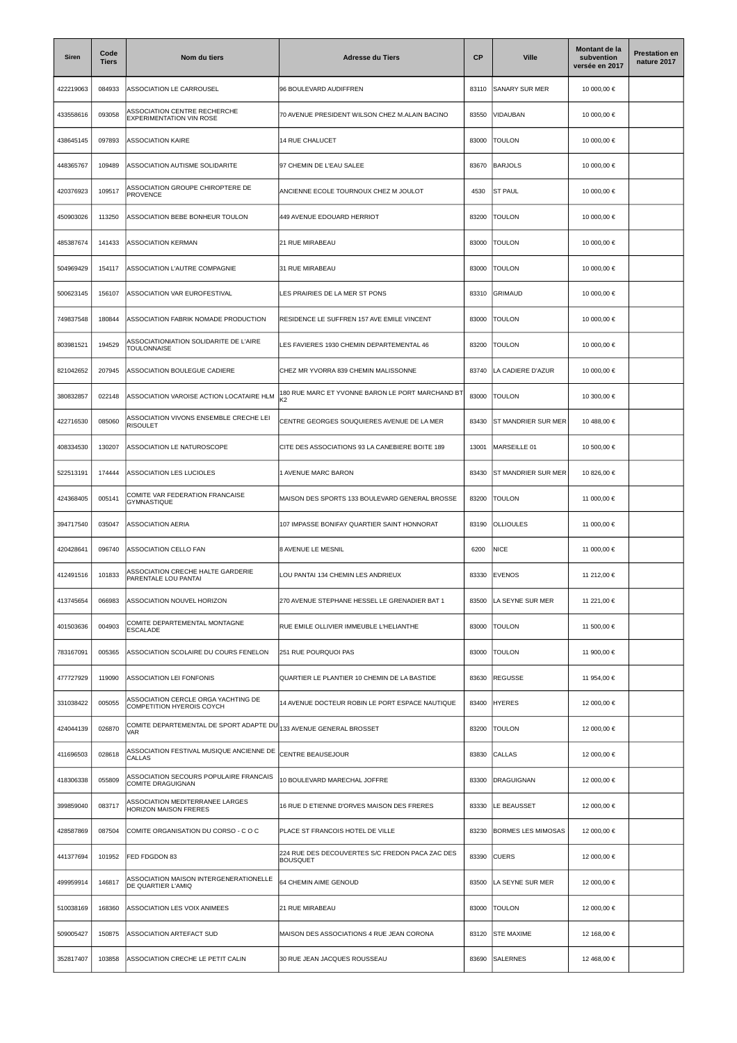| Siren | Code Tiers | Nom du tiers | Adresse du Tiers | CP | Ville | Montant de la subvention versée en 2017 | Prestation en nature 2017 |
|---|---|---|---|---|---|---|---|
| 422219063 | 084933 | ASSOCIATION LE CARROUSEL | 96 BOULEVARD AUDIFFREN | 83110 | SANARY SUR MER | 10 000,00 € | |
| 433558616 | 093058 | ASSOCIATION CENTRE RECHERCHE EXPERIMENTATION VIN ROSE | 70 AVENUE PRESIDENT WILSON CHEZ M.ALAIN BACINO | 83550 | VIDAUBAN | 10 000,00 € | |
| 438645145 | 097893 | ASSOCIATION KAIRE | 14 RUE CHALUCET | 83000 | TOULON | 10 000,00 € | |
| 448365767 | 109489 | ASSOCIATION AUTISME SOLIDARITE | 97 CHEMIN DE L'EAU SALEE | 83670 | BARJOLS | 10 000,00 € | |
| 420376923 | 109517 | ASSOCIATION GROUPE CHIROPTERE DE PROVENCE | ANCIENNE ECOLE TOURNOUX CHEZ M JOULOT | 4530 | ST PAUL | 10 000,00 € | |
| 450903026 | 113250 | ASSOCIATION BEBE BONHEUR TOULON | 449 AVENUE EDOUARD HERRIOT | 83200 | TOULON | 10 000,00 € | |
| 485387674 | 141433 | ASSOCIATION KERMAN | 21 RUE MIRABEAU | 83000 | TOULON | 10 000,00 € | |
| 504969429 | 154117 | ASSOCIATION L'AUTRE COMPAGNIE | 31 RUE MIRABEAU | 83000 | TOULON | 10 000,00 € | |
| 500623145 | 156107 | ASSOCIATION VAR EUROFESTIVAL | LES PRAIRIES DE LA MER ST PONS | 83310 | GRIMAUD | 10 000,00 € | |
| 749837548 | 180844 | ASSOCIATION FABRIK NOMADE PRODUCTION | RESIDENCE LE SUFFREN 157 AVE EMILE VINCENT | 83000 | TOULON | 10 000,00 € | |
| 803981521 | 194529 | ASSOCIATIONIATION SOLIDARITE DE L'AIRE TOULONNAISE | LES FAVIERES 1930 CHEMIN DEPARTEMENTAL 46 | 83200 | TOULON | 10 000,00 € | |
| 821042652 | 207945 | ASSOCIATION BOULEGUE CADIERE | CHEZ MR YVORRA 839 CHEMIN MALISSONNE | 83740 | LA CADIERE D'AZUR | 10 000,00 € | |
| 380832857 | 022148 | ASSOCIATION VAROISE ACTION LOCATAIRE HLM | 180 RUE MARC ET YVONNE BARON LE PORT MARCHAND BT K2 | 83000 | TOULON | 10 300,00 € | |
| 422716530 | 085060 | ASSOCIATION VIVONS ENSEMBLE CRECHE LEI RISOULET | CENTRE GEORGES SOUQUIERES AVENUE DE LA MER | 83430 | ST MANDRIER SUR MER | 10 488,00 € | |
| 408334530 | 130207 | ASSOCIATION LE NATUROSCOPE | CITE DES ASSOCIATIONS 93 LA CANEBIERE BOITE 189 | 13001 | MARSEILLE 01 | 10 500,00 € | |
| 522513191 | 174444 | ASSOCIATION LES LUCIOLES | 1 AVENUE MARC BARON | 83430 | ST MANDRIER SUR MER | 10 826,00 € | |
| 424368405 | 005141 | COMITE VAR FEDERATION FRANCAISE GYMNASTIQUE | MAISON DES SPORTS 133 BOULEVARD GENERAL BROSSE | 83200 | TOULON | 11 000,00 € | |
| 394717540 | 035047 | ASSOCIATION AERIA | 107 IMPASSE BONIFAY QUARTIER SAINT HONNORAT | 83190 | OLLIOULES | 11 000,00 € | |
| 420428641 | 096740 | ASSOCIATION CELLO FAN | 8 AVENUE LE MESNIL | 6200 | NICE | 11 000,00 € | |
| 412491516 | 101833 | ASSOCIATION CRECHE HALTE GARDERIE PARENTALE LOU PANTAI | LOU PANTAI 134 CHEMIN LES ANDRIEUX | 83330 | EVENOS | 11 212,00 € | |
| 413745654 | 066983 | ASSOCIATION NOUVEL HORIZON | 270 AVENUE STEPHANE HESSEL LE GRENADIER BAT 1 | 83500 | LA SEYNE SUR MER | 11 221,00 € | |
| 401503636 | 004903 | COMITE DEPARTEMENTAL MONTAGNE ESCALADE | RUE EMILE OLLIVIER IMMEUBLE L'HELIANTHE | 83000 | TOULON | 11 500,00 € | |
| 783167091 | 005365 | ASSOCIATION SCOLAIRE DU COURS FENELON | 251 RUE POURQUOI PAS | 83000 | TOULON | 11 900,00 € | |
| 477727929 | 119090 | ASSOCIATION LEI FONFONIS | QUARTIER LE PLANTIER 10 CHEMIN DE LA BASTIDE | 83630 | REGUSSE | 11 954,00 € | |
| 331038422 | 005055 | ASSOCIATION CERCLE ORGA YACHTING DE COMPETITION HYEROIS COYCH | 14 AVENUE DOCTEUR ROBIN LE PORT ESPACE NAUTIQUE | 83400 | HYERES | 12 000,00 € | |
| 424044139 | 026870 | COMITE DEPARTEMENTAL DE SPORT ADAPTE DU VAR | 133 AVENUE GENERAL BROSSET | 83200 | TOULON | 12 000,00 € | |
| 411696503 | 028618 | ASSOCIATION FESTIVAL MUSIQUE ANCIENNE DE CALLAS | CENTRE BEAUSEJOUR | 83830 | CALLAS | 12 000,00 € | |
| 418306338 | 055809 | ASSOCIATION SECOURS POPULAIRE FRANCAIS COMITE DRAGUIGNAN | 10 BOULEVARD MARECHAL JOFFRE | 83300 | DRAGUIGNAN | 12 000,00 € | |
| 399859040 | 083717 | ASSOCIATION MEDITERRANEE LARGES HORIZON MAISON FRERES | 16 RUE D ETIENNE D'ORVES MAISON DES FRERES | 83330 | LE BEAUSSET | 12 000,00 € | |
| 428587869 | 087504 | COMITE ORGANISATION DU CORSO - C O C | PLACE ST FRANCOIS HOTEL DE VILLE | 83230 | BORMES LES MIMOSAS | 12 000,00 € | |
| 441377694 | 101952 | FED FDGDON 83 | 224 RUE DES DECOUVERTES S/C FREDON PACA ZAC DES BOUSQUET | 83390 | CUERS | 12 000,00 € | |
| 499959914 | 146817 | ASSOCIATION MAISON INTERGENERATIONELLE DE QUARTIER L'AMIQ | 64 CHEMIN AIME GENOUD | 83500 | LA SEYNE SUR MER | 12 000,00 € | |
| 510038169 | 168360 | ASSOCIATION LES VOIX ANIMEES | 21 RUE MIRABEAU | 83000 | TOULON | 12 000,00 € | |
| 509005427 | 150875 | ASSOCIATION ARTEFACT SUD | MAISON DES ASSOCIATIONS 4 RUE JEAN CORONA | 83120 | STE MAXIME | 12 168,00 € | |
| 352817407 | 103858 | ASSOCIATION CRECHE LE PETIT CALIN | 30 RUE JEAN JACQUES ROUSSEAU | 83690 | SALERNES | 12 468,00 € | |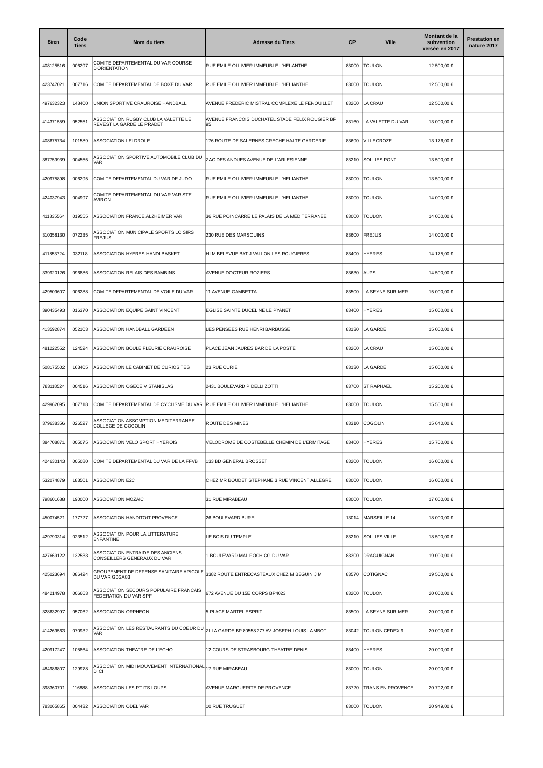| Siren | Code Tiers | Nom du tiers | Adresse du Tiers | CP | Ville | Montant de la subvention versée en 2017 | Prestation en nature 2017 |
|---|---|---|---|---|---|---|---|
| 408125516 | 006297 | COMITE DEPARTEMENTAL DU VAR COURSE D'ORIENTATION | RUE EMILE OLLIVIER IMMEUBLE L'HELANTHE | 83000 | TOULON | 12 500,00 € | |
| 423747021 | 007716 | COMITE DEPARTEMENTAL DE BOXE DU VAR | RUE EMILE OLLIVIER IMMEUBLE L'HELIANTHE | 83000 | TOULON | 12 500,00 € | |
| 497632323 | 148400 | UNION SPORTIVE CRAUROISE HANDBALL | AVENUE FREDERIC MISTRAL COMPLEXE LE FENOUILLET | 83260 | LA CRAU | 12 500,00 € | |
| 414371559 | 052551 | ASSOCIATION RUGBY CLUB LA VALETTE LE REVEST LA GARDE LE PRADET | AVENUE FRANCOIS DUCHATEL STADE FELIX ROUGIER BP 95 | 83160 | LA VALETTE DU VAR | 13 000,00 € | |
| 408675734 | 101589 | ASSOCIATION LEI DROLE | 176 ROUTE DE SALERNES CRECHE HALTE GARDERIE | 83690 | VILLECROZE | 13 176,00 € | |
| 387759939 | 004555 | ASSOCIATION SPORTIVE AUTOMOBILE CLUB DU VAR | ZAC DES ANDUES AVENUE DE L'ARLESIENNE | 83210 | SOLLIES PONT | 13 500,00 € | |
| 420975898 | 006295 | COMITE DEPARTEMENTAL DU VAR DE JUDO | RUE EMILE OLLIVIER IMMEUBLE L'HELIANTHE | 83000 | TOULON | 13 500,00 € | |
| 424037943 | 004997 | COMITE DEPARTEMENTAL DU VAR VAR STE AVIRON | RUE EMILE OLLIVIER IMMEUBLE L'HELIANTHE | 83000 | TOULON | 14 000,00 € | |
| 411835564 | 019555 | ASSOCIATION FRANCE ALZHEIMER VAR | 36 RUE POINCARRE LE PALAIS DE LA MEDITERRANEE | 83000 | TOULON | 14 000,00 € | |
| 310358130 | 072235 | ASSOCIATION MUNICIPALE SPORTS LOISIRS FREJUS | 230 RUE DES MARSOUINS | 83600 | FREJUS | 14 000,00 € | |
| 411853724 | 032118 | ASSOCIATION HYERES HANDI BASKET | HLM BELEVUE BAT J VALLON LES ROUGIERES | 83400 | HYERES | 14 175,00 € | |
| 339920126 | 096886 | ASSOCIATION RELAIS DES BAMBINS | AVENUE DOCTEUR ROZIERS | 83630 | AUPS | 14 500,00 € | |
| 429509607 | 006288 | COMITE DEPARTEMENTAL DE VOILE DU VAR | 11 AVENUE GAMBETTA | 83500 | LA SEYNE SUR MER | 15 000,00 € | |
| 390435493 | 016370 | ASSOCIATION EQUIPE SAINT VINCENT | EGLISE SAINTE DUCELINE LE PYANET | 83400 | HYERES | 15 000,00 € | |
| 413592874 | 052103 | ASSOCIATION HANDBALL GARDEEN | LES PENSEES RUE HENRI BARBUSSE | 83130 | LA GARDE | 15 000,00 € | |
| 481222552 | 124524 | ASSOCIATION BOULE FLEURIE CRAUROISE | PLACE JEAN JAURES BAR DE LA POSTE | 83260 | LA CRAU | 15 000,00 € | |
| 508175502 | 163405 | ASSOCIATION LE CABINET DE CURIOSITES | 23 RUE CURIE | 83130 | LA GARDE | 15 000,00 € | |
| 783118524 | 004516 | ASSOCIATION OGECE V STANISLAS | 2431 BOULEVARD P DELLI ZOTTI | 83700 | ST RAPHAEL | 15 200,00 € | |
| 429962095 | 007718 | COMITE DEPARTEMENTAL DE CYCLISME DU VAR | RUE EMILE OLLIVIER IMMEUBLE L'HELIANTHE | 83000 | TOULON | 15 500,00 € | |
| 379638356 | 026527 | ASSOCIATION ASSOMPTION MEDITERRANEE COLLEGE DE COGOLIN | ROUTE DES MINES | 83310 | COGOLIN | 15 640,00 € | |
| 384708871 | 005075 | ASSOCIATION VELO SPORT HYEROIS | VELODROME DE COSTEBELLE CHEMIN DE L'ERMITAGE | 83400 | HYERES | 15 700,00 € | |
| 424630143 | 005080 | COMITE DEPARTEMENTAL DU VAR DE LA FFVB | 133 BD GENERAL BROSSET | 83200 | TOULON | 16 000,00 € | |
| 532074879 | 183501 | ASSOCIATION E2C | CHEZ MR BOUDET STEPHANE 3 RUE VINCENT ALLEGRE | 83000 | TOULON | 16 000,00 € | |
| 798601688 | 190000 | ASSOCIATION MOZAIC | 31 RUE MIRABEAU | 83000 | TOULON | 17 000,00 € | |
| 450074521 | 177727 | ASSOCIATION HANDITOIT PROVENCE | 26 BOULEVARD BUREL | 13014 | MARSEILLE 14 | 18 000,00 € | |
| 429790314 | 023512 | ASSOCIATION POUR LA LITTERATURE ENFANTINE | LE BOIS DU TEMPLE | 83210 | SOLLIES VILLE | 18 500,00 € | |
| 427669122 | 132533 | ASSOCIATION ENTRAIDE DES ANCIENS CONSEILLERS GENERAUX DU VAR | 1 BOULEVARD MAL FOCH CG DU VAR | 83300 | DRAGUIGNAN | 19 000,00 € | |
| 425023694 | 086424 | GROUPEMENT DE DEFENSE SANITAIRE APICOLE DU VAR GDSA83 | 3382 ROUTE ENTRECASTEAUX CHEZ M BEGUIN J M | 83570 | COTIGNAC | 19 500,00 € | |
| 484214978 | 006663 | ASSOCIATION SECOURS POPULAIRE FRANCAIS FEDERATION DU VAR SPF | 672 AVENUE DU 15E CORPS BP4023 | 83200 | TOULON | 20 000,00 € | |
| 328632997 | 057062 | ASSOCIATION ORPHEON | 5 PLACE MARTEL ESPRIT | 83500 | LA SEYNE SUR MER | 20 000,00 € | |
| 414269563 | 070932 | ASSOCIATION LES RESTAURANTS DU COEUR DU VAR | ZI LA GARDE BP 80558 277 AV JOSEPH LOUIS LAMBOT | 83042 | TOULON CEDEX 9 | 20 000,00 € | |
| 420917247 | 105864 | ASSOCIATION THEATRE DE L'ECHO | 12 COURS DE STRASBOURG THEATRE DENIS | 83400 | HYERES | 20 000,00 € | |
| 484986807 | 129978 | ASSOCIATION MIDI MOUVEMENT INTERNATIONAL D'ICI | 17 RUE MIRABEAU | 83000 | TOULON | 20 000,00 € | |
| 398360701 | 116888 | ASSOCIATION LES P'TITS LOUPS | AVENUE MARGUERITE DE PROVENCE | 83720 | TRANS EN PROVENCE | 20 792,00 € | |
| 783065865 | 004432 | ASSOCIATION ODEL VAR | 10 RUE TRUGUET | 83000 | TOULON | 20 949,00 € | |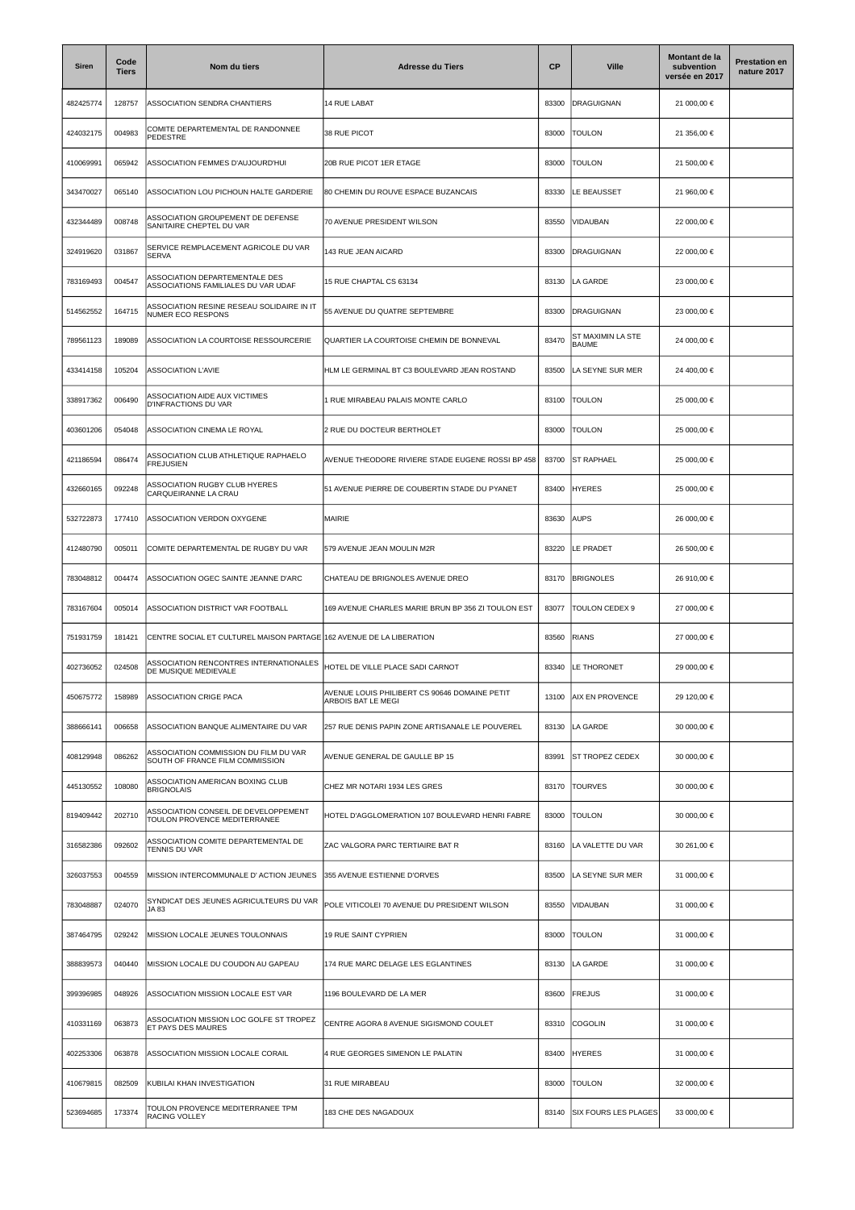| Siren | Code Tiers | Nom du tiers | Adresse du Tiers | CP | Ville | Montant de la subvention versée en 2017 | Prestation en nature 2017 |
|---|---|---|---|---|---|---|---|
| 482425774 | 128757 | ASSOCIATION SENDRA CHANTIERS | 14 RUE LABAT | 83300 | DRAGUIGNAN | 21 000,00 € | |
| 424032175 | 004983 | COMITE DEPARTEMENTAL DE RANDONNEE PEDESTRE | 38 RUE PICOT | 83000 | TOULON | 21 356,00 € | |
| 410069991 | 065942 | ASSOCIATION FEMMES D'AUJOURD'HUI | 20B RUE PICOT 1ER ETAGE | 83000 | TOULON | 21 500,00 € | |
| 343470027 | 065140 | ASSOCIATION LOU PICHOUN HALTE GARDERIE | 80 CHEMIN DU ROUVE ESPACE BUZANCAIS | 83330 | LE BEAUSSET | 21 960,00 € | |
| 432344489 | 008748 | ASSOCIATION GROUPEMENT DE DEFENSE SANITAIRE CHEPTEL DU VAR | 70 AVENUE PRESIDENT WILSON | 83550 | VIDAUBAN | 22 000,00 € | |
| 324919620 | 031867 | SERVICE REMPLACEMENT AGRICOLE DU VAR SERVA | 143 RUE JEAN AICARD | 83300 | DRAGUIGNAN | 22 000,00 € | |
| 783169493 | 004547 | ASSOCIATION DEPARTEMENTALE DES ASSOCIATIONS FAMILIALES DU VAR UDAF | 15 RUE CHAPTAL CS 63134 | 83130 | LA GARDE | 23 000,00 € | |
| 514562552 | 164715 | ASSOCIATION RESINE RESEAU SOLIDAIRE IN IT NUMER ECO RESPONS | 55 AVENUE DU QUATRE SEPTEMBRE | 83300 | DRAGUIGNAN | 23 000,00 € | |
| 789561123 | 189089 | ASSOCIATION LA COURTOISE RESSOURCERIE | QUARTIER LA COURTOISE CHEMIN DE BONNEVAL | 83470 | ST MAXIMIN LA STE BAUME | 24 000,00 € | |
| 433414158 | 105204 | ASSOCIATION L'AVIE | HLM LE GERMINAL BT C3 BOULEVARD JEAN ROSTAND | 83500 | LA SEYNE SUR MER | 24 400,00 € | |
| 338917362 | 006490 | ASSOCIATION AIDE AUX VICTIMES D'INFRACTIONS DU VAR | 1 RUE MIRABEAU PALAIS MONTE CARLO | 83100 | TOULON | 25 000,00 € | |
| 403601206 | 054048 | ASSOCIATION CINEMA LE ROYAL | 2 RUE DU DOCTEUR BERTHOLET | 83000 | TOULON | 25 000,00 € | |
| 421186594 | 086474 | ASSOCIATION CLUB ATHLETIQUE RAPHAELO FREJUSIEN | AVENUE THEODORE RIVIERE STADE EUGENE ROSSI BP 458 | 83700 | ST RAPHAEL | 25 000,00 € | |
| 432660165 | 092248 | ASSOCIATION RUGBY CLUB HYERES CARQUEIRANNE LA CRAU | 51 AVENUE PIERRE DE COUBERTIN STADE DU PYANET | 83400 | HYERES | 25 000,00 € | |
| 532722873 | 177410 | ASSOCIATION VERDON OXYGENE | MAIRIE | 83630 | AUPS | 26 000,00 € | |
| 412480790 | 005011 | COMITE DEPARTEMENTAL DE RUGBY DU VAR | 579 AVENUE JEAN MOULIN M2R | 83220 | LE PRADET | 26 500,00 € | |
| 783048812 | 004474 | ASSOCIATION OGEC SAINTE JEANNE D'ARC | CHATEAU DE BRIGNOLES AVENUE DREO | 83170 | BRIGNOLES | 26 910,00 € | |
| 783167604 | 005014 | ASSOCIATION DISTRICT VAR FOOTBALL | 169 AVENUE CHARLES MARIE BRUN BP 356 ZI TOULON EST | 83077 | TOULON CEDEX 9 | 27 000,00 € | |
| 751931759 | 181421 | CENTRE SOCIAL ET CULTUREL MAISON PARTAGE | 162 AVENUE DE LA LIBERATION | 83560 | RIANS | 27 000,00 € | |
| 402736052 | 024508 | ASSOCIATION RENCONTRES INTERNATIONALES DE MUSIQUE MEDIEVALE | HOTEL DE VILLE PLACE SADI CARNOT | 83340 | LE THORONET | 29 000,00 € | |
| 450675772 | 158989 | ASSOCIATION CRIGE PACA | AVENUE LOUIS PHILIBERT CS 90646 DOMAINE PETIT ARBOIS BAT LE MEGI | 13100 | AIX EN PROVENCE | 29 120,00 € | |
| 388666141 | 006658 | ASSOCIATION BANQUE ALIMENTAIRE DU VAR | 257 RUE DENIS PAPIN ZONE ARTISANALE LE POUVEREL | 83130 | LA GARDE | 30 000,00 € | |
| 408129948 | 086262 | ASSOCIATION COMMISSION DU FILM DU VAR SOUTH OF FRANCE FILM COMMISSION | AVENUE GENERAL DE GAULLE BP 15 | 83991 | ST TROPEZ CEDEX | 30 000,00 € | |
| 445130552 | 108080 | ASSOCIATION AMERICAN BOXING CLUB BRIGNOLAIS | CHEZ MR NOTARI 1934 LES GRES | 83170 | TOURVES | 30 000,00 € | |
| 819409442 | 202710 | ASSOCIATION CONSEIL DE DEVELOPPEMENT TOULON PROVENCE MEDITERRANEE | HOTEL D'AGGLOMERATION 107 BOULEVARD HENRI FABRE | 83000 | TOULON | 30 000,00 € | |
| 316582386 | 092602 | ASSOCIATION COMITE DEPARTEMENTAL DE TENNIS DU VAR | ZAC VALGORA PARC TERTIAIRE BAT R | 83160 | LA VALETTE DU VAR | 30 261,00 € | |
| 326037553 | 004559 | MISSION INTERCOMMUNALE D' ACTION JEUNES | 355 AVENUE ESTIENNE D'ORVES | 83500 | LA SEYNE SUR MER | 31 000,00 € | |
| 783048887 | 024070 | SYNDICAT DES JEUNES AGRICULTEURS DU VAR JA 83 | POLE VITICOLEI 70 AVENUE DU PRESIDENT WILSON | 83550 | VIDAUBAN | 31 000,00 € | |
| 387464795 | 029242 | MISSION LOCALE JEUNES TOULONNAIS | 19 RUE SAINT CYPRIEN | 83000 | TOULON | 31 000,00 € | |
| 388839573 | 040440 | MISSION LOCALE DU COUDON AU GAPEAU | 174 RUE MARC DELAGE LES EGLANTINES | 83130 | LA GARDE | 31 000,00 € | |
| 399396985 | 048926 | ASSOCIATION MISSION LOCALE EST VAR | 1196 BOULEVARD DE LA MER | 83600 | FREJUS | 31 000,00 € | |
| 410331169 | 063873 | ASSOCIATION MISSION LOC GOLFE ST TROPEZ ET PAYS DES MAURES | CENTRE AGORA 8 AVENUE SIGISMOND COULET | 83310 | COGOLIN | 31 000,00 € | |
| 402253306 | 063878 | ASSOCIATION MISSION LOCALE CORAIL | 4 RUE GEORGES SIMENON LE PALATIN | 83400 | HYERES | 31 000,00 € | |
| 410679815 | 082509 | KUBILAI KHAN INVESTIGATION | 31 RUE MIRABEAU | 83000 | TOULON | 32 000,00 € | |
| 523694685 | 173374 | TOULON PROVENCE MEDITERRANEE TPM RACING VOLLEY | 183 CHE DES NAGADOUX | 83140 | SIX FOURS LES PLAGES | 33 000,00 € | |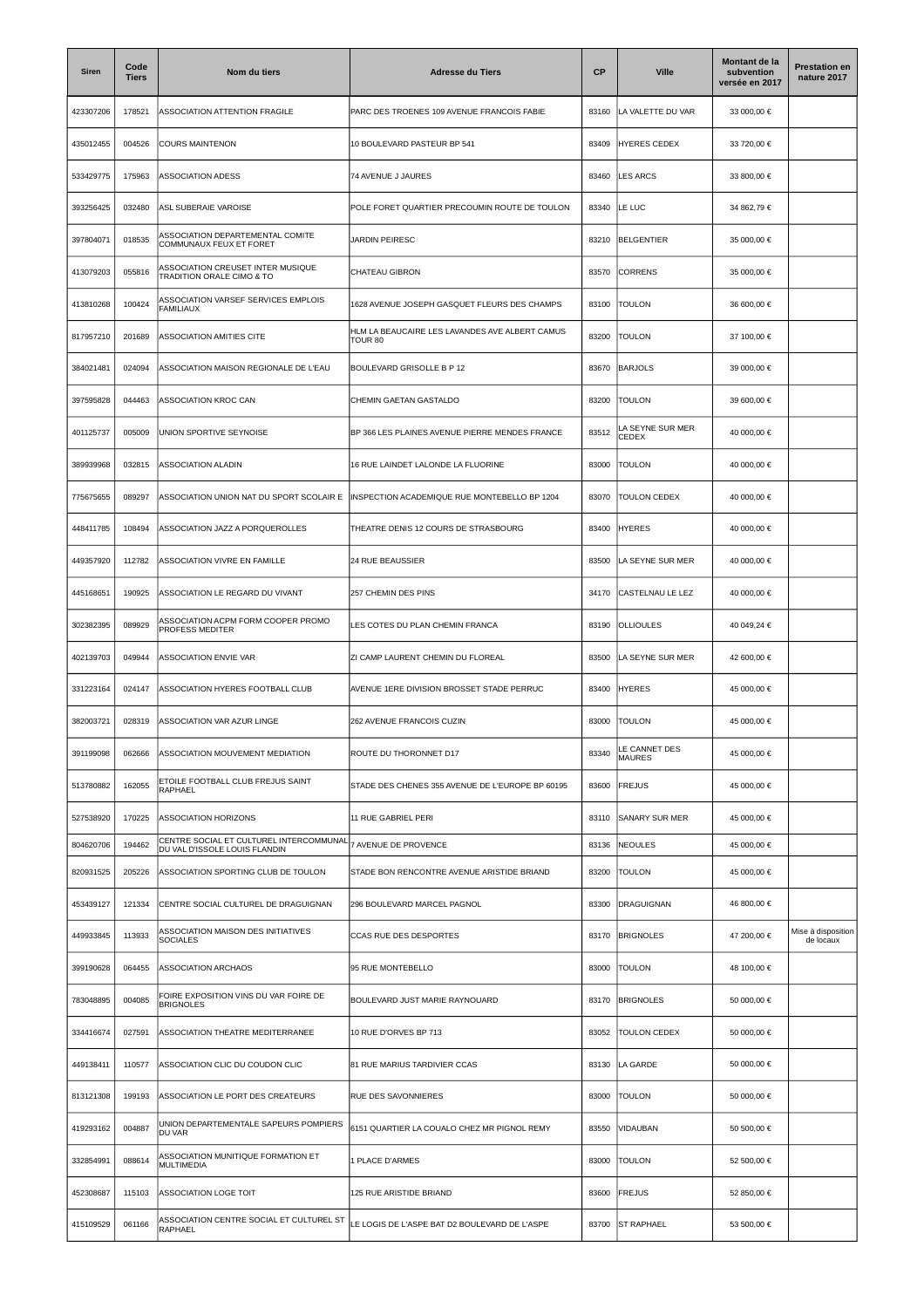| Siren | Code Tiers | Nom du tiers | Adresse du Tiers | CP | Ville | Montant de la subvention versée en 2017 | Prestation en nature 2017 |
|---|---|---|---|---|---|---|---|
| 423307206 | 178521 | ASSOCIATION ATTENTION FRAGILE | PARC DES TROENES 109 AVENUE FRANCOIS FABIE | 83160 | LA VALETTE DU VAR | 33 000,00 € | |
| 435012455 | 004526 | COURS MAINTENON | 10 BOULEVARD PASTEUR BP 541 | 83409 | HYERES CEDEX | 33 720,00 € | |
| 533429775 | 175963 | ASSOCIATION ADESS | 74 AVENUE J JAURES | 83460 | LES ARCS | 33 800,00 € | |
| 393256425 | 032480 | ASL SUBERAIE VAROISE | POLE FORET QUARTIER PRECOUMIN ROUTE DE TOULON | 83340 | LE LUC | 34 862,79 € | |
| 397804071 | 018535 | ASSOCIATION DEPARTEMENTAL COMITE COMMUNAUX FEUX ET FORET | JARDIN PEIRESC | 83210 | BELGENTIER | 35 000,00 € | |
| 413079203 | 055816 | ASSOCIATION CREUSET INTER MUSIQUE TRADITION ORALE CIMO & TO | CHATEAU GIBRON | 83570 | CORRENS | 35 000,00 € | |
| 413810268 | 100424 | ASSOCIATION VARSEF SERVICES EMPLOIS FAMILIAUX | 1628 AVENUE JOSEPH GASQUET FLEURS DES CHAMPS | 83100 | TOULON | 36 600,00 € | |
| 817957210 | 201689 | ASSOCIATION AMITIES CITE | HLM LA BEAUCAIRE LES LAVANDES AVE ALBERT CAMUS TOUR 80 | 83200 | TOULON | 37 100,00 € | |
| 384021481 | 024094 | ASSOCIATION MAISON REGIONALE DE L'EAU | BOULEVARD GRISOLLE B P 12 | 83670 | BARJOLS | 39 000,00 € | |
| 397595828 | 044463 | ASSOCIATION KROC CAN | CHEMIN GAETAN GASTALDO | 83200 | TOULON | 39 600,00 € | |
| 401125737 | 005009 | UNION SPORTIVE SEYNOISE | BP 366 LES PLAINES AVENUE PIERRE MENDES FRANCE | 83512 | LA SEYNE SUR MER CEDEX | 40 000,00 € | |
| 389939968 | 032815 | ASSOCIATION ALADIN | 16 RUE LAINDET LALONDE LA FLUORINE | 83000 | TOULON | 40 000,00 € | |
| 775675655 | 089297 | ASSOCIATION UNION NAT DU SPORT SCOLAIR E | INSPECTION ACADEMIQUE RUE MONTEBELLO BP 1204 | 83070 | TOULON CEDEX | 40 000,00 € | |
| 448411785 | 108494 | ASSOCIATION JAZZ A PORQUEROLLES | THEATRE DENIS 12 COURS DE STRASBOURG | 83400 | HYERES | 40 000,00 € | |
| 449357920 | 112782 | ASSOCIATION VIVRE EN FAMILLE | 24 RUE BEAUSSIER | 83500 | LA SEYNE SUR MER | 40 000,00 € | |
| 445168651 | 190925 | ASSOCIATION LE REGARD DU VIVANT | 257 CHEMIN DES PINS | 34170 | CASTELNAU LE LEZ | 40 000,00 € | |
| 302382395 | 089929 | ASSOCIATION ACPM FORM COOPER PROMO PROFESS MEDITER | LES COTES DU PLAN CHEMIN FRANCA | 83190 | OLLIOULES | 40 049,24 € | |
| 402139703 | 049944 | ASSOCIATION ENVIE VAR | ZI CAMP LAURENT CHEMIN DU FLOREAL | 83500 | LA SEYNE SUR MER | 42 600,00 € | |
| 331223164 | 024147 | ASSOCIATION HYERES FOOTBALL CLUB | AVENUE 1ERE DIVISION BROSSET STADE PERRUC | 83400 | HYERES | 45 000,00 € | |
| 382003721 | 028319 | ASSOCIATION VAR AZUR LINGE | 262 AVENUE FRANCOIS CUZIN | 83000 | TOULON | 45 000,00 € | |
| 391199098 | 062666 | ASSOCIATION MOUVEMENT MEDIATION | ROUTE DU THORONNET D17 | 83340 | LE CANNET DES MAURES | 45 000,00 € | |
| 513780882 | 162055 | ETOILE FOOTBALL CLUB FREJUS SAINT RAPHAEL | STADE DES CHENES 355 AVENUE DE L'EUROPE BP 60195 | 83600 | FREJUS | 45 000,00 € | |
| 527538920 | 170225 | ASSOCIATION HORIZONS | 11 RUE GABRIEL PERI | 83110 | SANARY SUR MER | 45 000,00 € | |
| 804620706 | 194462 | CENTRE SOCIAL ET CULTUREL INTERCOMMUNAL DU VAL D'ISSOLE LOUIS FLANDIN | 7 AVENUE DE PROVENCE | 83136 | NEOULES | 45 000,00 € | |
| 820931525 | 205226 | ASSOCIATION SPORTING CLUB DE TOULON | STADE BON RENCONTRE AVENUE ARISTIDE BRIAND | 83200 | TOULON | 45 000,00 € | |
| 453439127 | 121334 | CENTRE SOCIAL CULTUREL DE DRAGUIGNAN | 296 BOULEVARD MARCEL PAGNOL | 83300 | DRAGUIGNAN | 46 800,00 € | |
| 449933845 | 113933 | ASSOCIATION MAISON DES INITIATIVES SOCIALES | CCAS RUE DES DESPORTES | 83170 | BRIGNOLES | 47 200,00 € | Mise à disposition de locaux |
| 399190628 | 064455 | ASSOCIATION ARCHAOS | 95 RUE MONTEBELLO | 83000 | TOULON | 48 100,00 € | |
| 783048895 | 004085 | FOIRE EXPOSITION VINS DU VAR FOIRE DE BRIGNOLES | BOULEVARD JUST MARIE RAYNOUARD | 83170 | BRIGNOLES | 50 000,00 € | |
| 334416674 | 027591 | ASSOCIATION THEATRE MEDITERRANEE | 10 RUE D'ORVES BP 713 | 83052 | TOULON CEDEX | 50 000,00 € | |
| 449138411 | 110577 | ASSOCIATION CLIC DU COUDON CLIC | 81 RUE MARIUS TARDIVIER CCAS | 83130 | LA GARDE | 50 000,00 € | |
| 813121308 | 199193 | ASSOCIATION LE PORT DES CREATEURS | RUE DES SAVONNIERES | 83000 | TOULON | 50 000,00 € | |
| 419293162 | 004887 | UNION DEPARTEMENTALE SAPEURS POMPIERS DU VAR | 6151 QUARTIER LA COUALO CHEZ MR PIGNOL REMY | 83550 | VIDAUBAN | 50 500,00 € | |
| 332854991 | 088614 | ASSOCIATION MUNITIQUE FORMATION ET MULTIMEDIA | 1 PLACE D'ARMES | 83000 | TOULON | 52 500,00 € | |
| 452308687 | 115103 | ASSOCIATION LOGE TOIT | 125 RUE ARISTIDE BRIAND | 83600 | FREJUS | 52 850,00 € | |
| 415109529 | 061166 | ASSOCIATION CENTRE SOCIAL ET CULTUREL ST RAPHAEL | LE LOGIS DE L'ASPE BAT D2 BOULEVARD DE L'ASPE | 83700 | ST RAPHAEL | 53 500,00 € | |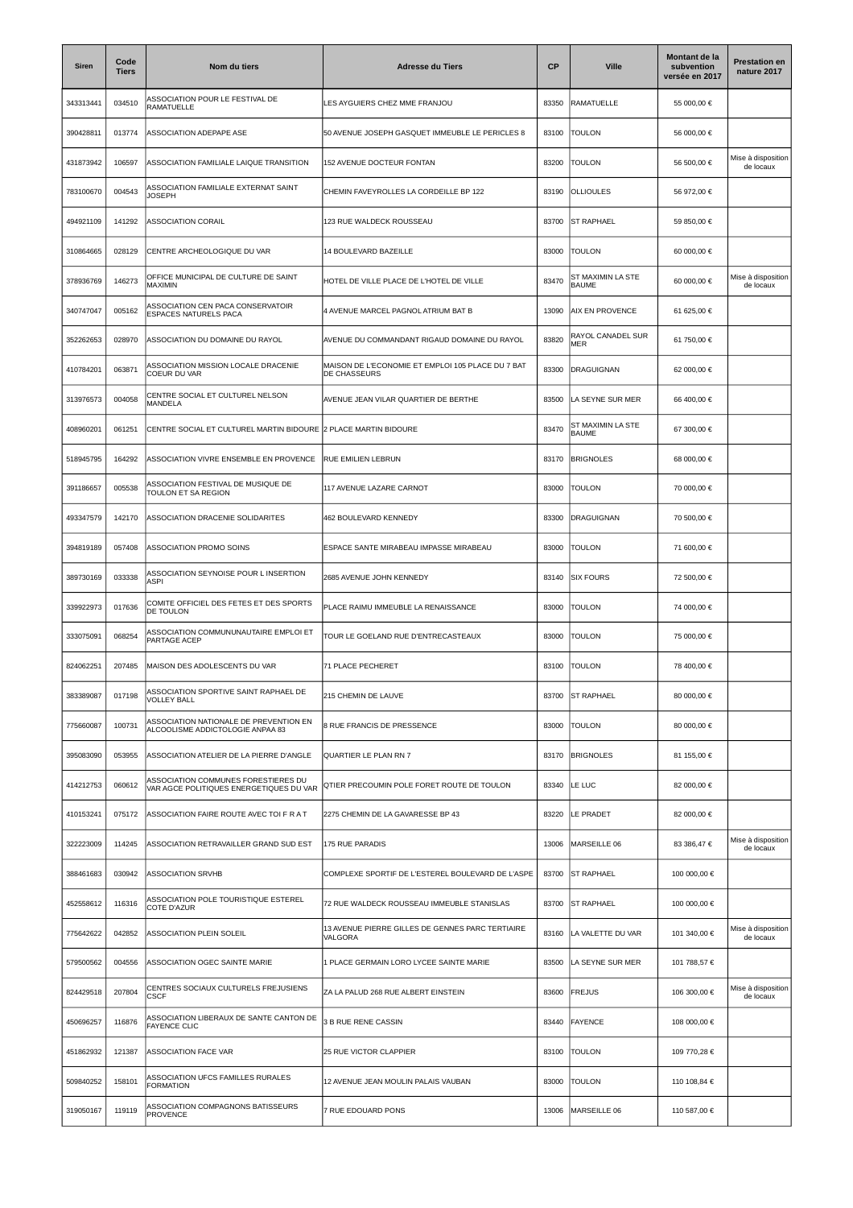| Siren | Code Tiers | Nom du tiers | Adresse du Tiers | CP | Ville | Montant de la subvention versée en 2017 | Prestation en nature 2017 |
|---|---|---|---|---|---|---|---|
| 343313441 | 034510 | ASSOCIATION POUR LE FESTIVAL DE RAMATUELLE | LES AYGUIERS CHEZ MME FRANJOU | 83350 | RAMATUELLE | 55 000,00 € | |
| 390428811 | 013774 | ASSOCIATION ADEPAPE ASE | 50 AVENUE JOSEPH GASQUET IMMEUBLE LE PERICLES 8 | 83100 | TOULON | 56 000,00 € | |
| 431873942 | 106597 | ASSOCIATION FAMILIALE LAIQUE TRANSITION | 152 AVENUE DOCTEUR FONTAN | 83200 | TOULON | 56 500,00 € | Mise à disposition de locaux |
| 783100670 | 004543 | ASSOCIATION FAMILIALE EXTERNAT SAINT JOSEPH | CHEMIN FAVEYROLLES LA CORDEILLE BP 122 | 83190 | OLLIOULES | 56 972,00 € | |
| 494921109 | 141292 | ASSOCIATION CORAIL | 123 RUE WALDECK ROUSSEAU | 83700 | ST RAPHAEL | 59 850,00 € | |
| 310864665 | 028129 | CENTRE ARCHEOLOGIQUE DU VAR | 14 BOULEVARD BAZEILLE | 83000 | TOULON | 60 000,00 € | |
| 378936769 | 146273 | OFFICE MUNICIPAL DE CULTURE DE SAINT MAXIMIN | HOTEL DE VILLE PLACE DE L'HOTEL DE VILLE | 83470 | ST MAXIMIN LA STE BAUME | 60 000,00 € | Mise à disposition de locaux |
| 340747047 | 005162 | ASSOCIATION CEN PACA CONSERVATOIR ESPACES NATURELS PACA | 4 AVENUE MARCEL PAGNOL ATRIUM BAT B | 13090 | AIX EN PROVENCE | 61 625,00 € | |
| 352262653 | 028970 | ASSOCIATION DU DOMAINE DU RAYOL | AVENUE DU COMMANDANT RIGAUD DOMAINE DU RAYOL | 83820 | RAYOL CANADEL SUR MER | 61 750,00 € | |
| 410784201 | 063871 | ASSOCIATION MISSION LOCALE DRACENIE COEUR DU VAR | MAISON DE L'ECONOMIE ET EMPLOI 105 PLACE DU 7 BAT DE CHASSEURS | 83300 | DRAGUIGNAN | 62 000,00 € | |
| 313976573 | 004058 | CENTRE SOCIAL ET CULTUREL NELSON MANDELA | AVENUE JEAN VILAR QUARTIER DE BERTHE | 83500 | LA SEYNE SUR MER | 66 400,00 € | |
| 408960201 | 061251 | CENTRE SOCIAL ET CULTUREL MARTIN BIDOURE | 2 PLACE MARTIN BIDOURE | 83470 | ST MAXIMIN LA STE BAUME | 67 300,00 € | |
| 518945795 | 164292 | ASSOCIATION VIVRE ENSEMBLE EN PROVENCE | RUE EMILIEN LEBRUN | 83170 | BRIGNOLES | 68 000,00 € | |
| 391186657 | 005538 | ASSOCIATION FESTIVAL DE MUSIQUE DE TOULON ET SA REGION | 117 AVENUE LAZARE CARNOT | 83000 | TOULON | 70 000,00 € | |
| 493347579 | 142170 | ASSOCIATION DRACENIE SOLIDARITES | 462 BOULEVARD KENNEDY | 83300 | DRAGUIGNAN | 70 500,00 € | |
| 394819189 | 057408 | ASSOCIATION PROMO SOINS | ESPACE SANTE MIRABEAU IMPASSE MIRABEAU | 83000 | TOULON | 71 600,00 € | |
| 389730169 | 033338 | ASSOCIATION SEYNOISE POUR L INSERTION ASPI | 2685 AVENUE JOHN KENNEDY | 83140 | SIX FOURS | 72 500,00 € | |
| 339922973 | 017636 | COMITE OFFICIEL DES FETES ET DES SPORTS DE TOULON | PLACE RAIMU IMMEUBLE LA RENAISSANCE | 83000 | TOULON | 74 000,00 € | |
| 333075091 | 068254 | ASSOCIATION COMMUNUNAUTAIRE EMPLOI ET PARTAGE ACEP | TOUR LE GOELAND RUE D'ENTRECASTEAUX | 83000 | TOULON | 75 000,00 € | |
| 824062251 | 207485 | MAISON DES ADOLESCENTS DU VAR | 71 PLACE PECHERET | 83100 | TOULON | 78 400,00 € | |
| 383389087 | 017198 | ASSOCIATION SPORTIVE SAINT RAPHAEL DE VOLLEY BALL | 215 CHEMIN DE LAUVE | 83700 | ST RAPHAEL | 80 000,00 € | |
| 775660087 | 100731 | ASSOCIATION NATIONALE DE PREVENTION EN ALCOOLISME ADDICTOLOGIE ANPAA 83 | 8 RUE FRANCIS DE PRESSENCE | 83000 | TOULON | 80 000,00 € | |
| 395083090 | 053955 | ASSOCIATION ATELIER DE LA PIERRE D'ANGLE | QUARTIER LE PLAN RN 7 | 83170 | BRIGNOLES | 81 155,00 € | |
| 414212753 | 060612 | ASSOCIATION COMMUNES FORESTIERES DU VAR AGCE POLITIQUES ENERGETIQUES DU VAR | QTIER PRECOUMIN POLE FORET ROUTE DE TOULON | 83340 | LE LUC | 82 000,00 € | |
| 410153241 | 075172 | ASSOCIATION FAIRE ROUTE AVEC TOI F R A T | 2275 CHEMIN DE LA GAVARESSE BP 43 | 83220 | LE PRADET | 82 000,00 € | |
| 322223009 | 114245 | ASSOCIATION RETRAVAILLER GRAND SUD EST | 175 RUE PARADIS | 13006 | MARSEILLE 06 | 83 386,47 € | Mise à disposition de locaux |
| 388461683 | 030942 | ASSOCIATION SRVHB | COMPLEXE SPORTIF DE L'ESTEREL BOULEVARD DE L'ASPE | 83700 | ST RAPHAEL | 100 000,00 € | |
| 452558612 | 116316 | ASSOCIATION POLE TOURISTIQUE ESTEREL COTE D'AZUR | 72 RUE WALDECK ROUSSEAU IMMEUBLE STANISLAS | 83700 | ST RAPHAEL | 100 000,00 € | |
| 775642622 | 042852 | ASSOCIATION PLEIN SOLEIL | 13 AVENUE PIERRE GILLES DE GENNES PARC TERTIAIRE VALGORA | 83160 | LA VALETTE DU VAR | 101 340,00 € | Mise à disposition de locaux |
| 579500562 | 004556 | ASSOCIATION OGEC SAINTE MARIE | 1 PLACE GERMAIN LORO LYCEE SAINTE MARIE | 83500 | LA SEYNE SUR MER | 101 788,57 € | |
| 824429518 | 207804 | CENTRES SOCIAUX CULTURELS FREJUSIENS CSCF | ZA LA PALUD 268 RUE ALBERT EINSTEIN | 83600 | FREJUS | 106 300,00 € | Mise à disposition de locaux |
| 450696257 | 116876 | ASSOCIATION LIBERAUX DE SANTE CANTON DE FAYENCE CLIC | 3 B RUE RENE CASSIN | 83440 | FAYENCE | 108 000,00 € | |
| 451862932 | 121387 | ASSOCIATION FACE VAR | 25 RUE VICTOR CLAPPIER | 83100 | TOULON | 109 770,28 € | |
| 509840252 | 158101 | ASSOCIATION UFCS FAMILLES RURALES FORMATION | 12 AVENUE JEAN MOULIN PALAIS VAUBAN | 83000 | TOULON | 110 108,84 € | |
| 319050167 | 119119 | ASSOCIATION COMPAGNONS BATISSEURS PROVENCE | 7 RUE EDOUARD PONS | 13006 | MARSEILLE 06 | 110 587,00 € | |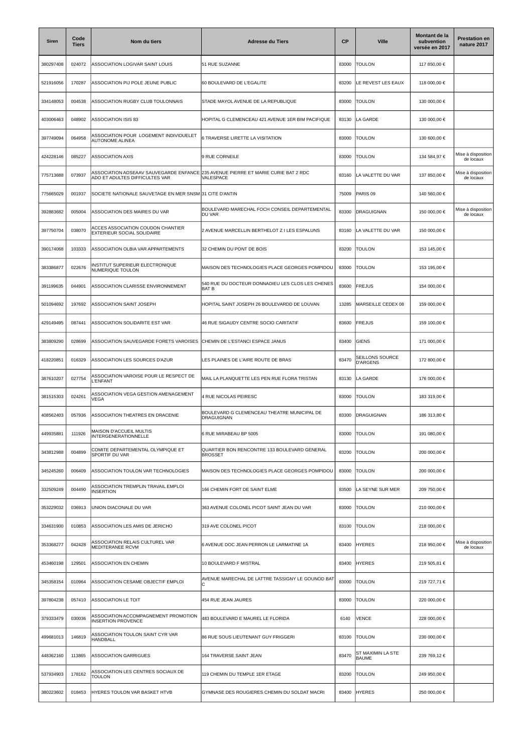| Siren | Code Tiers | Nom du tiers | Adresse du Tiers | CP | Ville | Montant de la subvention versée en 2017 | Prestation en nature 2017 |
|---|---|---|---|---|---|---|---|
| 380297408 | 024072 | ASSOCIATION LOGIVAR SAINT LOUIS | 51 RUE SUZANNE | 83000 | TOULON | 117 850,00 € | |
| 521916056 | 170287 | ASSOCIATION PIJ POLE JEUNE PUBLIC | 60 BOULEVARD DE L'EGALITE | 83200 | LE REVEST LES EAUX | 118 000,00 € | |
| 334148053 | 004538 | ASSOCIATION RUGBY CLUB TOULONNAIS | STADE MAYOL AVENUE DE LA REPUBLIQUE | 83000 | TOULON | 130 000,00 € | |
| 403006463 | 048902 | ASSOCIATION ISIS 83 | HOPITAL G CLEMENCEAU 421 AVENUE 1ER BIM PACIFIQUE | 83130 | LA GARDE | 130 000,00 € | |
| 397749094 | 064958 | ASSOCIATION POUR LOGEMENT INDIVIDUELET AUTONOME ALINEA | 6 TRAVERSE LIRETTE LA VISITATION | 83000 | TOULON | 130 600,00 € | |
| 424228146 | 085227 | ASSOCIATION AXIS | 9 RUE CORNEILE | 83000 | TOULON | 134 584,97 € | Mise à disposition de locaux |
| 775713688 | 073937 | ASSOCIATION ADSEAAV SAUVEGARDE ENFANCE ADO ET ADULTES DIFFICULTES VAR | 235 AVENUE PIERRE ET MARIE CURIE BAT 2 RDC VALESPACE | 83160 | LA VALETTE DU VAR | 137 850,00 € | Mise à disposition de locaux |
| 775665029 | 001937 | SOCIETE NATIONALE SAUVETAGE EN MER SNSM | 31 CITE D'ANTIN | 75009 | PARIS 09 | 140 560,00 € | |
| 392883682 | 005004 | ASSOCIATION DES MAIRES DU VAR | BOULEVARD MARECHAL FOCH CONSEIL DEPARTEMENTAL DU VAR | 83300 | DRAGUIGNAN | 150 000,00 € | Mise à disposition de locaux |
| 397750704 | 038070 | ACCES ASSOCIATION COUDON CHANTIER EXTERIEUR SOCIAL SOLIDAIRE | 2 AVENUE MARCELLIN BERTHELOT Z I LES ESPALUNS | 83160 | LA VALETTE DU VAR | 150 000,00 € | |
| 390174068 | 103333 | ASSOCIATION OLBIA VAR APPARTEMENTS | 32 CHEMIN DU PONT DE BOIS | 83200 | TOULON | 153 145,00 € | |
| 383386877 | 022676 | INSTITUT SUPERIEUR ELECTRONIQUE NUMERIQUE TOULON | MAISON DES TECHNOLOGIES PLACE GEORGES POMPIDOU | 83000 | TOULON | 153 195,00 € | |
| 391199635 | 044901 | ASSOCIATION CLARISSE ENVIRONNEMENT | 540 RUE DU DOCTEUR DONNADIEU LES CLOS LES CHENES BAT B | 83600 | FREJUS | 154 000,00 € | |
| 501094692 | 197692 | ASSOCIATION SAINT JOSEPH | HOPITAL SAINT JOSEPH 26 BOULEVARDD DE LOUVAN | 13285 | MARSEILLE CEDEX 08 | 159 000,00 € | |
| 429149495 | 087441 | ASSOCIATION SOLIDARITE EST VAR | 46 RUE SIGAUDY CENTRE SOCIO CARITATIF | 83600 | FREJUS | 159 100,00 € | |
| 383809290 | 028699 | ASSOCIATION SAUVEGARDE FORETS VAROISES | CHEMIN DE L'ESTANCI ESPACE JANUS | 83400 | GIENS | 171 000,00 € | |
| 418220851 | 016329 | ASSOCIATION LES SOURCES D'AZUR | LES PLAINES DE L'AIRE ROUTE DE BRAS | 83470 | SEILLONS SOURCE D'ARGENS | 172 800,00 € | |
| 387610207 | 027754 | ASSOCIATION VAROISE POUR LE RESPECT DE L'ENFANT | MAIL LA PLANQUETTE LES PEN RUE FLORA TRISTAN | 83130 | LA GARDE | 176 000,00 € | |
| 381515303 | 024261 | ASSOCIATION VEGA GESTION AMENAGEMENT VEGA | 4 RUE NICOLAS PEIRESC | 83000 | TOULON | 183 319,00 € | |
| 408562403 | 057936 | ASSOCIATION THEATRES EN DRACENIE | BOULEVARD G CLEMENCEAU THEATRE MUNICIPAL DE DRAGUIGNAN | 83300 | DRAGUIGNAN | 186 313,80 € | |
| 449935881 | 111926 | MAISON D'ACCUEIL MULTIS INTERGENERATIONNELLE | 6 RUE MIRABEAU BP 5005 | 83000 | TOULON | 191 080,00 € | |
| 343812988 | 004899 | COMITE DEPARTEMENTAL OLYMPIQUE ET SPORTIF DU VAR | QUARTIER BON RENCONTRE 133 BOULEVARD GENERAL BROSSET | 83200 | TOULON | 200 000,00 € | |
| 345245260 | 006409 | ASSOCIATION TOULON VAR TECHNOLOGIES | MAISON DES TECHNOLOGIES PLACE GEORGES POMPIDOU | 83000 | TOULON | 200 000,00 € | |
| 332509249 | 004490 | ASSOCIATION TREMPLIN TRAVAIL EMPLOI INSERTION | 166 CHEMIN FORT DE SAINT ELME | 83500 | LA SEYNE SUR MER | 209 750,00 € | |
| 353229032 | 036913 | UNION DIACONALE DU VAR | 363 AVENUE COLONEL PICOT SAINT JEAN DU VAR | 83000 | TOULON | 210 000,00 € | |
| 334631900 | 010853 | ASSOCIATION LES AMIS DE JERICHO | 319 AVE COLONEL PICOT | 83100 | TOULON | 218 000,00 € | |
| 353368277 | 042428 | ASSOCIATION RELAIS CULTUREL VAR MEDITERANEE RCVM | 6 AVENUE DOC JEAN PERRON LE LARMATINE 1A | 83400 | HYERES | 218 950,00 € | Mise à disposition de locaux |
| 453460198 | 129501 | ASSOCIATION EN CHEMIN | 10 BOULEVARD F MISTRAL | 83400 | HYERES | 219 505,81 € | |
| 345358154 | 010964 | ASSOCIATION CESAME OBJECTIF EMPLOI | AVENUE MARECHAL DE LATTRE TASSIGNY LE GOUNOD BAT C | 83000 | TOULON | 219 727,71 € | |
| 397804238 | 057410 | ASSOCIATION LE TOIT | 454 RUE JEAN JAURES | 83000 | TOULON | 220 000,00 € | |
| 379333479 | 030036 | ASSOCIATION ACCOMPAGNEMENT PROMOTION INSERTION PROVENCE | 483 BOULEVARD E MAUREL LE FLORIDA | 6140 | VENCE | 228 000,00 € | |
| 499681013 | 146819 | ASSOCIATION TOULON SAINT CYR VAR HANDBALL | 86 RUE SOUS LIEUTENANT GUY FRIGGERI | 83100 | TOULON | 230 000,00 € | |
| 448362160 | 113865 | ASSOCIATION GARRIGUES | 164 TRAVERSE SAINT JEAN | 83470 | ST MAXIMIN LA STE BAUME | 239 769,12 € | |
| 537934903 | 178162 | ASSOCIATION LES CENTRES SOCIAUX DE TOULON | 119 CHEMIN DU TEMPLE 1ER ETAGE | 83200 | TOULON | 249 950,00 € | |
| 380223602 | 018453 | HYERES TOULON VAR BASKET HTVB | GYMNASE DES ROUGIERES CHEMIN DU SOLDAT MACRI | 83400 | HYERES | 250 000,00 € | |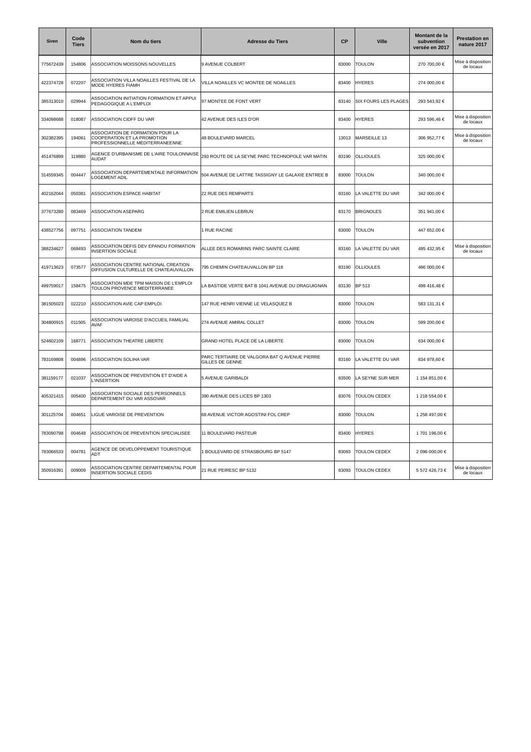| Siren | Code Tiers | Nom du tiers | Adresse du Tiers | CP | Ville | Montant de la subvention versée en 2017 | Prestation en nature 2017 |
|---|---|---|---|---|---|---|---|
| 775672439 | 154806 | ASSOCIATION MOISSONS NOUVELLES | 9 AVENUE COLBERT | 83000 | TOULON | 270 700,00 € | Mise à disposition de locaux |
| 422374728 | 072207 | ASSOCIATION VILLA NOAILLES FESTIVAL DE LA MODE HYERES FIAMH | VILLA NOAILLES VC MONTEE DE NOAILLES | 83400 | HYERES | 274 000,00 € | |
| 385313010 | 029944 | ASSOCIATION INITIATION FORMATION ET APPUI PEDAGOGIQUE A L'EMPLOI | 97 MONTEE DE FONT VERT | 83140 | SIX FOURS LES PLAGES | 293 543,92 € | |
| 334098688 | 018087 | ASSOCIATION CIDFF DU VAR | 42 AVENUE DES ILES D'OR | 83400 | HYERES | 293 596,46 € | Mise à disposition de locaux |
| 302382395 | 194061 | ASSOCIATION DE FORMATION POUR LA COOPERATION ET LA PROMOTION PROFESSIONNELLE MEDITERRANEENNE | 48 BOULEVARD MARCEL | 13013 | MARSEILLE 13 | 306 952,77 € | Mise à disposition de locaux |
| 451476899 | 119880 | AGENCE D'URBANISME DE L'AIRE TOULONNAISE AUDAT | 293 ROUTE DE LA SEYNE PARC TECHNOPOLE VAR MATIN | 83190 | OLLIOULES | 325 000,00 € | |
| 314559345 | 004447 | ASSOCIATION DEPARTEMENTALE INFORMATION LOGEMENT ADIL | 504 AVENUE DE LATTRE TASSIGNY LE GALAXIE ENTREE B | 83000 | TOULON | 340 000,00 € | |
| 402162044 | 050381 | ASSOCIATION ESPACE HABITAT | 22 RUE DES REMPARTS | 83160 | LA VALETTE DU VAR | 342 000,00 € | |
| 377673280 | 083469 | ASSOCIATION ASEPARG | 2 RUE EMILIEN LEBRUN | 83170 | BRIGNOLES | 351 941,00 € | |
| 438527756 | 097751 | ASSOCIATION TANDEM | 1 RUE RACINE | 83000 | TOULON | 447 652,00 € | |
| 388234627 | 068493 | ASSOCIATION DEFIS DEV EPANOU FORMATION INSERTION SOCIALE | ALLEE DES ROMARINS PARC SAINTE CLAIRE | 83160 | LA VALETTE DU VAR | 495 432,95 € | Mise à disposition de locaux |
| 419713623 | 073577 | ASSOCIATION CENTRE NATIONAL CREATION DIFFUSION CULTURELLE DE CHATEAUVALLON | 795 CHEMIN CHATEAUVALLON BP 118 | 83190 | OLLIOULES | 496 000,00 € | |
| 499759017 | 158475 | ASSOCIATION MDE TPM MAISON DE L'EMPLOI TOULON PROVENCE MEDITERRANEE | LA BASTIDE VERTE BAT B 1041 AVENUE DU DRAGUIGNAN | 83130 | BP 513 | 498 416,48 € | |
| 381505023 | 022210 | ASSOCIATION AVIE CAP EMPLOI | 147 RUE HENRI VIENNE LE VELASQUEZ B | 83000 | TOULON | 583 131,31 € | |
| 304800915 | 011505 | ASSOCIATION VAROISE D'ACCUEIL FAMILIAL AVAF | 274 AVENUE AMIRAL COLLET | 83000 | TOULON | 599 200,00 € | |
| 524602109 | 168771 | ASSOCIATION THEATRE LIBERTE | GRAND HOTEL PLACE DE LA LIBERTE | 83000 | TOULON | 634 000,00 € | |
| 783169808 | 004896 | ASSOCIATION SOLIHA VAR | PARC TERTIAIRE DE VALGORA BAT Q AVENUE PIERRE GILLES DE GENNE | 83160 | LA VALETTE DU VAR | 834 978,60 € | |
| 381159177 | 021037 | ASSOCIATION DE PREVENTION ET D'AIDE A L'INSERTION | 5 AVENUE GARIBALDI | 83500 | LA SEYNE SUR MER | 1 154 851,00 € | |
| 405321415 | 005400 | ASSOCIATION SOCIALE DES PERSONNELS DEPARTEMENT DU VAR ASSOVAR | 390 AVENUE DES LICES BP 1303 | 83076 | TOULON CEDEX | 1 218 554,00 € | |
| 301125704 | 004651 | LIGUE VAROISE DE PREVENTION | 68 AVENUE VICTOR AGOSTINI FOL CREP | 83000 | TOULON | 1 258 497,00 € | |
| 783090798 | 004648 | ASSOCIATION DE PREVENTION SPECIALISEE | 11 BOULEVARD PASTEUR | 83400 | HYERES | 1 701 196,00 € | |
| 783066533 | 004781 | AGENCE DE DEVELOPPEMENT TOURISTIQUE ADT | 1 BOULEVARD DE STRASBOURG BP 5147 | 83093 | TOULON CEDEX | 2 096 000,00 € | |
| 350916391 | 009009 | ASSOCIATION CENTRE DEPARTEMENTAL POUR INSERTION SOCIALE CEDIS | 21 RUE PEIRESC BP 5132 | 83093 | TOULON CEDEX | 5 572 426,73 € | Mise à disposition de locaux |